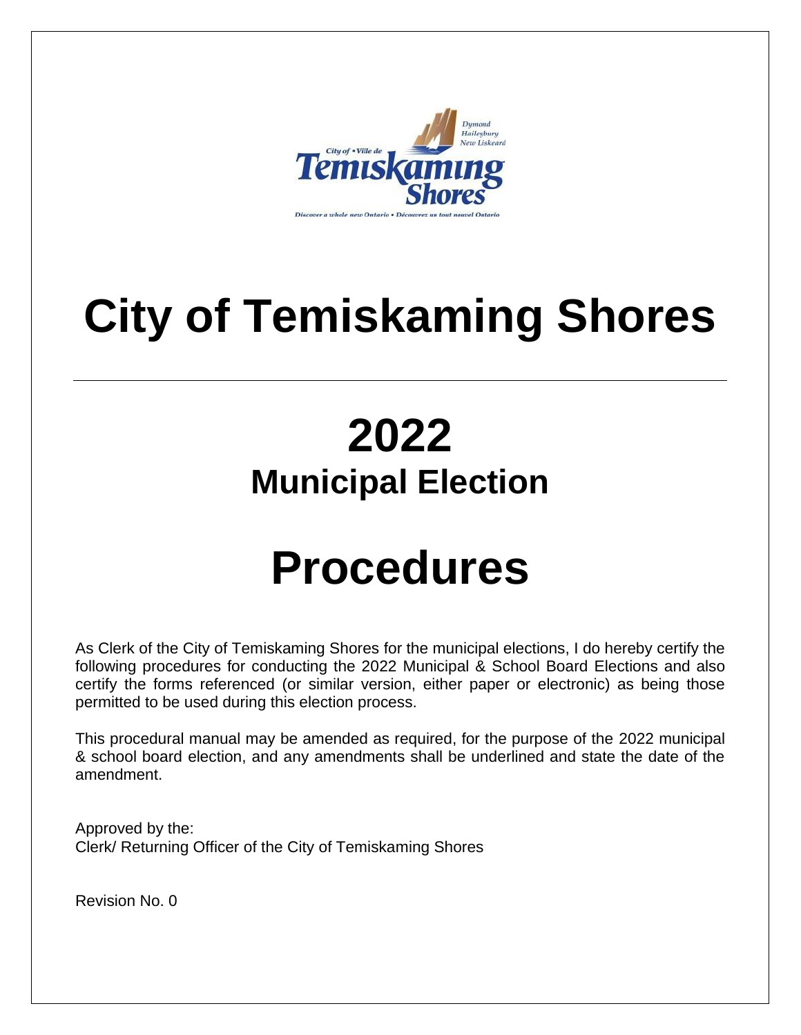# City of Temiskaming Shores

---

# 2022

## Municipal Election

# Procedures

As Clerk of the City of Temiskaming Shores for the municipal elections, I do hereby certify the following procedures for conducting the 2022 Municipal & School Board Elections and also certify the forms referenced (or similar version, either paper or electronic) as being those permitted to be used during this election process.

This procedural manual may be amended as required, for the purpose of the 2022 municipal & school board election, and any amendments shall be underlined and state the date of the amendment.

Approved by the:
Clerk/ Returning Officer of the City of Temiskaming Shores

Revision No. 0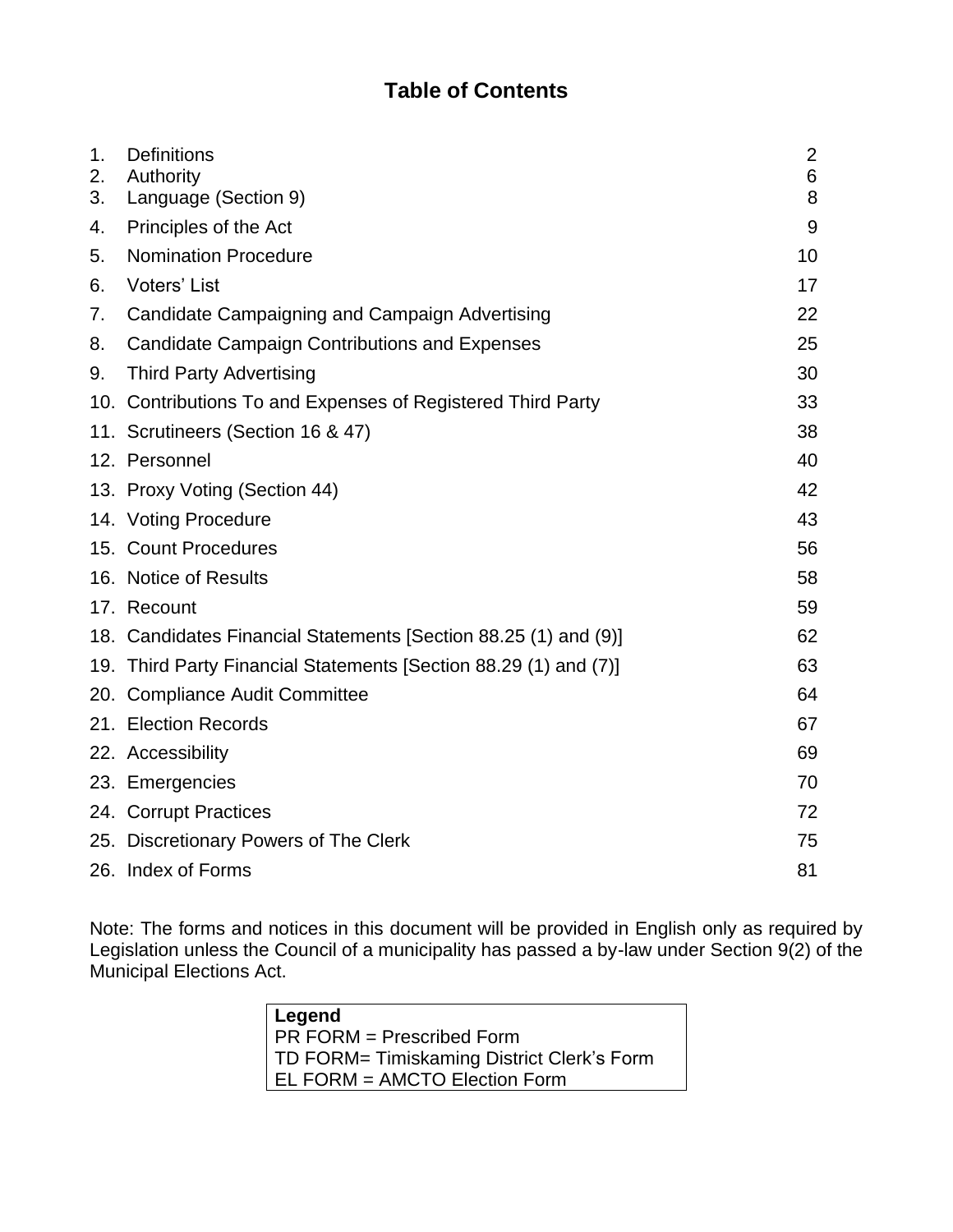# Table of Contents

| | | |
|---|---|---|
| 1. | Definitions | 2 |
| 2. | Authority | 6 |
| 3. | Language (Section 9) | 8 |
| 4. | Principles of the Act | 9 |
| 5. | Nomination Procedure | 10 |
| 6. | Voters' List | 17 |
| 7. | Candidate Campaigning and Campaign Advertising | 22 |
| 8. | Candidate Campaign Contributions and Expenses | 25 |
| 9. | Third Party Advertising | 30 |
| 10. | Contributions To and Expenses of Registered Third Party | 33 |
| 11. | Scrutineers (Section 16 & 47) | 38 |
| 12. | Personnel | 40 |
| 13. | Proxy Voting (Section 44) | 42 |
| 14. | Voting Procedure | 43 |
| 15. | Count Procedures | 56 |
| 16. | Notice of Results | 58 |
| 17. | Recount | 59 |
| 18. | Candidates Financial Statements [Section 88.25 (1) and (9)] | 62 |
| 19. | Third Party Financial Statements [Section 88.29 (1) and (7)] | 63 |
| 20. | Compliance Audit Committee | 64 |
| 21. | Election Records | 67 |
| 22. | Accessibility | 69 |
| 23. | Emergencies | 70 |
| 24. | Corrupt Practices | 72 |
| 25. | Discretionary Powers of The Clerk | 75 |
| 26. | Index of Forms | 81 |

Note: The forms and notices in this document will be provided in English only as required by Legislation unless the Council of a municipality has passed a by-law under Section 9(2) of the Municipal Elections Act.

| **Legend** |
|---|
| PR FORM = Prescribed Form |
| TD FORM= Timiskaming District Clerk's Form |
| EL FORM = AMCTO Election Form |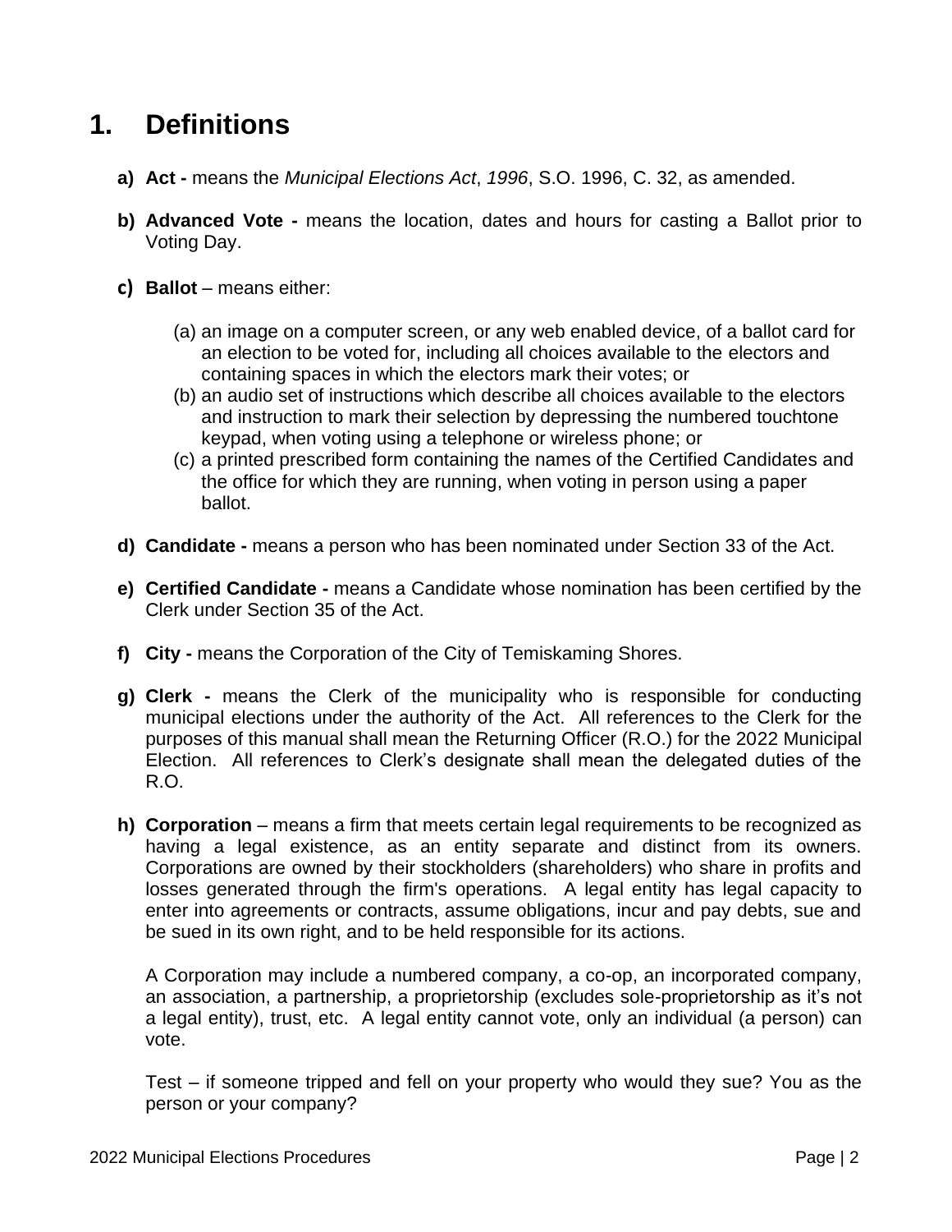# 1. Definitions

**a) Act -** means the *Municipal Elections Act*, *1996*, S.O. 1996, C. 32, as amended.

**b) Advanced Vote -** means the location, dates and hours for casting a Ballot prior to Voting Day.

**c) Ballot** – means either:

(a) an image on a computer screen, or any web enabled device, of a ballot card for an election to be voted for, including all choices available to the electors and containing spaces in which the electors mark their votes; or
(b) an audio set of instructions which describe all choices available to the electors and instruction to mark their selection by depressing the numbered touchtone keypad, when voting using a telephone or wireless phone; or
(c) a printed prescribed form containing the names of the Certified Candidates and the office for which they are running, when voting in person using a paper ballot.

**d) Candidate -** means a person who has been nominated under Section 33 of the Act.

**e) Certified Candidate -** means a Candidate whose nomination has been certified by the Clerk under Section 35 of the Act.

**f) City -** means the Corporation of the City of Temiskaming Shores.

**g) Clerk -** means the Clerk of the municipality who is responsible for conducting municipal elections under the authority of the Act. All references to the Clerk for the purposes of this manual shall mean the Returning Officer (R.O.) for the 2022 Municipal Election. All references to Clerk's designate shall mean the delegated duties of the R.O.

**h) Corporation** – means a firm that meets certain legal requirements to be recognized as having a legal existence, as an entity separate and distinct from its owners. Corporations are owned by their stockholders (shareholders) who share in profits and losses generated through the firm's operations. A legal entity has legal capacity to enter into agreements or contracts, assume obligations, incur and pay debts, sue and be sued in its own right, and to be held responsible for its actions.

A Corporation may include a numbered company, a co-op, an incorporated company, an association, a partnership, a proprietorship (excludes sole-proprietorship as it's not a legal entity), trust, etc. A legal entity cannot vote, only an individual (a person) can vote.

Test – if someone tripped and fell on your property who would they sue? You as the person or your company?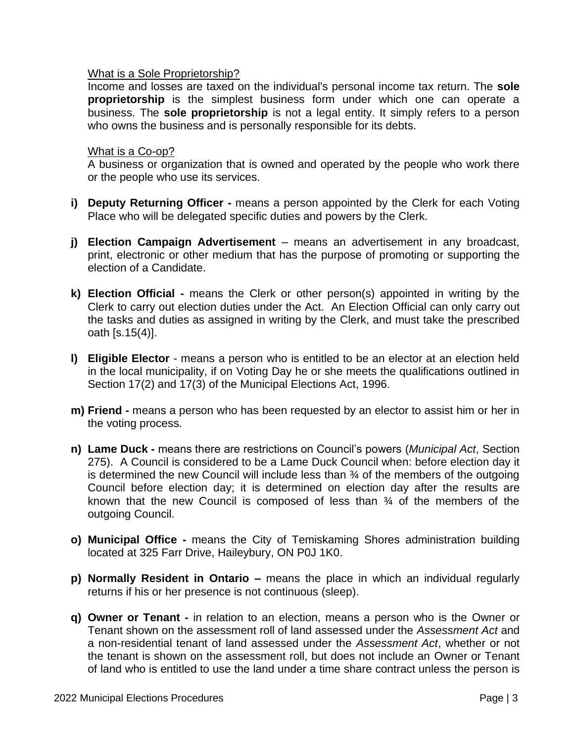What is a Sole Proprietorship?

Income and losses are taxed on the individual's personal income tax return. The **sole proprietorship** is the simplest business form under which one can operate a business. The **sole proprietorship** is not a legal entity. It simply refers to a person who owns the business and is personally responsible for its debts.

What is a Co-op?

A business or organization that is owned and operated by the people who work there or the people who use its services.

**i) Deputy Returning Officer -** means a person appointed by the Clerk for each Voting Place who will be delegated specific duties and powers by the Clerk.

**j) Election Campaign Advertisement** – means an advertisement in any broadcast, print, electronic or other medium that has the purpose of promoting or supporting the election of a Candidate.

**k) Election Official -** means the Clerk or other person(s) appointed in writing by the Clerk to carry out election duties under the Act. An Election Official can only carry out the tasks and duties as assigned in writing by the Clerk, and must take the prescribed oath [s.15(4)].

**l) Eligible Elector** - means a person who is entitled to be an elector at an election held in the local municipality, if on Voting Day he or she meets the qualifications outlined in Section 17(2) and 17(3) of the Municipal Elections Act, 1996.

**m) Friend -** means a person who has been requested by an elector to assist him or her in the voting process.

**n) Lame Duck -** means there are restrictions on Council's powers (*Municipal Act*, Section 275). A Council is considered to be a Lame Duck Council when: before election day it is determined the new Council will include less than ¾ of the members of the outgoing Council before election day; it is determined on election day after the results are known that the new Council is composed of less than ¾ of the members of the outgoing Council.

**o) Municipal Office -** means the City of Temiskaming Shores administration building located at 325 Farr Drive, Haileybury, ON P0J 1K0.

**p) Normally Resident in Ontario –** means the place in which an individual regularly returns if his or her presence is not continuous (sleep).

**q) Owner or Tenant -** in relation to an election, means a person who is the Owner or Tenant shown on the assessment roll of land assessed under the *Assessment Act* and a non-residential tenant of land assessed under the *Assessment Act*, whether or not the tenant is shown on the assessment roll, but does not include an Owner or Tenant of land who is entitled to use the land under a time share contract unless the person is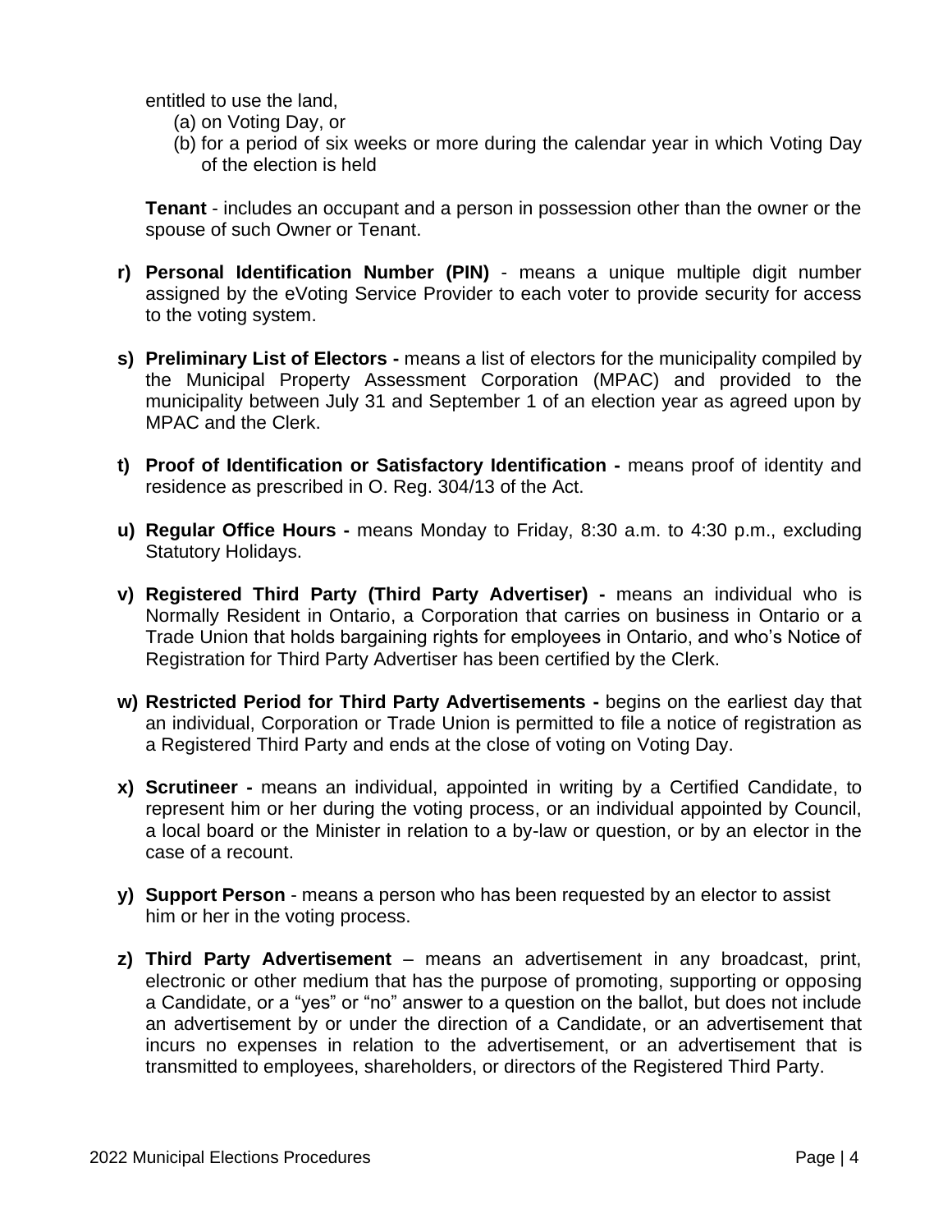entitled to use the land,

(a) on Voting Day, or
(b) for a period of six weeks or more during the calendar year in which Voting Day of the election is held

**Tenant** - includes an occupant and a person in possession other than the owner or the spouse of such Owner or Tenant.

**r) Personal Identification Number (PIN)** - means a unique multiple digit number assigned by the eVoting Service Provider to each voter to provide security for access to the voting system.

**s) Preliminary List of Electors -** means a list of electors for the municipality compiled by the Municipal Property Assessment Corporation (MPAC) and provided to the municipality between July 31 and September 1 of an election year as agreed upon by MPAC and the Clerk.

**t) Proof of Identification or Satisfactory Identification -** means proof of identity and residence as prescribed in O. Reg. 304/13 of the Act.

**u) Regular Office Hours -** means Monday to Friday, 8:30 a.m. to 4:30 p.m., excluding Statutory Holidays.

**v) Registered Third Party (Third Party Advertiser) -** means an individual who is Normally Resident in Ontario, a Corporation that carries on business in Ontario or a Trade Union that holds bargaining rights for employees in Ontario, and who's Notice of Registration for Third Party Advertiser has been certified by the Clerk.

**w) Restricted Period for Third Party Advertisements -** begins on the earliest day that an individual, Corporation or Trade Union is permitted to file a notice of registration as a Registered Third Party and ends at the close of voting on Voting Day.

**x) Scrutineer -** means an individual, appointed in writing by a Certified Candidate, to represent him or her during the voting process, or an individual appointed by Council, a local board or the Minister in relation to a by-law or question, or by an elector in the case of a recount.

**y) Support Person** - means a person who has been requested by an elector to assist him or her in the voting process.

**z) Third Party Advertisement** – means an advertisement in any broadcast, print, electronic or other medium that has the purpose of promoting, supporting or opposing a Candidate, or a "yes" or "no" answer to a question on the ballot, but does not include an advertisement by or under the direction of a Candidate, or an advertisement that incurs no expenses in relation to the advertisement, or an advertisement that is transmitted to employees, shareholders, or directors of the Registered Third Party.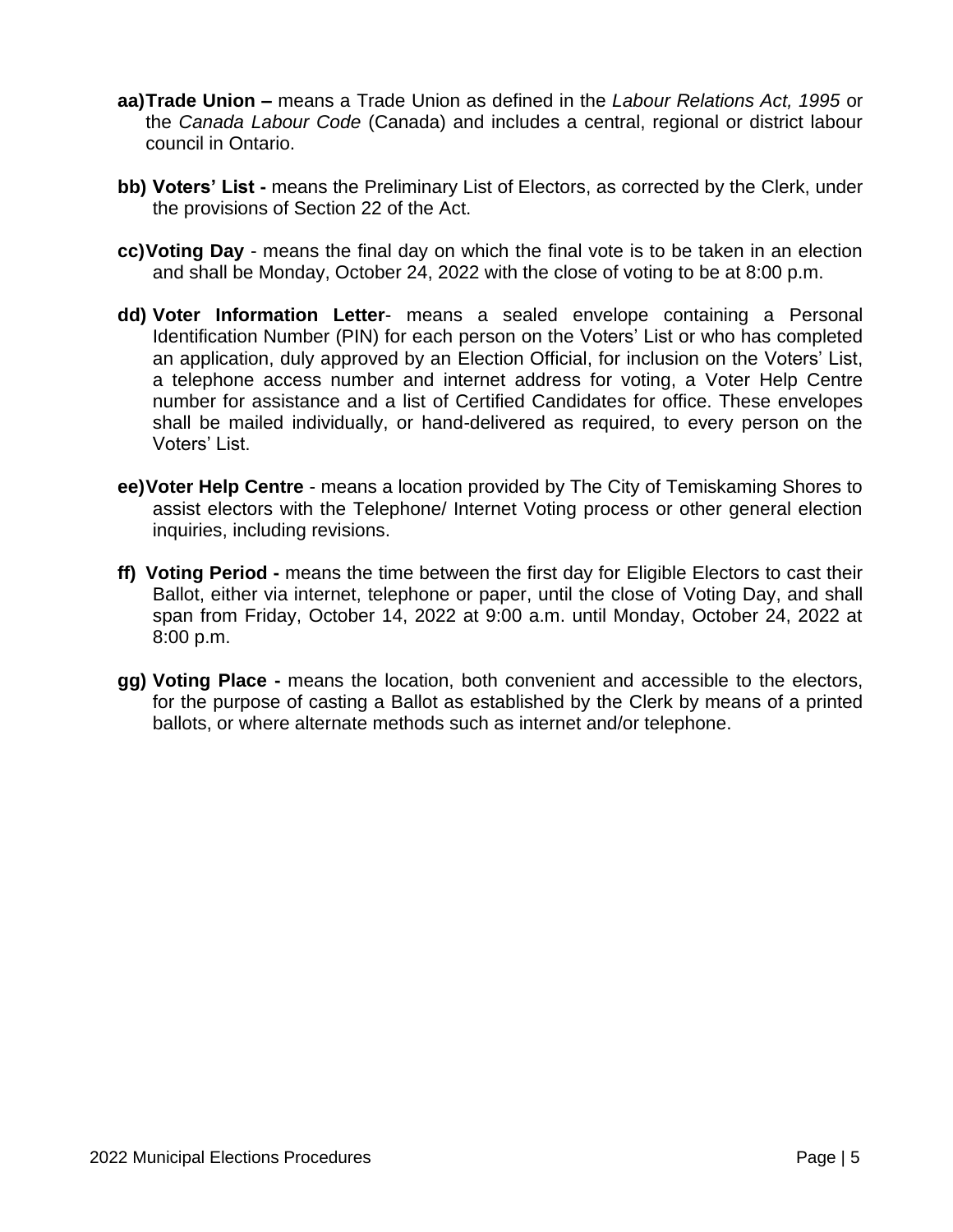**aa) Trade Union –** means a Trade Union as defined in the *Labour Relations Act, 1995* or the *Canada Labour Code* (Canada) and includes a central, regional or district labour council in Ontario.

**bb) Voters' List -** means the Preliminary List of Electors, as corrected by the Clerk, under the provisions of Section 22 of the Act.

**cc) Voting Day** - means the final day on which the final vote is to be taken in an election and shall be Monday, October 24, 2022 with the close of voting to be at 8:00 p.m.

**dd) Voter Information Letter**- means a sealed envelope containing a Personal Identification Number (PIN) for each person on the Voters' List or who has completed an application, duly approved by an Election Official, for inclusion on the Voters' List, a telephone access number and internet address for voting, a Voter Help Centre number for assistance and a list of Certified Candidates for office. These envelopes shall be mailed individually, or hand-delivered as required, to every person on the Voters' List.

**ee) Voter Help Centre** - means a location provided by The City of Temiskaming Shores to assist electors with the Telephone/ Internet Voting process or other general election inquiries, including revisions.

**ff) Voting Period -** means the time between the first day for Eligible Electors to cast their Ballot, either via internet, telephone or paper, until the close of Voting Day, and shall span from Friday, October 14, 2022 at 9:00 a.m. until Monday, October 24, 2022 at 8:00 p.m.

**gg) Voting Place -** means the location, both convenient and accessible to the electors, for the purpose of casting a Ballot as established by the Clerk by means of a printed ballots, or where alternate methods such as internet and/or telephone.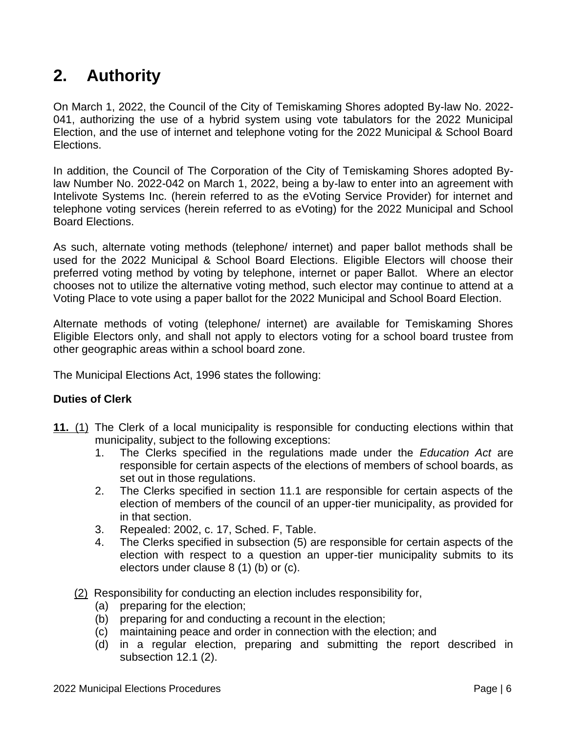# 2. Authority

On March 1, 2022, the Council of the City of Temiskaming Shores adopted By-law No. 2022-041, authorizing the use of a hybrid system using vote tabulators for the 2022 Municipal Election, and the use of internet and telephone voting for the 2022 Municipal & School Board Elections.

In addition, the Council of The Corporation of the City of Temiskaming Shores adopted By-law Number No. 2022-042 on March 1, 2022, being a by-law to enter into an agreement with Intelivote Systems Inc. (herein referred to as the eVoting Service Provider) for internet and telephone voting services (herein referred to as eVoting) for the 2022 Municipal and School Board Elections.

As such, alternate voting methods (telephone/ internet) and paper ballot methods shall be used for the 2022 Municipal & School Board Elections. Eligible Electors will choose their preferred voting method by voting by telephone, internet or paper Ballot. Where an elector chooses not to utilize the alternative voting method, such elector may continue to attend at a Voting Place to vote using a paper ballot for the 2022 Municipal and School Board Election.

Alternate methods of voting (telephone/ internet) are available for Temiskaming Shores Eligible Electors only, and shall not apply to electors voting for a school board trustee from other geographic areas within a school board zone.

The Municipal Elections Act, 1996 states the following:

**Duties of Clerk**

**11.** (1) The Clerk of a local municipality is responsible for conducting elections within that municipality, subject to the following exceptions:

1. The Clerks specified in the regulations made under the *Education Act* are responsible for certain aspects of the elections of members of school boards, as set out in those regulations.
2. The Clerks specified in section 11.1 are responsible for certain aspects of the election of members of the council of an upper-tier municipality, as provided for in that section.
3. Repealed: 2002, c. 17, Sched. F, Table.
4. The Clerks specified in subsection (5) are responsible for certain aspects of the election with respect to a question an upper-tier municipality submits to its electors under clause 8 (1) (b) or (c).

(2) Responsibility for conducting an election includes responsibility for,

(a) preparing for the election;
(b) preparing for and conducting a recount in the election;
(c) maintaining peace and order in connection with the election; and
(d) in a regular election, preparing and submitting the report described in subsection 12.1 (2).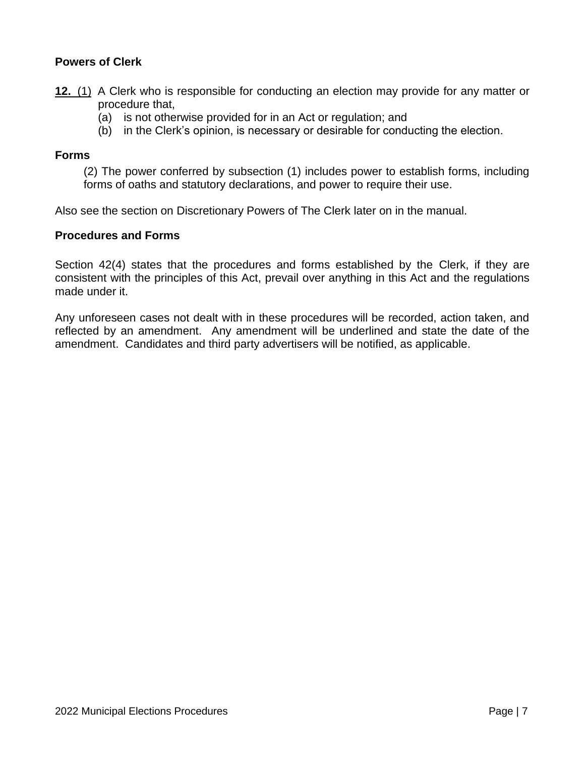**Powers of Clerk**

**12.** (1) A Clerk who is responsible for conducting an election may provide for any matter or procedure that,

(a) is not otherwise provided for in an Act or regulation; and

(b) in the Clerk's opinion, is necessary or desirable for conducting the election.

**Forms**

(2) The power conferred by subsection (1) includes power to establish forms, including forms of oaths and statutory declarations, and power to require their use.

Also see the section on Discretionary Powers of The Clerk later on in the manual.

**Procedures and Forms**

Section 42(4) states that the procedures and forms established by the Clerk, if they are consistent with the principles of this Act, prevail over anything in this Act and the regulations made under it.

Any unforeseen cases not dealt with in these procedures will be recorded, action taken, and reflected by an amendment. Any amendment will be underlined and state the date of the amendment. Candidates and third party advertisers will be notified, as applicable.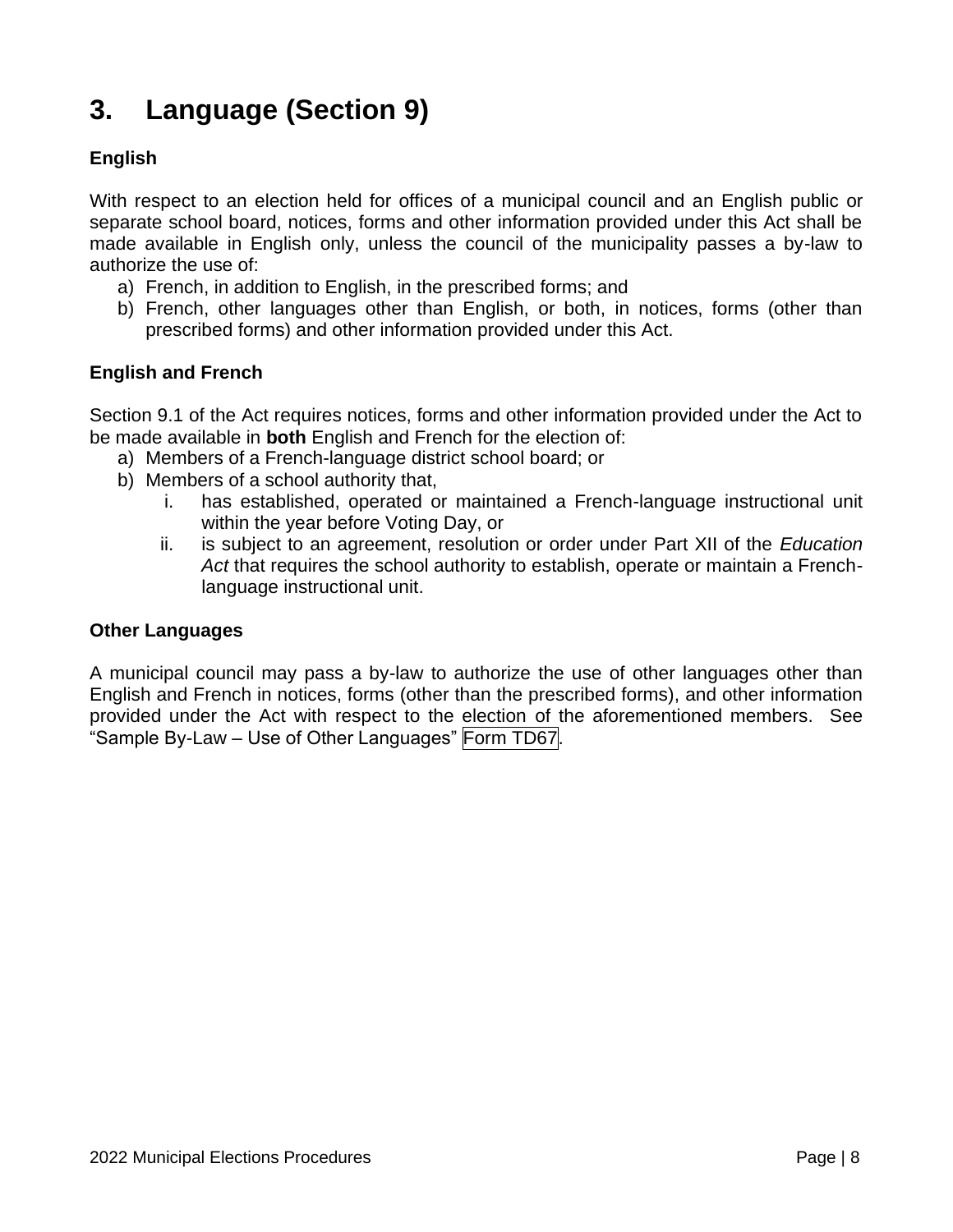# 3. Language (Section 9)

### English

With respect to an election held for offices of a municipal council and an English public or separate school board, notices, forms and other information provided under this Act shall be made available in English only, unless the council of the municipality passes a by-law to authorize the use of:

a) French, in addition to English, in the prescribed forms; and
b) French, other languages other than English, or both, in notices, forms (other than prescribed forms) and other information provided under this Act.

### English and French

Section 9.1 of the Act requires notices, forms and other information provided under the Act to be made available in **both** English and French for the election of:

a) Members of a French-language district school board; or
b) Members of a school authority that,
   i. has established, operated or maintained a French-language instructional unit within the year before Voting Day, or
   ii. is subject to an agreement, resolution or order under Part XII of the *Education Act* that requires the school authority to establish, operate or maintain a French-language instructional unit.

### Other Languages

A municipal council may pass a by-law to authorize the use of other languages other than English and French in notices, forms (other than the prescribed forms), and other information provided under the Act with respect to the election of the aforementioned members. See "Sample By-Law – Use of Other Languages" Form TD67.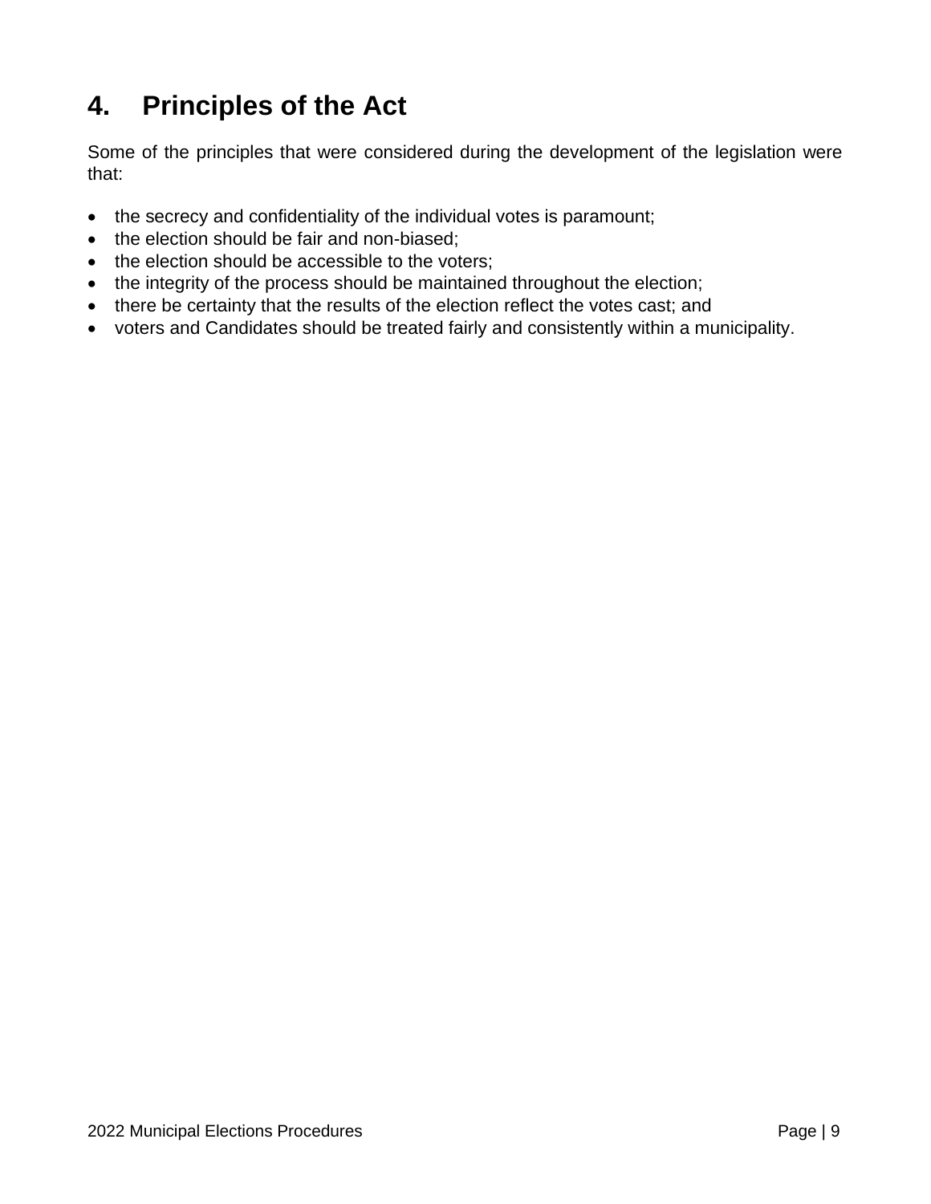# 4. Principles of the Act

Some of the principles that were considered during the development of the legislation were that:

- the secrecy and confidentiality of the individual votes is paramount;
- the election should be fair and non-biased;
- the election should be accessible to the voters;
- the integrity of the process should be maintained throughout the election;
- there be certainty that the results of the election reflect the votes cast; and
- voters and Candidates should be treated fairly and consistently within a municipality.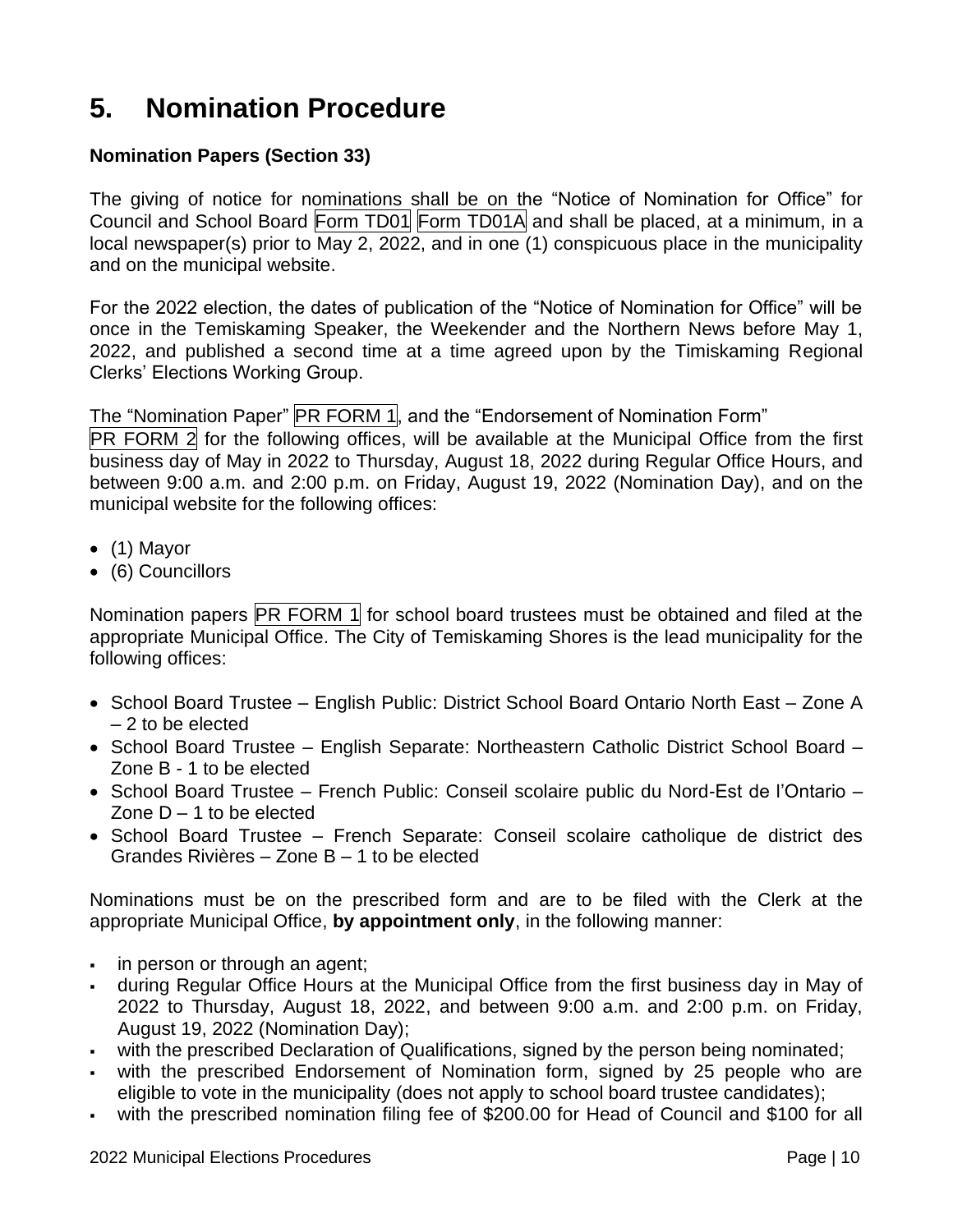# 5. Nomination Procedure

**Nomination Papers (Section 33)**

The giving of notice for nominations shall be on the "Notice of Nomination for Office" for Council and School Board Form TD01 Form TD01A and shall be placed, at a minimum, in a local newspaper(s) prior to May 2, 2022, and in one (1) conspicuous place in the municipality and on the municipal website.

For the 2022 election, the dates of publication of the "Notice of Nomination for Office" will be once in the Temiskaming Speaker, the Weekender and the Northern News before May 1, 2022, and published a second time at a time agreed upon by the Timiskaming Regional Clerks' Elections Working Group.

The "Nomination Paper" PR FORM 1, and the "Endorsement of Nomination Form" PR FORM 2 for the following offices, will be available at the Municipal Office from the first business day of May in 2022 to Thursday, August 18, 2022 during Regular Office Hours, and between 9:00 a.m. and 2:00 p.m. on Friday, August 19, 2022 (Nomination Day), and on the municipal website for the following offices:

- (1) Mayor
- (6) Councillors

Nomination papers PR FORM 1 for school board trustees must be obtained and filed at the appropriate Municipal Office. The City of Temiskaming Shores is the lead municipality for the following offices:

- School Board Trustee – English Public: District School Board Ontario North East – Zone A – 2 to be elected
- School Board Trustee – English Separate: Northeastern Catholic District School Board – Zone B - 1 to be elected
- School Board Trustee – French Public: Conseil scolaire public du Nord-Est de l'Ontario – Zone D – 1 to be elected
- School Board Trustee – French Separate: Conseil scolaire catholique de district des Grandes Rivières – Zone B – 1 to be elected

Nominations must be on the prescribed form and are to be filed with the Clerk at the appropriate Municipal Office, **by appointment only**, in the following manner:

- in person or through an agent;
- during Regular Office Hours at the Municipal Office from the first business day in May of 2022 to Thursday, August 18, 2022, and between 9:00 a.m. and 2:00 p.m. on Friday, August 19, 2022 (Nomination Day);
- with the prescribed Declaration of Qualifications, signed by the person being nominated;
- with the prescribed Endorsement of Nomination form, signed by 25 people who are eligible to vote in the municipality (does not apply to school board trustee candidates);
- with the prescribed nomination filing fee of $200.00 for Head of Council and $100 for all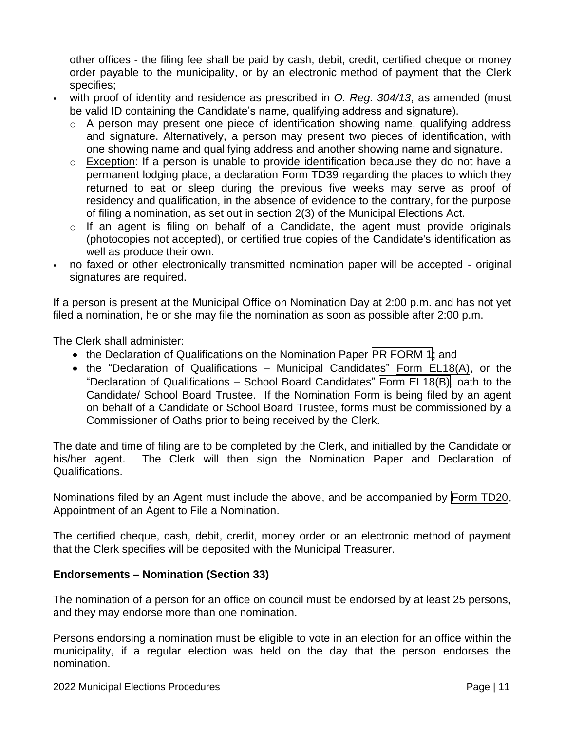other offices - the filing fee shall be paid by cash, debit, credit, certified cheque or money order payable to the municipality, or by an electronic method of payment that the Clerk specifies;

- with proof of identity and residence as prescribed in *O. Reg. 304/13*, as amended (must be valid ID containing the Candidate's name, qualifying address and signature).
  - A person may present one piece of identification showing name, qualifying address and signature. Alternatively, a person may present two pieces of identification, with one showing name and qualifying address and another showing name and signature.
  - Exception: If a person is unable to provide identification because they do not have a permanent lodging place, a declaration Form TD39 regarding the places to which they returned to eat or sleep during the previous five weeks may serve as proof of residency and qualification, in the absence of evidence to the contrary, for the purpose of filing a nomination, as set out in section 2(3) of the Municipal Elections Act.
  - If an agent is filing on behalf of a Candidate, the agent must provide originals (photocopies not accepted), or certified true copies of the Candidate's identification as well as produce their own.
- no faxed or other electronically transmitted nomination paper will be accepted - original signatures are required.

If a person is present at the Municipal Office on Nomination Day at 2:00 p.m. and has not yet filed a nomination, he or she may file the nomination as soon as possible after 2:00 p.m.

The Clerk shall administer:

- the Declaration of Qualifications on the Nomination Paper PR FORM 1; and
- the "Declaration of Qualifications – Municipal Candidates" Form EL18(A), or the "Declaration of Qualifications – School Board Candidates" Form EL18(B), oath to the Candidate/ School Board Trustee. If the Nomination Form is being filed by an agent on behalf of a Candidate or School Board Trustee, forms must be commissioned by a Commissioner of Oaths prior to being received by the Clerk.

The date and time of filing are to be completed by the Clerk, and initialled by the Candidate or his/her agent. The Clerk will then sign the Nomination Paper and Declaration of Qualifications.

Nominations filed by an Agent must include the above, and be accompanied by Form TD20, Appointment of an Agent to File a Nomination.

The certified cheque, cash, debit, credit, money order or an electronic method of payment that the Clerk specifies will be deposited with the Municipal Treasurer.

**Endorsements – Nomination (Section 33)**

The nomination of a person for an office on council must be endorsed by at least 25 persons, and they may endorse more than one nomination.

Persons endorsing a nomination must be eligible to vote in an election for an office within the municipality, if a regular election was held on the day that the person endorses the nomination.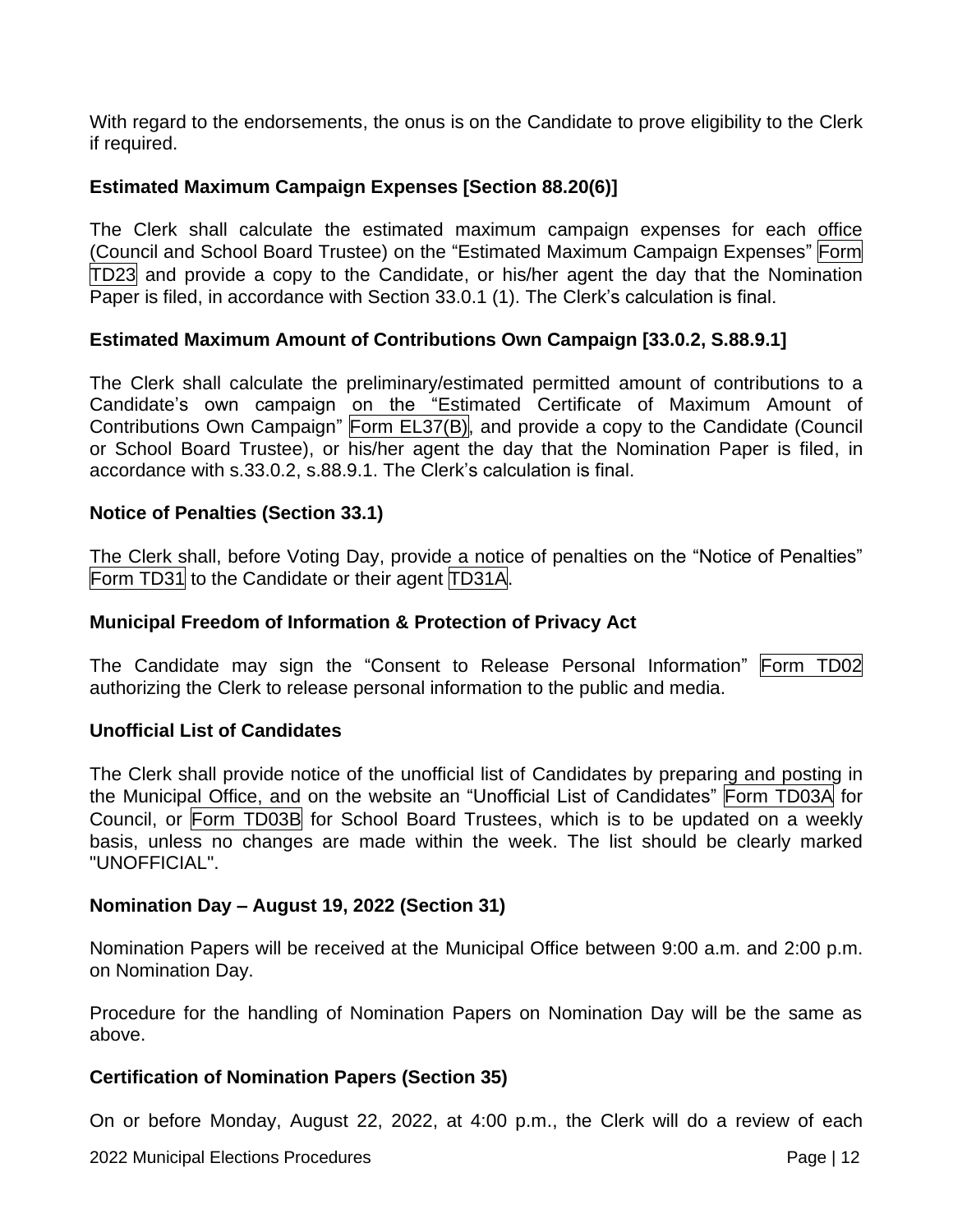With regard to the endorsements, the onus is on the Candidate to prove eligibility to the Clerk if required.

### Estimated Maximum Campaign Expenses [Section 88.20(6)]

The Clerk shall calculate the estimated maximum campaign expenses for each office (Council and School Board Trustee) on the "Estimated Maximum Campaign Expenses" Form TD23 and provide a copy to the Candidate, or his/her agent the day that the Nomination Paper is filed, in accordance with Section 33.0.1 (1). The Clerk's calculation is final.

### Estimated Maximum Amount of Contributions Own Campaign [33.0.2, S.88.9.1]

The Clerk shall calculate the preliminary/estimated permitted amount of contributions to a Candidate's own campaign on the "Estimated Certificate of Maximum Amount of Contributions Own Campaign" Form EL37(B), and provide a copy to the Candidate (Council or School Board Trustee), or his/her agent the day that the Nomination Paper is filed, in accordance with s.33.0.2, s.88.9.1. The Clerk's calculation is final.

### Notice of Penalties (Section 33.1)

The Clerk shall, before Voting Day, provide a notice of penalties on the "Notice of Penalties" Form TD31 to the Candidate or their agent TD31A.

### Municipal Freedom of Information & Protection of Privacy Act

The Candidate may sign the "Consent to Release Personal Information" Form TD02 authorizing the Clerk to release personal information to the public and media.

### Unofficial List of Candidates

The Clerk shall provide notice of the unofficial list of Candidates by preparing and posting in the Municipal Office, and on the website an "Unofficial List of Candidates" Form TD03A for Council, or Form TD03B for School Board Trustees, which is to be updated on a weekly basis, unless no changes are made within the week. The list should be clearly marked "UNOFFICIAL".

### Nomination Day – August 19, 2022 (Section 31)

Nomination Papers will be received at the Municipal Office between 9:00 a.m. and 2:00 p.m. on Nomination Day.

Procedure for the handling of Nomination Papers on Nomination Day will be the same as above.

### Certification of Nomination Papers (Section 35)

On or before Monday, August 22, 2022, at 4:00 p.m., the Clerk will do a review of each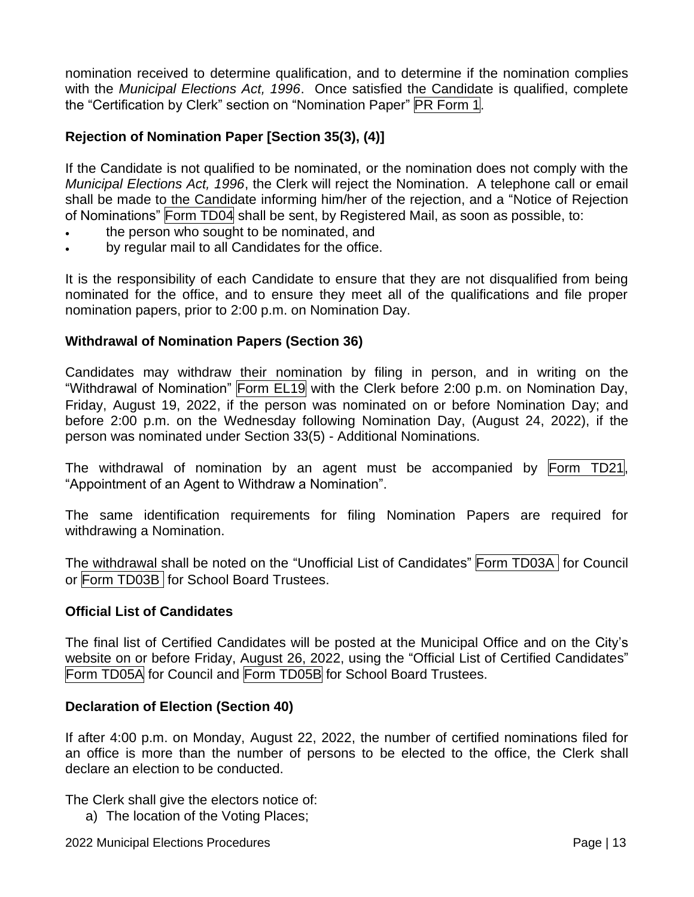nomination received to determine qualification, and to determine if the nomination complies with the *Municipal Elections Act, 1996*. Once satisfied the Candidate is qualified, complete the "Certification by Clerk" section on "Nomination Paper" PR Form 1.

### Rejection of Nomination Paper [Section 35(3), (4)]

If the Candidate is not qualified to be nominated, or the nomination does not comply with the *Municipal Elections Act, 1996*, the Clerk will reject the Nomination. A telephone call or email shall be made to the Candidate informing him/her of the rejection, and a "Notice of Rejection of Nominations" Form TD04 shall be sent, by Registered Mail, as soon as possible, to:

- the person who sought to be nominated, and
- by regular mail to all Candidates for the office.

It is the responsibility of each Candidate to ensure that they are not disqualified from being nominated for the office, and to ensure they meet all of the qualifications and file proper nomination papers, prior to 2:00 p.m. on Nomination Day.

### Withdrawal of Nomination Papers (Section 36)

Candidates may withdraw their nomination by filing in person, and in writing on the "Withdrawal of Nomination" Form EL19 with the Clerk before 2:00 p.m. on Nomination Day, Friday, August 19, 2022, if the person was nominated on or before Nomination Day; and before 2:00 p.m. on the Wednesday following Nomination Day, (August 24, 2022), if the person was nominated under Section 33(5) - Additional Nominations.

The withdrawal of nomination by an agent must be accompanied by Form TD21, "Appointment of an Agent to Withdraw a Nomination".

The same identification requirements for filing Nomination Papers are required for withdrawing a Nomination.

The withdrawal shall be noted on the "Unofficial List of Candidates" Form TD03A for Council or Form TD03B for School Board Trustees.

### Official List of Candidates

The final list of Certified Candidates will be posted at the Municipal Office and on the City's website on or before Friday, August 26, 2022, using the "Official List of Certified Candidates" Form TD05A for Council and Form TD05B for School Board Trustees.

### Declaration of Election (Section 40)

If after 4:00 p.m. on Monday, August 22, 2022, the number of certified nominations filed for an office is more than the number of persons to be elected to the office, the Clerk shall declare an election to be conducted.

The Clerk shall give the electors notice of:

a) The location of the Voting Places;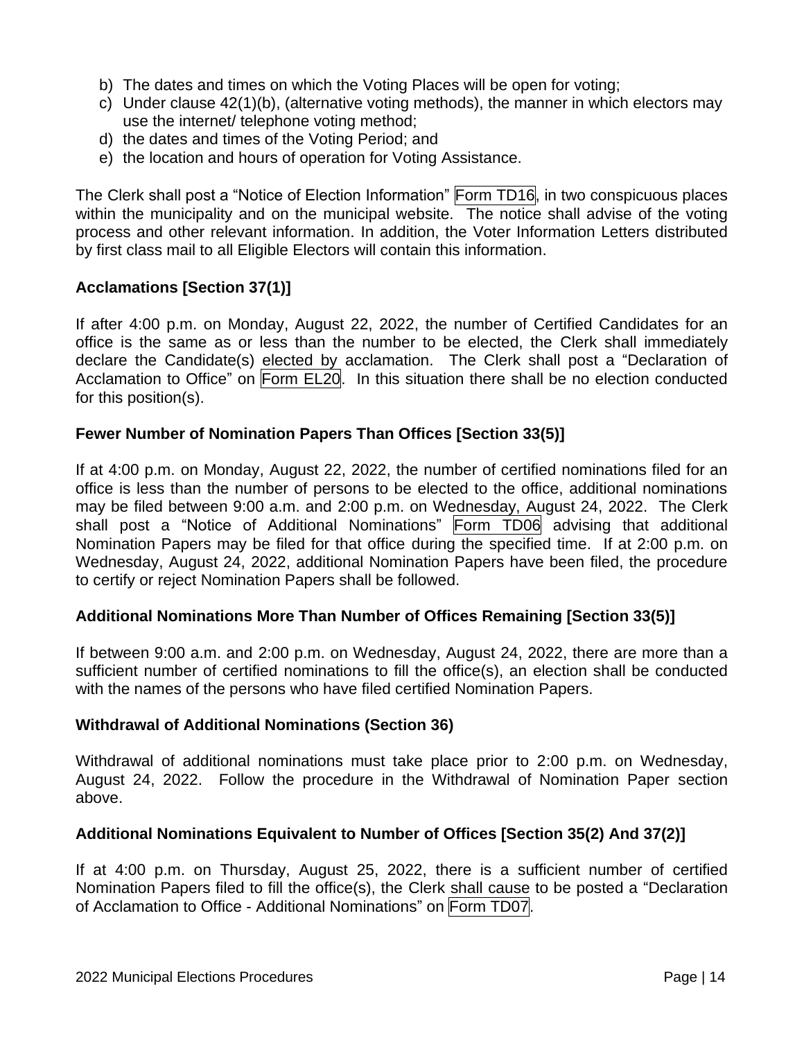b) The dates and times on which the Voting Places will be open for voting;
c) Under clause 42(1)(b), (alternative voting methods), the manner in which electors may use the internet/ telephone voting method;
d) the dates and times of the Voting Period; and
e) the location and hours of operation for Voting Assistance.

The Clerk shall post a "Notice of Election Information" Form TD16, in two conspicuous places within the municipality and on the municipal website. The notice shall advise of the voting process and other relevant information. In addition, the Voter Information Letters distributed by first class mail to all Eligible Electors will contain this information.

### Acclamations [Section 37(1)]

If after 4:00 p.m. on Monday, August 22, 2022, the number of Certified Candidates for an office is the same as or less than the number to be elected, the Clerk shall immediately declare the Candidate(s) elected by acclamation. The Clerk shall post a "Declaration of Acclamation to Office" on Form EL20. In this situation there shall be no election conducted for this position(s).

### Fewer Number of Nomination Papers Than Offices [Section 33(5)]

If at 4:00 p.m. on Monday, August 22, 2022, the number of certified nominations filed for an office is less than the number of persons to be elected to the office, additional nominations may be filed between 9:00 a.m. and 2:00 p.m. on Wednesday, August 24, 2022. The Clerk shall post a "Notice of Additional Nominations" Form TD06 advising that additional Nomination Papers may be filed for that office during the specified time. If at 2:00 p.m. on Wednesday, August 24, 2022, additional Nomination Papers have been filed, the procedure to certify or reject Nomination Papers shall be followed.

### Additional Nominations More Than Number of Offices Remaining [Section 33(5)]

If between 9:00 a.m. and 2:00 p.m. on Wednesday, August 24, 2022, there are more than a sufficient number of certified nominations to fill the office(s), an election shall be conducted with the names of the persons who have filed certified Nomination Papers.

### Withdrawal of Additional Nominations (Section 36)

Withdrawal of additional nominations must take place prior to 2:00 p.m. on Wednesday, August 24, 2022. Follow the procedure in the Withdrawal of Nomination Paper section above.

### Additional Nominations Equivalent to Number of Offices [Section 35(2) And 37(2)]

If at 4:00 p.m. on Thursday, August 25, 2022, there is a sufficient number of certified Nomination Papers filed to fill the office(s), the Clerk shall cause to be posted a "Declaration of Acclamation to Office - Additional Nominations" on Form TD07.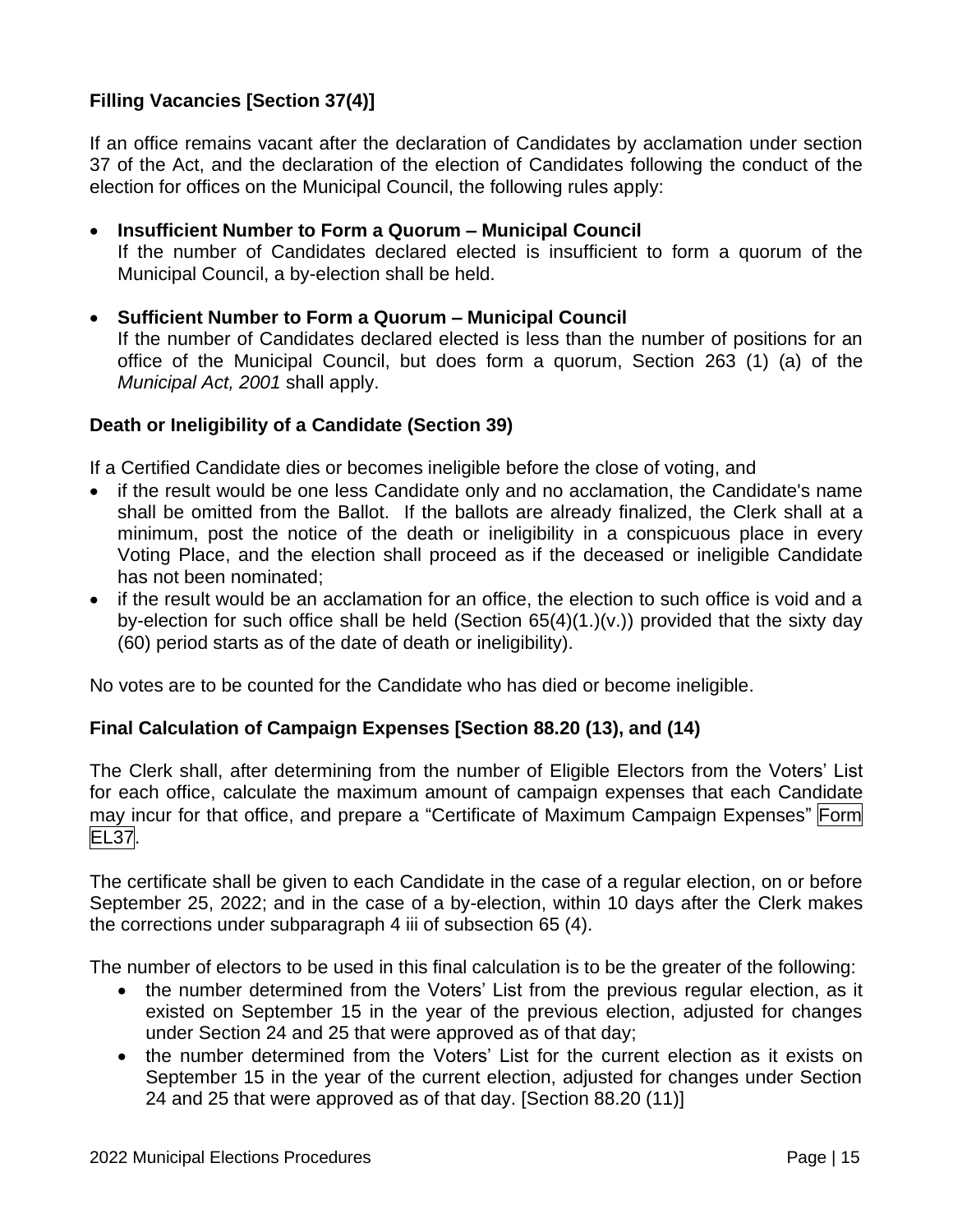### Filling Vacancies [Section 37(4)]

If an office remains vacant after the declaration of Candidates by acclamation under section 37 of the Act, and the declaration of the election of Candidates following the conduct of the election for offices on the Municipal Council, the following rules apply:

- **Insufficient Number to Form a Quorum – Municipal Council**
  If the number of Candidates declared elected is insufficient to form a quorum of the Municipal Council, a by-election shall be held.

- **Sufficient Number to Form a Quorum – Municipal Council**
  If the number of Candidates declared elected is less than the number of positions for an office of the Municipal Council, but does form a quorum, Section 263 (1) (a) of the *Municipal Act, 2001* shall apply.

### Death or Ineligibility of a Candidate (Section 39)

If a Certified Candidate dies or becomes ineligible before the close of voting, and

- if the result would be one less Candidate only and no acclamation, the Candidate's name shall be omitted from the Ballot. If the ballots are already finalized, the Clerk shall at a minimum, post the notice of the death or ineligibility in a conspicuous place in every Voting Place, and the election shall proceed as if the deceased or ineligible Candidate has not been nominated;
- if the result would be an acclamation for an office, the election to such office is void and a by-election for such office shall be held (Section 65(4)(1.)(v.)) provided that the sixty day (60) period starts as of the date of death or ineligibility).

No votes are to be counted for the Candidate who has died or become ineligible.

### Final Calculation of Campaign Expenses [Section 88.20 (13), and (14)

The Clerk shall, after determining from the number of Eligible Electors from the Voters' List for each office, calculate the maximum amount of campaign expenses that each Candidate may incur for that office, and prepare a "Certificate of Maximum Campaign Expenses" Form EL37.

The certificate shall be given to each Candidate in the case of a regular election, on or before September 25, 2022; and in the case of a by-election, within 10 days after the Clerk makes the corrections under subparagraph 4 iii of subsection 65 (4).

The number of electors to be used in this final calculation is to be the greater of the following:

- the number determined from the Voters' List from the previous regular election, as it existed on September 15 in the year of the previous election, adjusted for changes under Section 24 and 25 that were approved as of that day;
- the number determined from the Voters' List for the current election as it exists on September 15 in the year of the current election, adjusted for changes under Section 24 and 25 that were approved as of that day. [Section 88.20 (11)]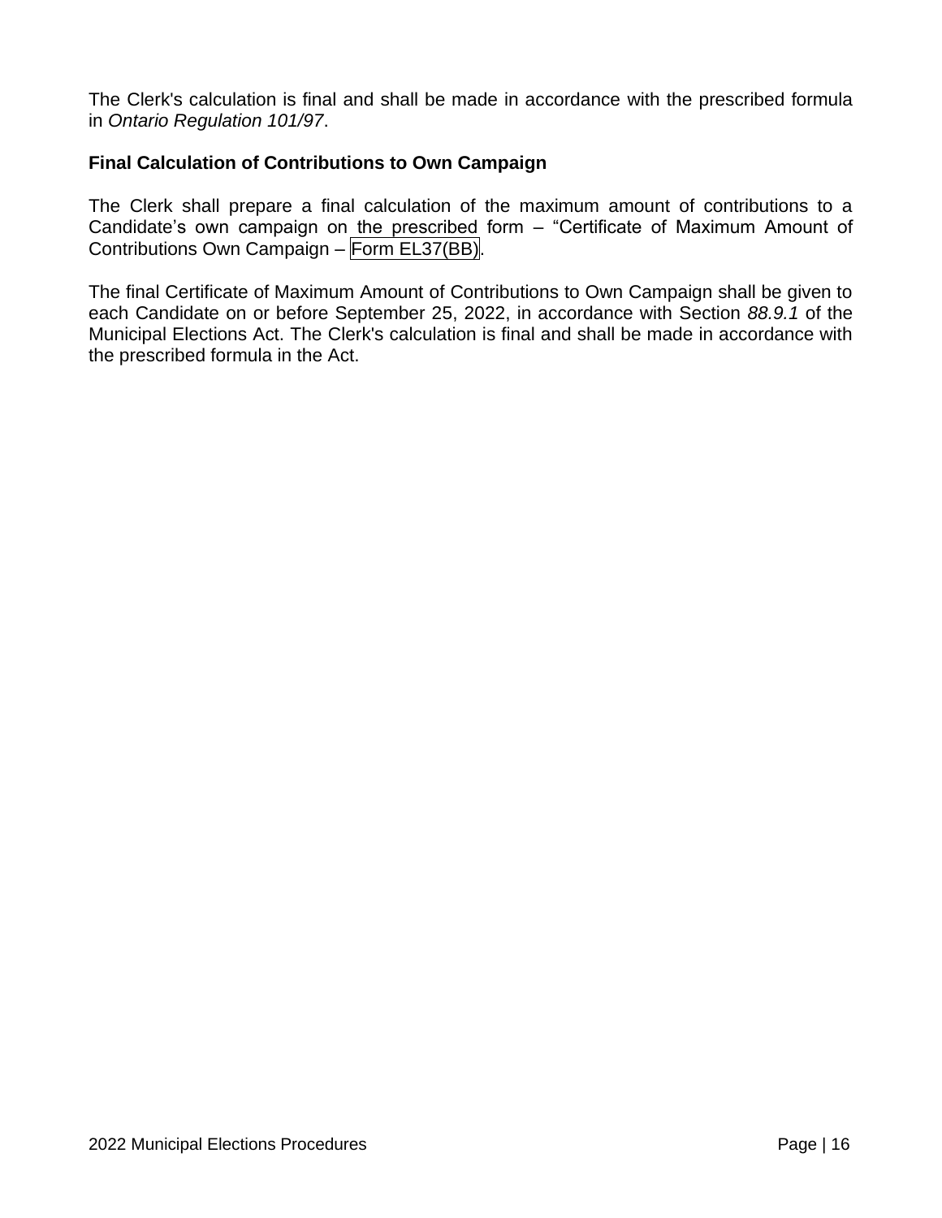The Clerk's calculation is final and shall be made in accordance with the prescribed formula in *Ontario Regulation 101/97*.

**Final Calculation of Contributions to Own Campaign**

The Clerk shall prepare a final calculation of the maximum amount of contributions to a Candidate’s own campaign on the prescribed form – “Certificate of Maximum Amount of Contributions Own Campaign – Form EL37(BB).

The final Certificate of Maximum Amount of Contributions to Own Campaign shall be given to each Candidate on or before September 25, 2022, in accordance with Section *88.9.1* of the Municipal Elections Act. The Clerk's calculation is final and shall be made in accordance with the prescribed formula in the Act.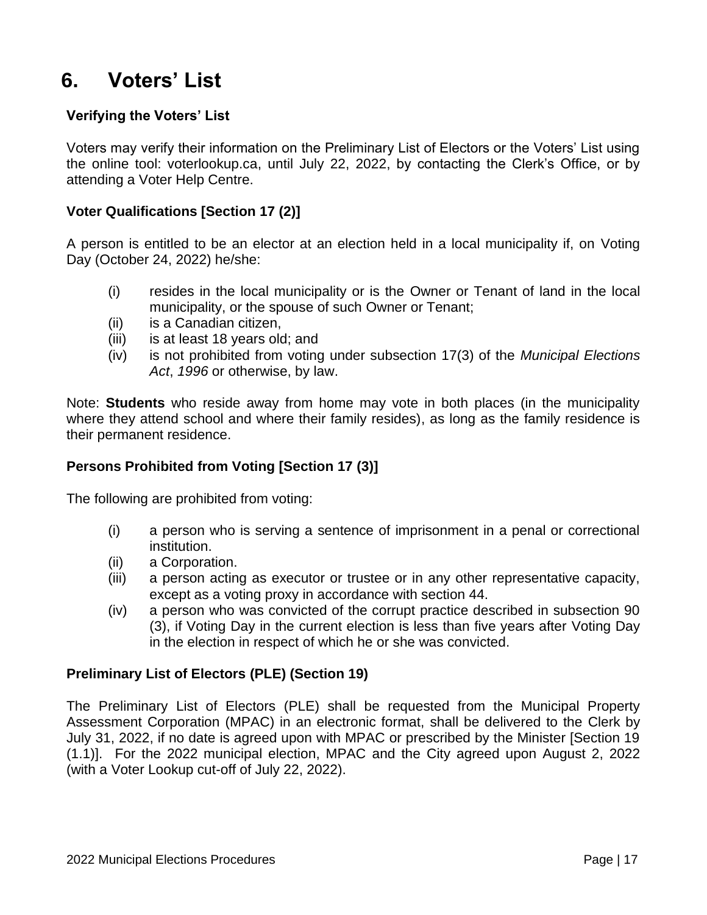# 6. Voters' List

### Verifying the Voters' List

Voters may verify their information on the Preliminary List of Electors or the Voters' List using the online tool: voterlookup.ca, until July 22, 2022, by contacting the Clerk's Office, or by attending a Voter Help Centre.

### Voter Qualifications [Section 17 (2)]

A person is entitled to be an elector at an election held in a local municipality if, on Voting Day (October 24, 2022) he/she:

- (i) resides in the local municipality or is the Owner or Tenant of land in the local municipality, or the spouse of such Owner or Tenant;
- (ii) is a Canadian citizen,
- (iii) is at least 18 years old; and
- (iv) is not prohibited from voting under subsection 17(3) of the *Municipal Elections Act*, *1996* or otherwise, by law.

Note: **Students** who reside away from home may vote in both places (in the municipality where they attend school and where their family resides), as long as the family residence is their permanent residence.

### Persons Prohibited from Voting [Section 17 (3)]

The following are prohibited from voting:

- (i) a person who is serving a sentence of imprisonment in a penal or correctional institution.
- (ii) a Corporation.
- (iii) a person acting as executor or trustee or in any other representative capacity, except as a voting proxy in accordance with section 44.
- (iv) a person who was convicted of the corrupt practice described in subsection 90 (3), if Voting Day in the current election is less than five years after Voting Day in the election in respect of which he or she was convicted.

### Preliminary List of Electors (PLE) (Section 19)

The Preliminary List of Electors (PLE) shall be requested from the Municipal Property Assessment Corporation (MPAC) in an electronic format, shall be delivered to the Clerk by July 31, 2022, if no date is agreed upon with MPAC or prescribed by the Minister [Section 19 (1.1)]. For the 2022 municipal election, MPAC and the City agreed upon August 2, 2022 (with a Voter Lookup cut-off of July 22, 2022).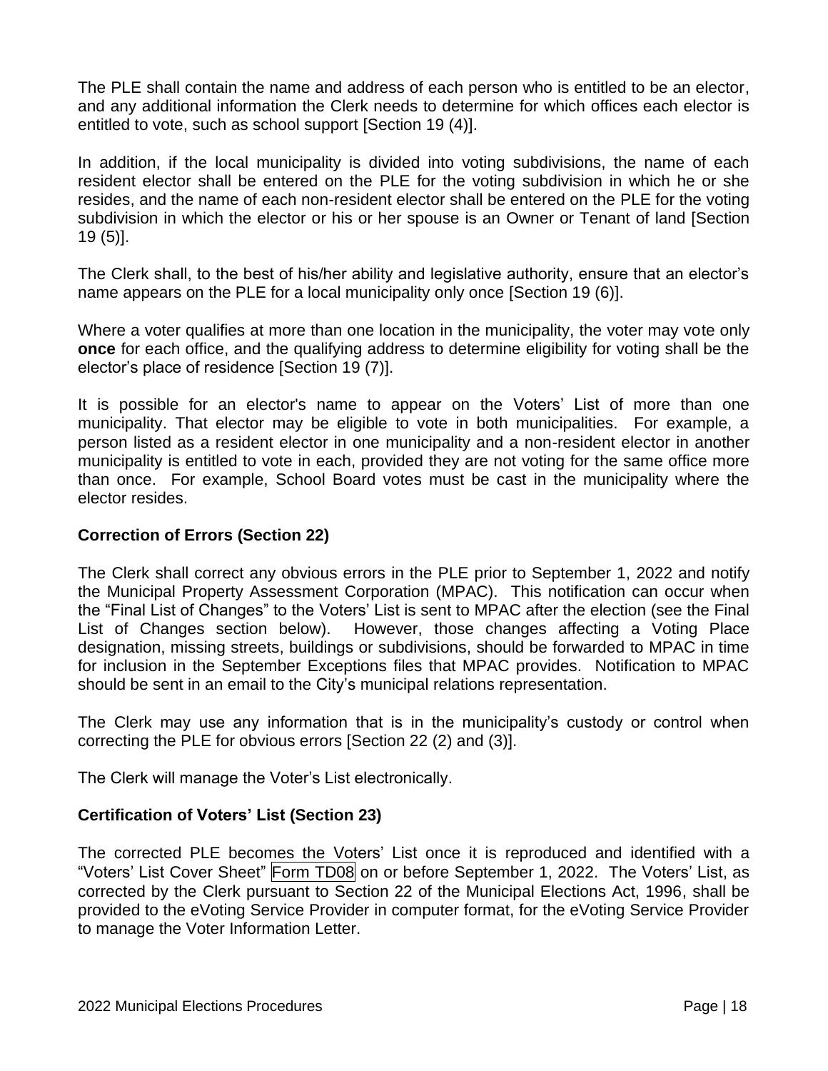The PLE shall contain the name and address of each person who is entitled to be an elector, and any additional information the Clerk needs to determine for which offices each elector is entitled to vote, such as school support [Section 19 (4)].

In addition, if the local municipality is divided into voting subdivisions, the name of each resident elector shall be entered on the PLE for the voting subdivision in which he or she resides, and the name of each non-resident elector shall be entered on the PLE for the voting subdivision in which the elector or his or her spouse is an Owner or Tenant of land [Section 19 (5)].

The Clerk shall, to the best of his/her ability and legislative authority, ensure that an elector's name appears on the PLE for a local municipality only once [Section 19 (6)].

Where a voter qualifies at more than one location in the municipality, the voter may vote only **once** for each office, and the qualifying address to determine eligibility for voting shall be the elector's place of residence [Section 19 (7)].

It is possible for an elector's name to appear on the Voters' List of more than one municipality. That elector may be eligible to vote in both municipalities. For example, a person listed as a resident elector in one municipality and a non-resident elector in another municipality is entitled to vote in each, provided they are not voting for the same office more than once. For example, School Board votes must be cast in the municipality where the elector resides.

### Correction of Errors (Section 22)

The Clerk shall correct any obvious errors in the PLE prior to September 1, 2022 and notify the Municipal Property Assessment Corporation (MPAC). This notification can occur when the "Final List of Changes" to the Voters' List is sent to MPAC after the election (see the Final List of Changes section below). However, those changes affecting a Voting Place designation, missing streets, buildings or subdivisions, should be forwarded to MPAC in time for inclusion in the September Exceptions files that MPAC provides. Notification to MPAC should be sent in an email to the City's municipal relations representation.

The Clerk may use any information that is in the municipality's custody or control when correcting the PLE for obvious errors [Section 22 (2) and (3)].

The Clerk will manage the Voter's List electronically.

### Certification of Voters' List (Section 23)

The corrected PLE becomes the Voters' List once it is reproduced and identified with a "Voters' List Cover Sheet" Form TD08 on or before September 1, 2022. The Voters' List, as corrected by the Clerk pursuant to Section 22 of the Municipal Elections Act, 1996, shall be provided to the eVoting Service Provider in computer format, for the eVoting Service Provider to manage the Voter Information Letter.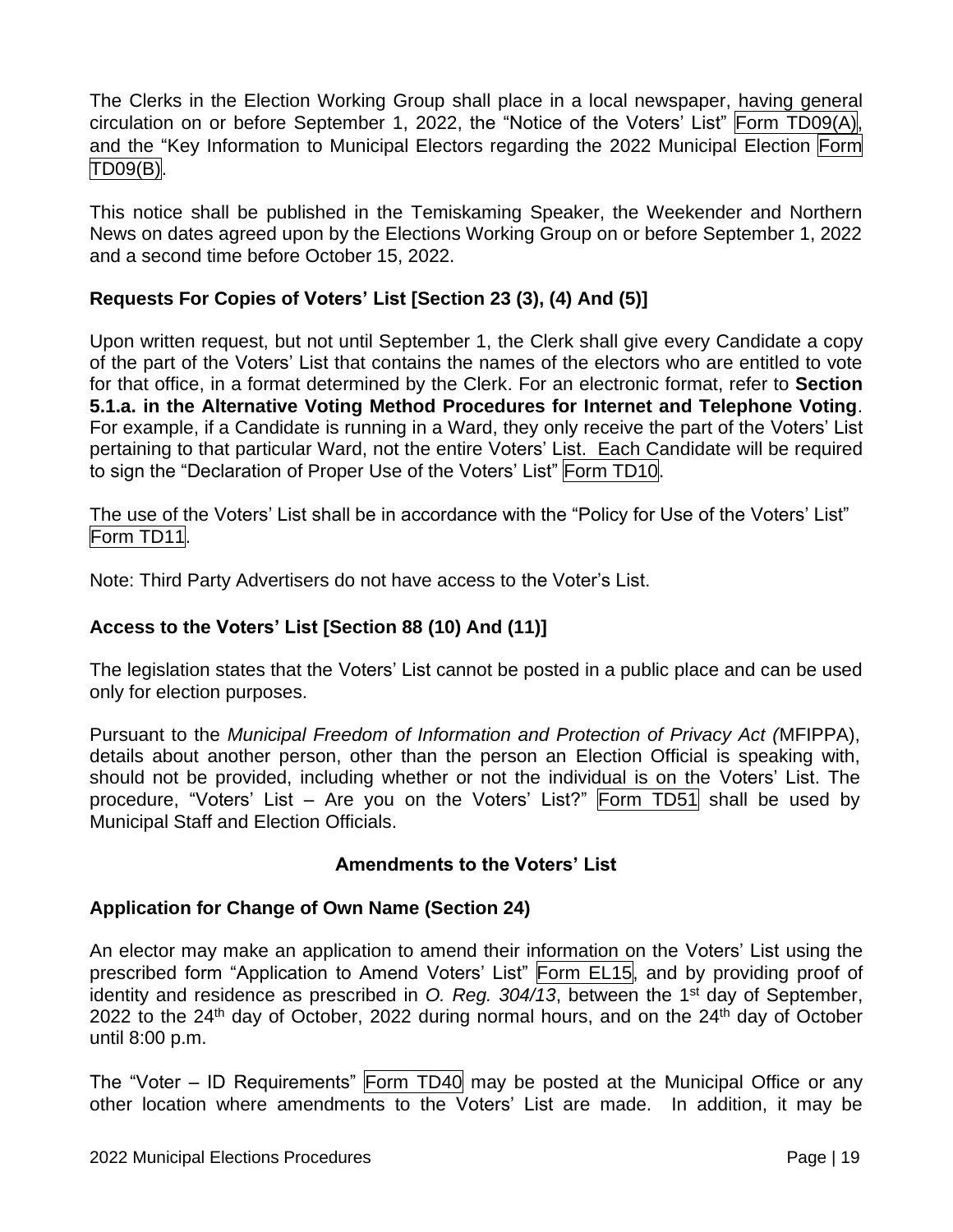The Clerks in the Election Working Group shall place in a local newspaper, having general circulation on or before September 1, 2022, the "Notice of the Voters' List" Form TD09(A), and the "Key Information to Municipal Electors regarding the 2022 Municipal Election Form TD09(B).

This notice shall be published in the Temiskaming Speaker, the Weekender and Northern News on dates agreed upon by the Elections Working Group on or before September 1, 2022 and a second time before October 15, 2022.

### Requests For Copies of Voters' List [Section 23 (3), (4) And (5)]

Upon written request, but not until September 1, the Clerk shall give every Candidate a copy of the part of the Voters' List that contains the names of the electors who are entitled to vote for that office, in a format determined by the Clerk. For an electronic format, refer to **Section 5.1.a. in the Alternative Voting Method Procedures for Internet and Telephone Voting**. For example, if a Candidate is running in a Ward, they only receive the part of the Voters' List pertaining to that particular Ward, not the entire Voters' List. Each Candidate will be required to sign the "Declaration of Proper Use of the Voters' List" Form TD10.

The use of the Voters' List shall be in accordance with the "Policy for Use of the Voters' List" Form TD11.

Note: Third Party Advertisers do not have access to the Voter's List.

### Access to the Voters' List [Section 88 (10) And (11)]

The legislation states that the Voters' List cannot be posted in a public place and can be used only for election purposes.

Pursuant to the *Municipal Freedom of Information and Protection of Privacy Act (*MFIPPA), details about another person, other than the person an Election Official is speaking with, should not be provided, including whether or not the individual is on the Voters' List. The procedure, "Voters' List – Are you on the Voters' List?" Form TD51 shall be used by Municipal Staff and Election Officials.

## Amendments to the Voters' List

### Application for Change of Own Name (Section 24)

An elector may make an application to amend their information on the Voters' List using the prescribed form "Application to Amend Voters' List" Form EL15, and by providing proof of identity and residence as prescribed in *O. Reg. 304/13*, between the 1st day of September, 2022 to the 24th day of October, 2022 during normal hours, and on the 24th day of October until 8:00 p.m.

The "Voter – ID Requirements" Form TD40 may be posted at the Municipal Office or any other location where amendments to the Voters' List are made. In addition, it may be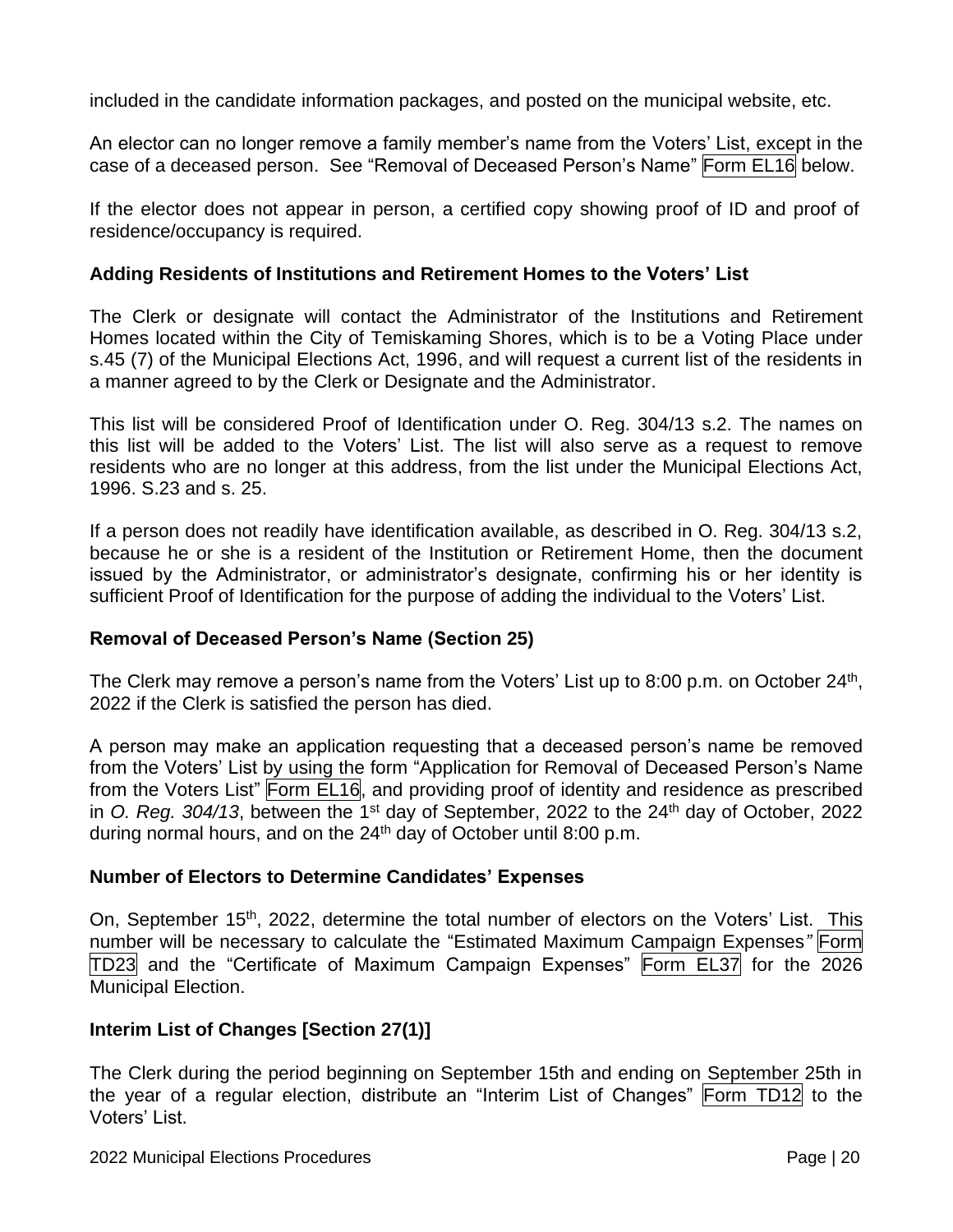included in the candidate information packages, and posted on the municipal website, etc.

An elector can no longer remove a family member's name from the Voters' List, except in the case of a deceased person. See "Removal of Deceased Person's Name" Form EL16 below.

If the elector does not appear in person, a certified copy showing proof of ID and proof of residence/occupancy is required.

### Adding Residents of Institutions and Retirement Homes to the Voters' List

The Clerk or designate will contact the Administrator of the Institutions and Retirement Homes located within the City of Temiskaming Shores, which is to be a Voting Place under s.45 (7) of the Municipal Elections Act, 1996, and will request a current list of the residents in a manner agreed to by the Clerk or Designate and the Administrator.

This list will be considered Proof of Identification under O. Reg. 304/13 s.2. The names on this list will be added to the Voters' List. The list will also serve as a request to remove residents who are no longer at this address, from the list under the Municipal Elections Act, 1996. S.23 and s. 25.

If a person does not readily have identification available, as described in O. Reg. 304/13 s.2, because he or she is a resident of the Institution or Retirement Home, then the document issued by the Administrator, or administrator's designate, confirming his or her identity is sufficient Proof of Identification for the purpose of adding the individual to the Voters' List.

### Removal of Deceased Person's Name (Section 25)

The Clerk may remove a person's name from the Voters' List up to 8:00 p.m. on October 24th, 2022 if the Clerk is satisfied the person has died.

A person may make an application requesting that a deceased person's name be removed from the Voters' List by using the form "Application for Removal of Deceased Person's Name from the Voters List" Form EL16, and providing proof of identity and residence as prescribed in *O. Reg. 304/13*, between the 1st day of September, 2022 to the 24th day of October, 2022 during normal hours, and on the 24th day of October until 8:00 p.m.

### Number of Electors to Determine Candidates' Expenses

On, September 15th, 2022, determine the total number of electors on the Voters' List. This number will be necessary to calculate the "Estimated Maximum Campaign Expenses" Form TD23 and the "Certificate of Maximum Campaign Expenses" Form EL37 for the 2026 Municipal Election.

### Interim List of Changes [Section 27(1)]

The Clerk during the period beginning on September 15th and ending on September 25th in the year of a regular election, distribute an "Interim List of Changes" Form TD12 to the Voters' List.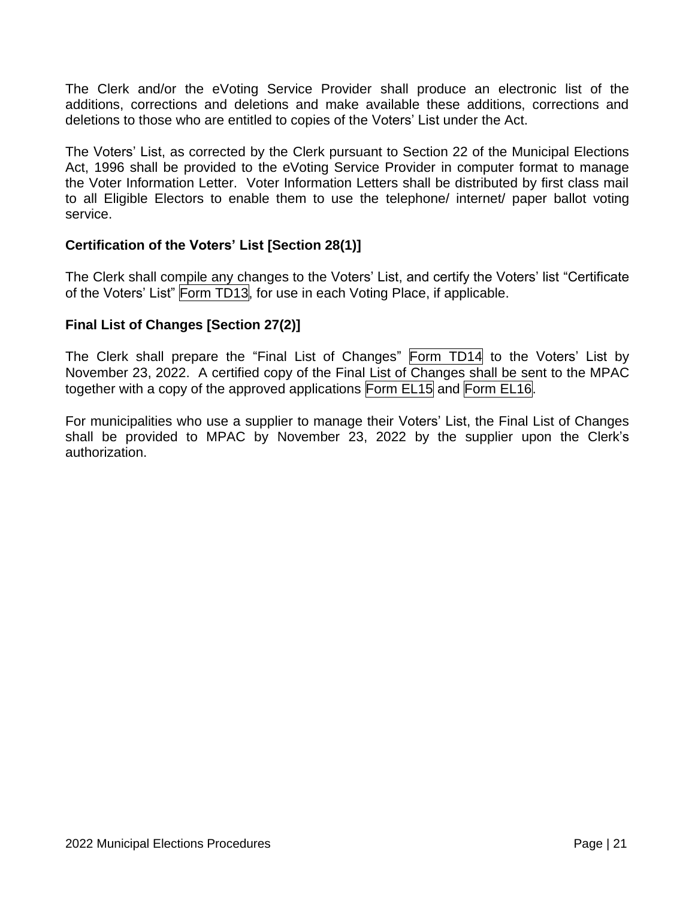The Clerk and/or the eVoting Service Provider shall produce an electronic list of the additions, corrections and deletions and make available these additions, corrections and deletions to those who are entitled to copies of the Voters' List under the Act.

The Voters' List, as corrected by the Clerk pursuant to Section 22 of the Municipal Elections Act, 1996 shall be provided to the eVoting Service Provider in computer format to manage the Voter Information Letter. Voter Information Letters shall be distributed by first class mail to all Eligible Electors to enable them to use the telephone/ internet/ paper ballot voting service.

### Certification of the Voters' List [Section 28(1)]

The Clerk shall compile any changes to the Voters' List, and certify the Voters' list "Certificate of the Voters' List" Form TD13, for use in each Voting Place, if applicable.

### Final List of Changes [Section 27(2)]

The Clerk shall prepare the "Final List of Changes" Form TD14 to the Voters' List by November 23, 2022. A certified copy of the Final List of Changes shall be sent to the MPAC together with a copy of the approved applications Form EL15 and Form EL16.

For municipalities who use a supplier to manage their Voters' List, the Final List of Changes shall be provided to MPAC by November 23, 2022 by the supplier upon the Clerk's authorization.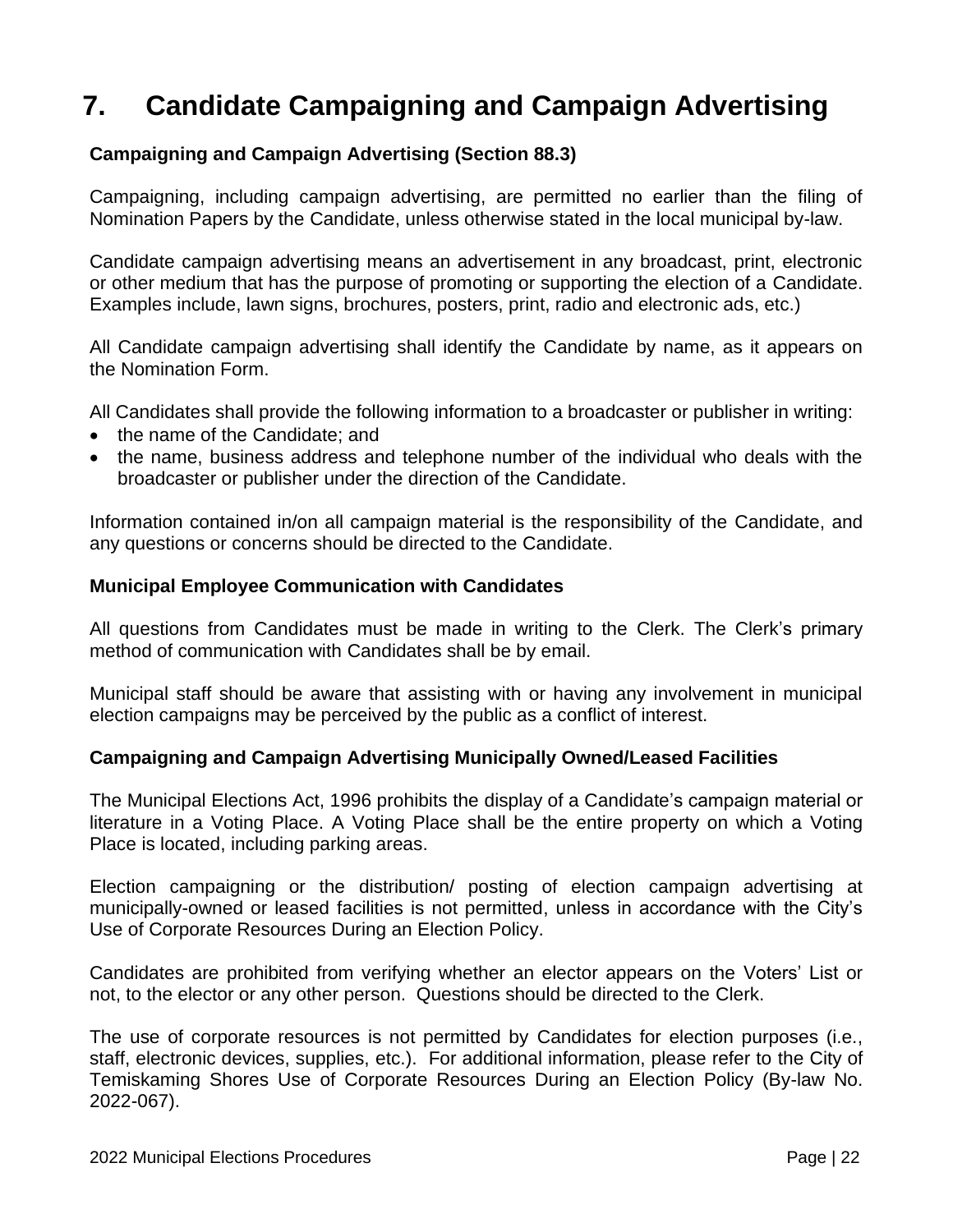# 7. Candidate Campaigning and Campaign Advertising

**Campaigning and Campaign Advertising (Section 88.3)**

Campaigning, including campaign advertising, are permitted no earlier than the filing of Nomination Papers by the Candidate, unless otherwise stated in the local municipal by-law.

Candidate campaign advertising means an advertisement in any broadcast, print, electronic or other medium that has the purpose of promoting or supporting the election of a Candidate. Examples include, lawn signs, brochures, posters, print, radio and electronic ads, etc.)

All Candidate campaign advertising shall identify the Candidate by name, as it appears on the Nomination Form.

All Candidates shall provide the following information to a broadcaster or publisher in writing:

- the name of the Candidate; and
- the name, business address and telephone number of the individual who deals with the broadcaster or publisher under the direction of the Candidate.

Information contained in/on all campaign material is the responsibility of the Candidate, and any questions or concerns should be directed to the Candidate.

**Municipal Employee Communication with Candidates**

All questions from Candidates must be made in writing to the Clerk. The Clerk's primary method of communication with Candidates shall be by email.

Municipal staff should be aware that assisting with or having any involvement in municipal election campaigns may be perceived by the public as a conflict of interest.

**Campaigning and Campaign Advertising Municipally Owned/Leased Facilities**

The Municipal Elections Act, 1996 prohibits the display of a Candidate's campaign material or literature in a Voting Place. A Voting Place shall be the entire property on which a Voting Place is located, including parking areas.

Election campaigning or the distribution/ posting of election campaign advertising at municipally-owned or leased facilities is not permitted, unless in accordance with the City's Use of Corporate Resources During an Election Policy.

Candidates are prohibited from verifying whether an elector appears on the Voters' List or not, to the elector or any other person. Questions should be directed to the Clerk.

The use of corporate resources is not permitted by Candidates for election purposes (i.e., staff, electronic devices, supplies, etc.). For additional information, please refer to the City of Temiskaming Shores Use of Corporate Resources During an Election Policy (By-law No. 2022-067).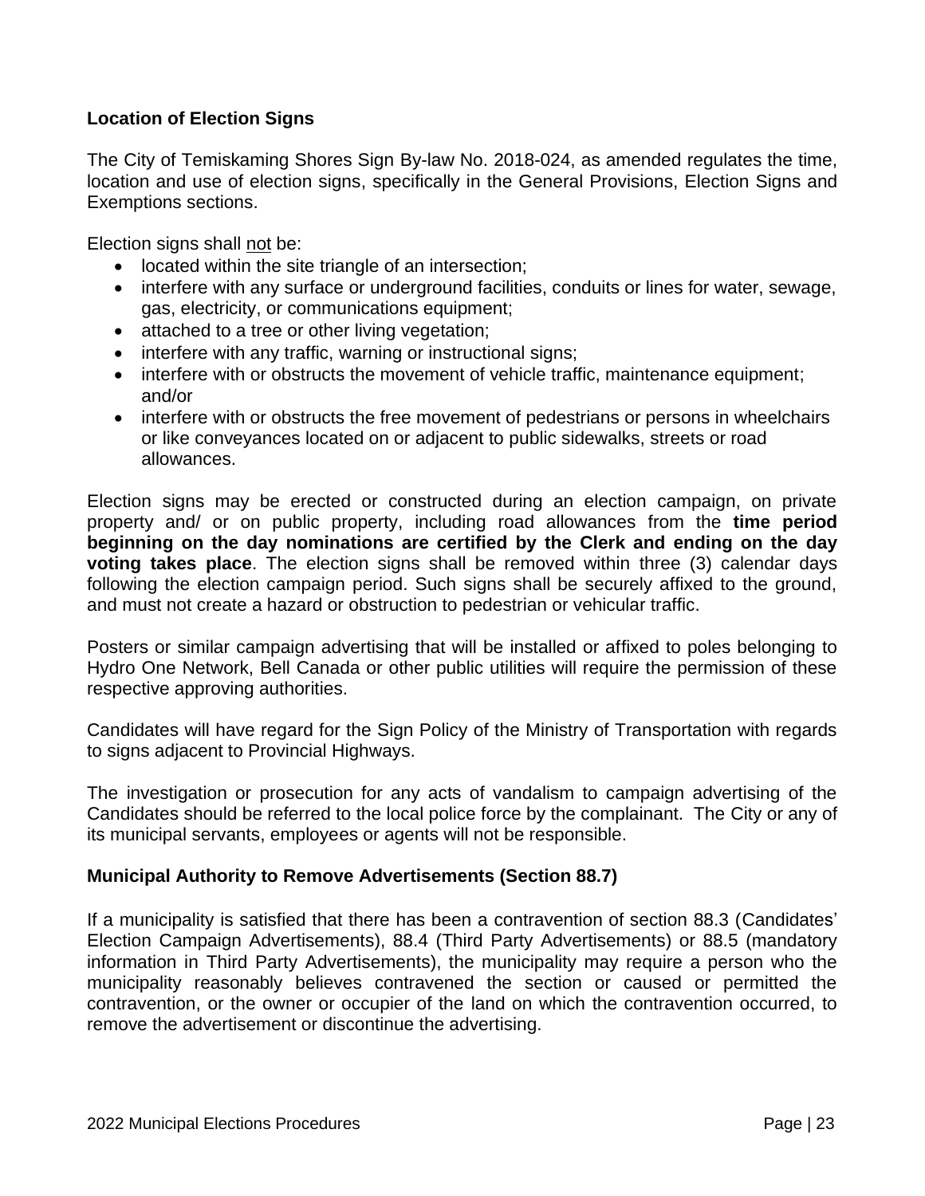**Location of Election Signs**

The City of Temiskaming Shores Sign By-law No. 2018-024, as amended regulates the time, location and use of election signs, specifically in the General Provisions, Election Signs and Exemptions sections.

Election signs shall <u>not</u> be:

- located within the site triangle of an intersection;
- interfere with any surface or underground facilities, conduits or lines for water, sewage, gas, electricity, or communications equipment;
- attached to a tree or other living vegetation;
- interfere with any traffic, warning or instructional signs;
- interfere with or obstructs the movement of vehicle traffic, maintenance equipment; and/or
- interfere with or obstructs the free movement of pedestrians or persons in wheelchairs or like conveyances located on or adjacent to public sidewalks, streets or road allowances.

Election signs may be erected or constructed during an election campaign, on private property and/ or on public property, including road allowances from the **time period beginning on the day nominations are certified by the Clerk and ending on the day voting takes place**. The election signs shall be removed within three (3) calendar days following the election campaign period. Such signs shall be securely affixed to the ground, and must not create a hazard or obstruction to pedestrian or vehicular traffic.

Posters or similar campaign advertising that will be installed or affixed to poles belonging to Hydro One Network, Bell Canada or other public utilities will require the permission of these respective approving authorities.

Candidates will have regard for the Sign Policy of the Ministry of Transportation with regards to signs adjacent to Provincial Highways.

The investigation or prosecution for any acts of vandalism to campaign advertising of the Candidates should be referred to the local police force by the complainant. The City or any of its municipal servants, employees or agents will not be responsible.

**Municipal Authority to Remove Advertisements (Section 88.7)**

If a municipality is satisfied that there has been a contravention of section 88.3 (Candidates' Election Campaign Advertisements), 88.4 (Third Party Advertisements) or 88.5 (mandatory information in Third Party Advertisements), the municipality may require a person who the municipality reasonably believes contravened the section or caused or permitted the contravention, or the owner or occupier of the land on which the contravention occurred, to remove the advertisement or discontinue the advertising.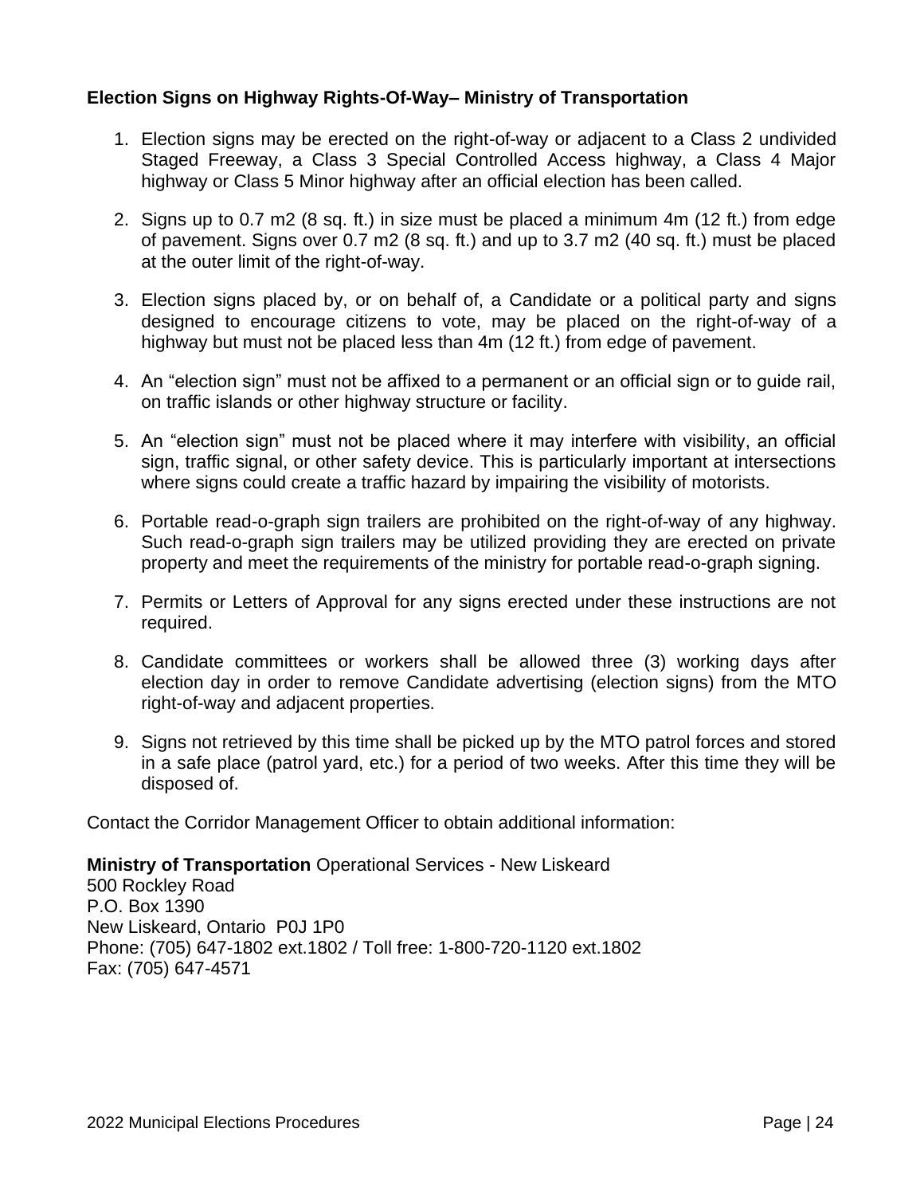**Election Signs on Highway Rights-Of-Way– Ministry of Transportation**

1. Election signs may be erected on the right-of-way or adjacent to a Class 2 undivided Staged Freeway, a Class 3 Special Controlled Access highway, a Class 4 Major highway or Class 5 Minor highway after an official election has been called.

2. Signs up to 0.7 m2 (8 sq. ft.) in size must be placed a minimum 4m (12 ft.) from edge of pavement. Signs over 0.7 m2 (8 sq. ft.) and up to 3.7 m2 (40 sq. ft.) must be placed at the outer limit of the right-of-way.

3. Election signs placed by, or on behalf of, a Candidate or a political party and signs designed to encourage citizens to vote, may be placed on the right-of-way of a highway but must not be placed less than 4m (12 ft.) from edge of pavement.

4. An "election sign" must not be affixed to a permanent or an official sign or to guide rail, on traffic islands or other highway structure or facility.

5. An "election sign" must not be placed where it may interfere with visibility, an official sign, traffic signal, or other safety device. This is particularly important at intersections where signs could create a traffic hazard by impairing the visibility of motorists.

6. Portable read-o-graph sign trailers are prohibited on the right-of-way of any highway. Such read-o-graph sign trailers may be utilized providing they are erected on private property and meet the requirements of the ministry for portable read-o-graph signing.

7. Permits or Letters of Approval for any signs erected under these instructions are not required.

8. Candidate committees or workers shall be allowed three (3) working days after election day in order to remove Candidate advertising (election signs) from the MTO right-of-way and adjacent properties.

9. Signs not retrieved by this time shall be picked up by the MTO patrol forces and stored in a safe place (patrol yard, etc.) for a period of two weeks. After this time they will be disposed of.

Contact the Corridor Management Officer to obtain additional information:

**Ministry of Transportation** Operational Services - New Liskeard
500 Rockley Road
P.O. Box 1390
New Liskeard, Ontario P0J 1P0
Phone: (705) 647-1802 ext.1802 / Toll free: 1-800-720-1120 ext.1802
Fax: (705) 647-4571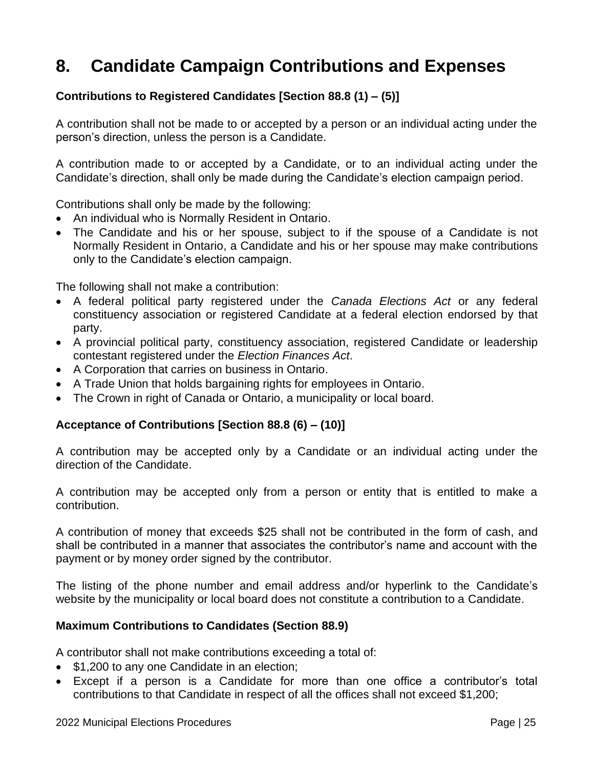# 8. Candidate Campaign Contributions and Expenses

### Contributions to Registered Candidates [Section 88.8 (1) – (5)]

A contribution shall not be made to or accepted by a person or an individual acting under the person's direction, unless the person is a Candidate.

A contribution made to or accepted by a Candidate, or to an individual acting under the Candidate's direction, shall only be made during the Candidate's election campaign period.

Contributions shall only be made by the following:

- An individual who is Normally Resident in Ontario.
- The Candidate and his or her spouse, subject to if the spouse of a Candidate is not Normally Resident in Ontario, a Candidate and his or her spouse may make contributions only to the Candidate's election campaign.

The following shall not make a contribution:

- A federal political party registered under the *Canada Elections Act* or any federal constituency association or registered Candidate at a federal election endorsed by that party.
- A provincial political party, constituency association, registered Candidate or leadership contestant registered under the *Election Finances Act*.
- A Corporation that carries on business in Ontario.
- A Trade Union that holds bargaining rights for employees in Ontario.
- The Crown in right of Canada or Ontario, a municipality or local board.

### Acceptance of Contributions [Section 88.8 (6) – (10)]

A contribution may be accepted only by a Candidate or an individual acting under the direction of the Candidate.

A contribution may be accepted only from a person or entity that is entitled to make a contribution.

A contribution of money that exceeds $25 shall not be contributed in the form of cash, and shall be contributed in a manner that associates the contributor's name and account with the payment or by money order signed by the contributor.

The listing of the phone number and email address and/or hyperlink to the Candidate's website by the municipality or local board does not constitute a contribution to a Candidate.

### Maximum Contributions to Candidates (Section 88.9)

A contributor shall not make contributions exceeding a total of:

- $1,200 to any one Candidate in an election;
- Except if a person is a Candidate for more than one office a contributor's total contributions to that Candidate in respect of all the offices shall not exceed $1,200;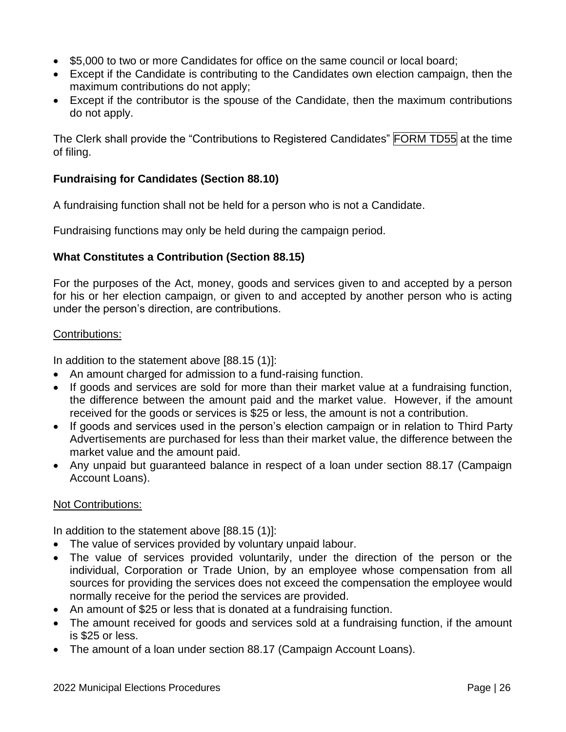- $5,000 to two or more Candidates for office on the same council or local board;
- Except if the Candidate is contributing to the Candidates own election campaign, then the maximum contributions do not apply;
- Except if the contributor is the spouse of the Candidate, then the maximum contributions do not apply.

The Clerk shall provide the "Contributions to Registered Candidates" FORM TD55 at the time of filing.

**Fundraising for Candidates (Section 88.10)**

A fundraising function shall not be held for a person who is not a Candidate.

Fundraising functions may only be held during the campaign period.

**What Constitutes a Contribution (Section 88.15)**

For the purposes of the Act, money, goods and services given to and accepted by a person for his or her election campaign, or given to and accepted by another person who is acting under the person's direction, are contributions.

Contributions:

In addition to the statement above [88.15 (1)]:

- An amount charged for admission to a fund-raising function.
- If goods and services are sold for more than their market value at a fundraising function, the difference between the amount paid and the market value. However, if the amount received for the goods or services is $25 or less, the amount is not a contribution.
- If goods and services used in the person's election campaign or in relation to Third Party Advertisements are purchased for less than their market value, the difference between the market value and the amount paid.
- Any unpaid but guaranteed balance in respect of a loan under section 88.17 (Campaign Account Loans).

Not Contributions:

In addition to the statement above [88.15 (1)]:

- The value of services provided by voluntary unpaid labour.
- The value of services provided voluntarily, under the direction of the person or the individual, Corporation or Trade Union, by an employee whose compensation from all sources for providing the services does not exceed the compensation the employee would normally receive for the period the services are provided.
- An amount of $25 or less that is donated at a fundraising function.
- The amount received for goods and services sold at a fundraising function, if the amount is $25 or less.
- The amount of a loan under section 88.17 (Campaign Account Loans).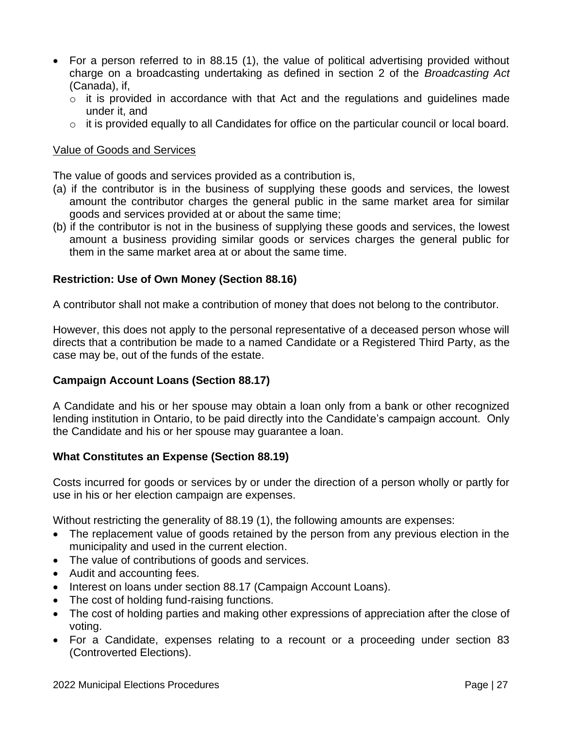- For a person referred to in 88.15 (1), the value of political advertising provided without charge on a broadcasting undertaking as defined in section 2 of the *Broadcasting Act* (Canada), if,
  - it is provided in accordance with that Act and the regulations and guidelines made under it, and
  - it is provided equally to all Candidates for office on the particular council or local board.

Value of Goods and Services

The value of goods and services provided as a contribution is,

(a) if the contributor is in the business of supplying these goods and services, the lowest amount the contributor charges the general public in the same market area for similar goods and services provided at or about the same time;

(b) if the contributor is not in the business of supplying these goods and services, the lowest amount a business providing similar goods or services charges the general public for them in the same market area at or about the same time.

**Restriction: Use of Own Money (Section 88.16)**

A contributor shall not make a contribution of money that does not belong to the contributor.

However, this does not apply to the personal representative of a deceased person whose will directs that a contribution be made to a named Candidate or a Registered Third Party, as the case may be, out of the funds of the estate.

**Campaign Account Loans (Section 88.17)**

A Candidate and his or her spouse may obtain a loan only from a bank or other recognized lending institution in Ontario, to be paid directly into the Candidate's campaign account. Only the Candidate and his or her spouse may guarantee a loan.

**What Constitutes an Expense (Section 88.19)**

Costs incurred for goods or services by or under the direction of a person wholly or partly for use in his or her election campaign are expenses.

Without restricting the generality of 88.19 (1), the following amounts are expenses:

- The replacement value of goods retained by the person from any previous election in the municipality and used in the current election.
- The value of contributions of goods and services.
- Audit and accounting fees.
- Interest on loans under section 88.17 (Campaign Account Loans).
- The cost of holding fund-raising functions.
- The cost of holding parties and making other expressions of appreciation after the close of voting.
- For a Candidate, expenses relating to a recount or a proceeding under section 83 (Controverted Elections).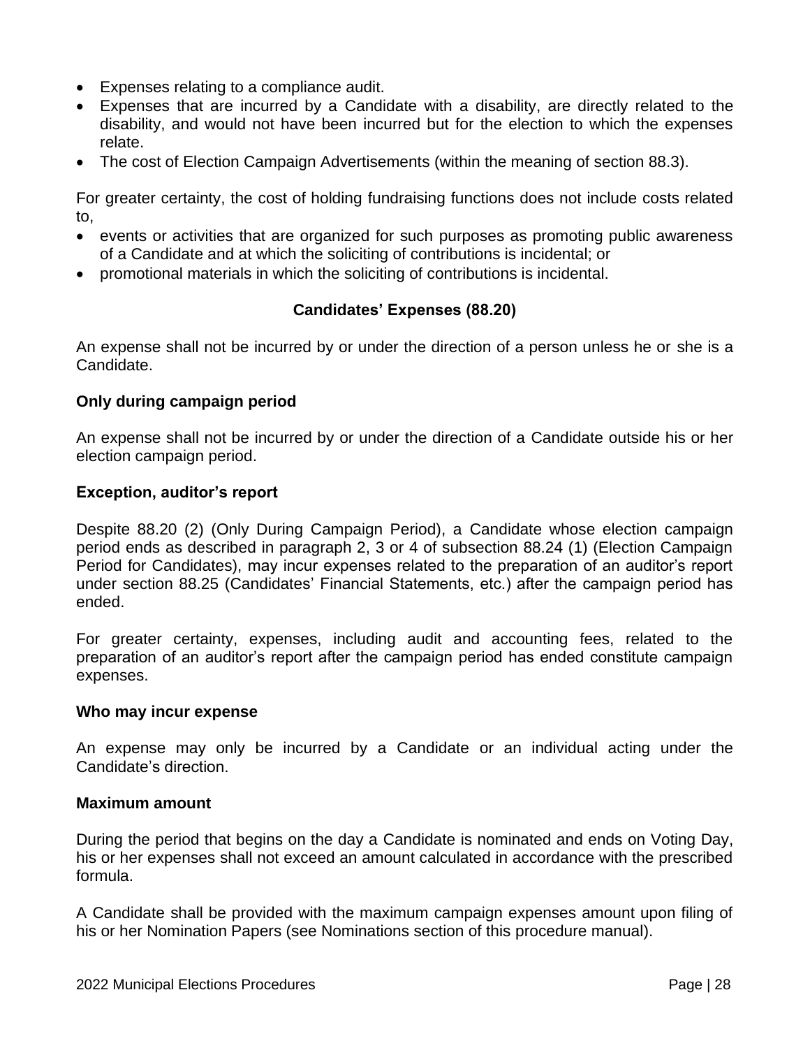- Expenses relating to a compliance audit.
- Expenses that are incurred by a Candidate with a disability, are directly related to the disability, and would not have been incurred but for the election to which the expenses relate.
- The cost of Election Campaign Advertisements (within the meaning of section 88.3).

For greater certainty, the cost of holding fundraising functions does not include costs related to,

- events or activities that are organized for such purposes as promoting public awareness of a Candidate and at which the soliciting of contributions is incidental; or
- promotional materials in which the soliciting of contributions is incidental.

## Candidates' Expenses (88.20)

An expense shall not be incurred by or under the direction of a person unless he or she is a Candidate.

### Only during campaign period

An expense shall not be incurred by or under the direction of a Candidate outside his or her election campaign period.

### Exception, auditor's report

Despite 88.20 (2) (Only During Campaign Period), a Candidate whose election campaign period ends as described in paragraph 2, 3 or 4 of subsection 88.24 (1) (Election Campaign Period for Candidates), may incur expenses related to the preparation of an auditor's report under section 88.25 (Candidates' Financial Statements, etc.) after the campaign period has ended.

For greater certainty, expenses, including audit and accounting fees, related to the preparation of an auditor's report after the campaign period has ended constitute campaign expenses.

### Who may incur expense

An expense may only be incurred by a Candidate or an individual acting under the Candidate's direction.

### Maximum amount

During the period that begins on the day a Candidate is nominated and ends on Voting Day, his or her expenses shall not exceed an amount calculated in accordance with the prescribed formula.

A Candidate shall be provided with the maximum campaign expenses amount upon filing of his or her Nomination Papers (see Nominations section of this procedure manual).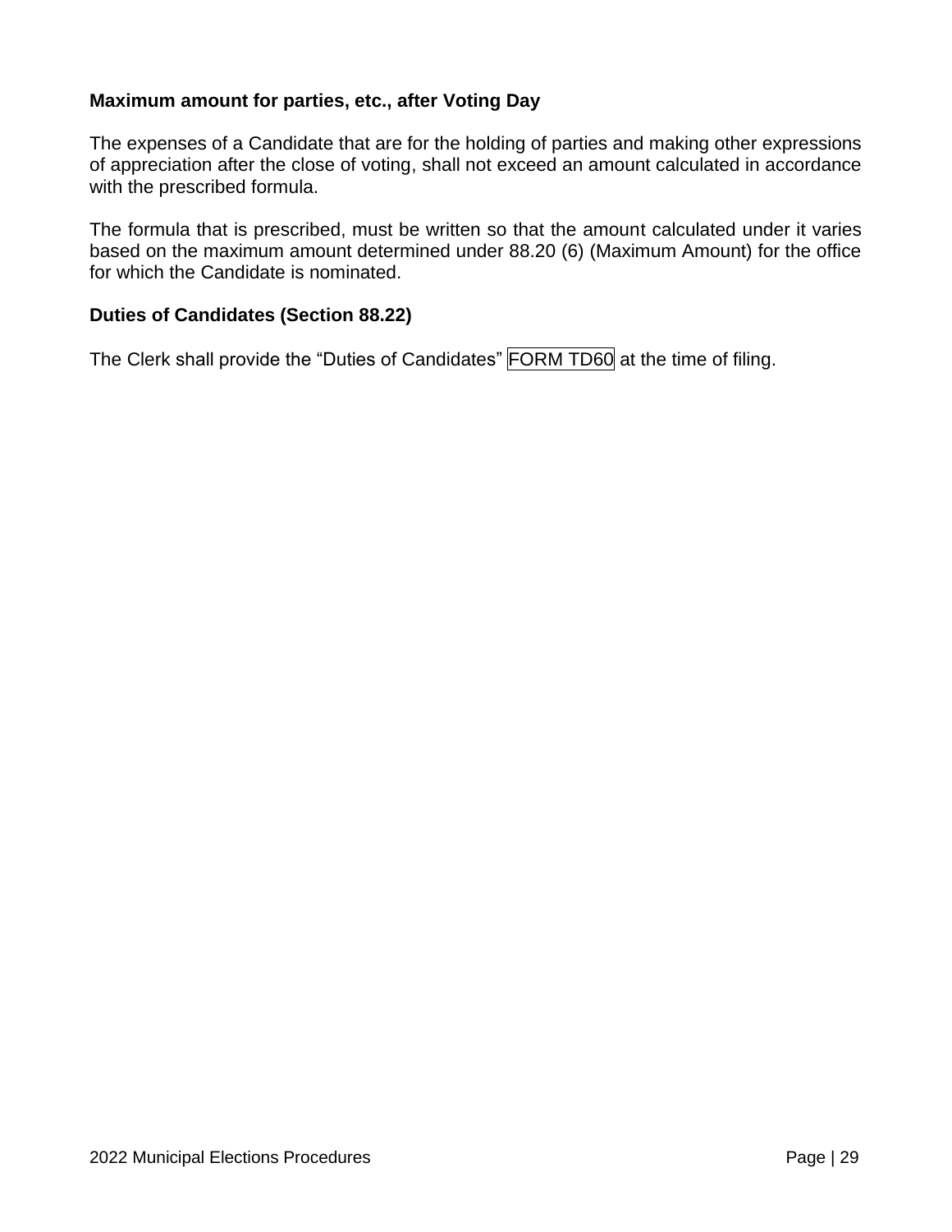**Maximum amount for parties, etc., after Voting Day**

The expenses of a Candidate that are for the holding of parties and making other expressions of appreciation after the close of voting, shall not exceed an amount calculated in accordance with the prescribed formula.

The formula that is prescribed, must be written so that the amount calculated under it varies based on the maximum amount determined under 88.20 (6) (Maximum Amount) for the office for which the Candidate is nominated.

**Duties of Candidates (Section 88.22)**

The Clerk shall provide the "Duties of Candidates" FORM TD60 at the time of filing.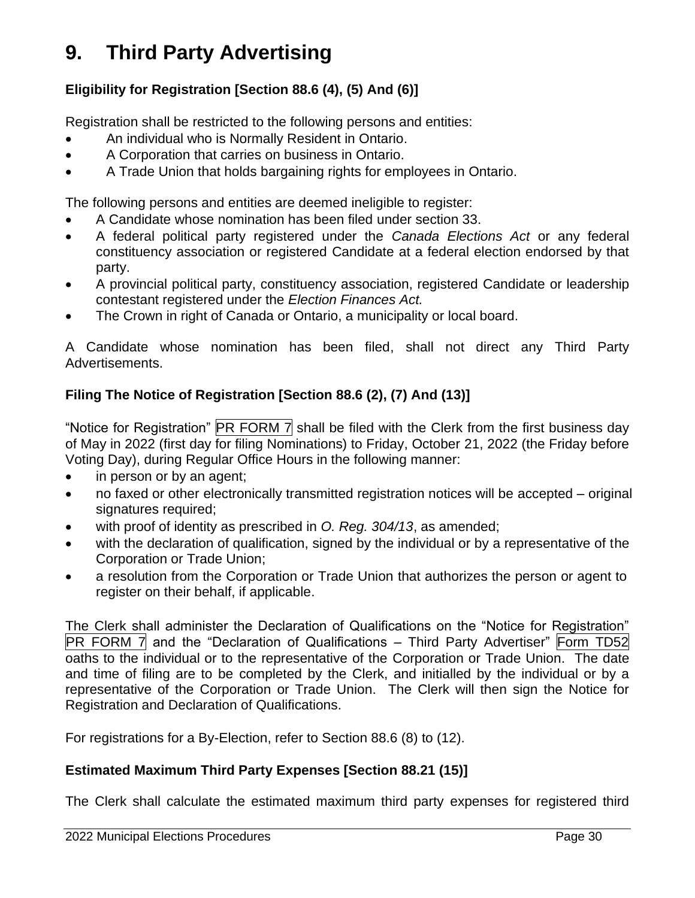# 9. Third Party Advertising

### Eligibility for Registration [Section 88.6 (4), (5) And (6)]

Registration shall be restricted to the following persons and entities:

- An individual who is Normally Resident in Ontario.
- A Corporation that carries on business in Ontario.
- A Trade Union that holds bargaining rights for employees in Ontario.

The following persons and entities are deemed ineligible to register:

- A Candidate whose nomination has been filed under section 33.
- A federal political party registered under the *Canada Elections Act* or any federal constituency association or registered Candidate at a federal election endorsed by that party.
- A provincial political party, constituency association, registered Candidate or leadership contestant registered under the *Election Finances Act.*
- The Crown in right of Canada or Ontario, a municipality or local board.

A Candidate whose nomination has been filed, shall not direct any Third Party Advertisements.

### Filing The Notice of Registration [Section 88.6 (2), (7) And (13)]

"Notice for Registration" PR FORM 7 shall be filed with the Clerk from the first business day of May in 2022 (first day for filing Nominations) to Friday, October 21, 2022 (the Friday before Voting Day), during Regular Office Hours in the following manner:

- in person or by an agent;
- no faxed or other electronically transmitted registration notices will be accepted – original signatures required;
- with proof of identity as prescribed in *O. Reg. 304/13*, as amended;
- with the declaration of qualification, signed by the individual or by a representative of the Corporation or Trade Union;
- a resolution from the Corporation or Trade Union that authorizes the person or agent to register on their behalf, if applicable.

The Clerk shall administer the Declaration of Qualifications on the "Notice for Registration" PR FORM 7 and the "Declaration of Qualifications – Third Party Advertiser" Form TD52 oaths to the individual or to the representative of the Corporation or Trade Union. The date and time of filing are to be completed by the Clerk, and initialled by the individual or by a representative of the Corporation or Trade Union. The Clerk will then sign the Notice for Registration and Declaration of Qualifications.

For registrations for a By-Election, refer to Section 88.6 (8) to (12).

### Estimated Maximum Third Party Expenses [Section 88.21 (15)]

The Clerk shall calculate the estimated maximum third party expenses for registered third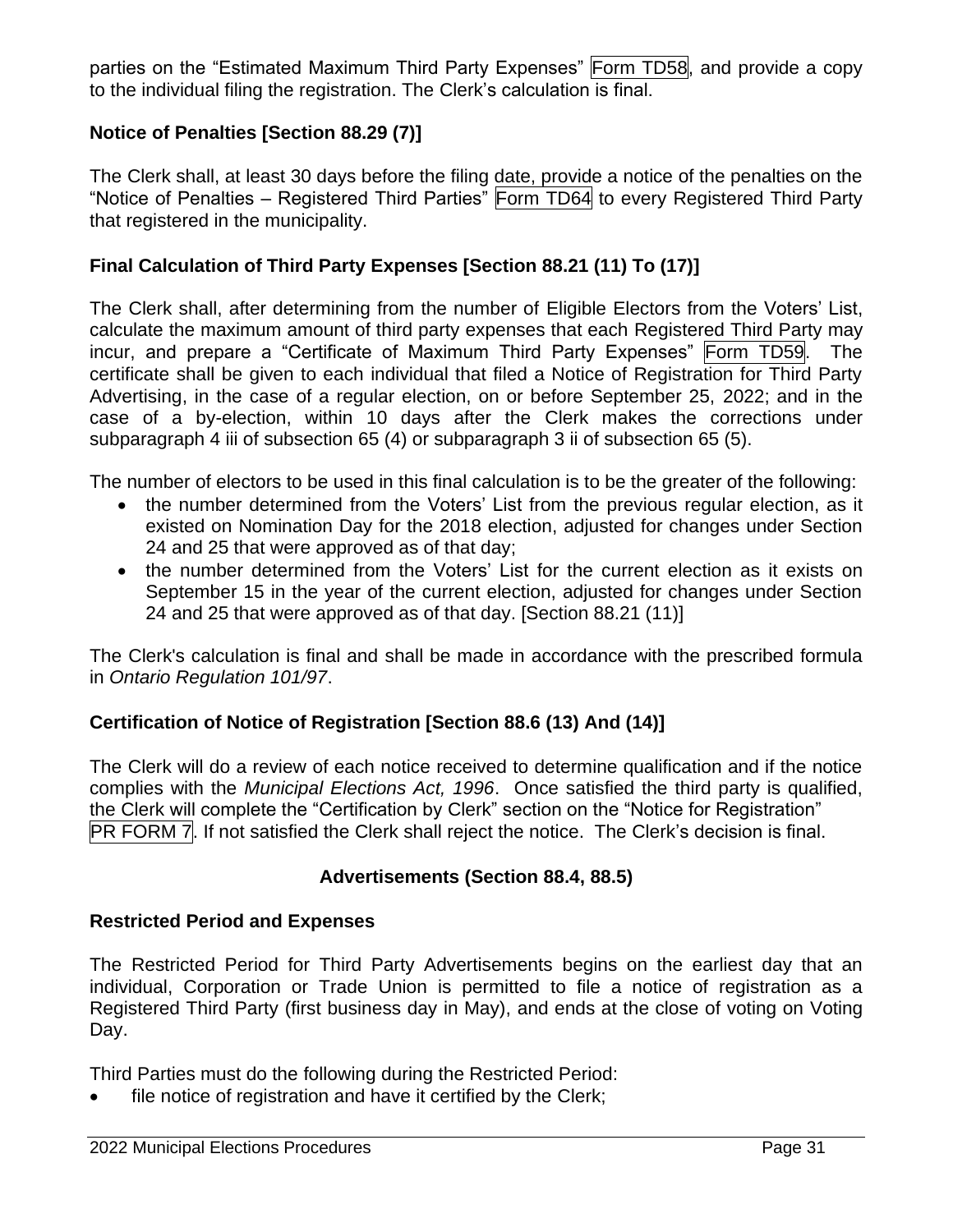parties on the "Estimated Maximum Third Party Expenses" Form TD58, and provide a copy to the individual filing the registration. The Clerk's calculation is final.

### Notice of Penalties [Section 88.29 (7)]

The Clerk shall, at least 30 days before the filing date, provide a notice of the penalties on the "Notice of Penalties – Registered Third Parties" Form TD64 to every Registered Third Party that registered in the municipality.

### Final Calculation of Third Party Expenses [Section 88.21 (11) To (17)]

The Clerk shall, after determining from the number of Eligible Electors from the Voters' List, calculate the maximum amount of third party expenses that each Registered Third Party may incur, and prepare a "Certificate of Maximum Third Party Expenses" Form TD59. The certificate shall be given to each individual that filed a Notice of Registration for Third Party Advertising, in the case of a regular election, on or before September 25, 2022; and in the case of a by-election, within 10 days after the Clerk makes the corrections under subparagraph 4 iii of subsection 65 (4) or subparagraph 3 ii of subsection 65 (5).

The number of electors to be used in this final calculation is to be the greater of the following:

- the number determined from the Voters' List from the previous regular election, as it existed on Nomination Day for the 2018 election, adjusted for changes under Section 24 and 25 that were approved as of that day;
- the number determined from the Voters' List for the current election as it exists on September 15 in the year of the current election, adjusted for changes under Section 24 and 25 that were approved as of that day. [Section 88.21 (11)]

The Clerk's calculation is final and shall be made in accordance with the prescribed formula in *Ontario Regulation 101/97*.

### Certification of Notice of Registration [Section 88.6 (13) And (14)]

The Clerk will do a review of each notice received to determine qualification and if the notice complies with the *Municipal Elections Act, 1996*. Once satisfied the third party is qualified, the Clerk will complete the "Certification by Clerk" section on the "Notice for Registration" PR FORM 7. If not satisfied the Clerk shall reject the notice. The Clerk's decision is final.

## Advertisements (Section 88.4, 88.5)

### Restricted Period and Expenses

The Restricted Period for Third Party Advertisements begins on the earliest day that an individual, Corporation or Trade Union is permitted to file a notice of registration as a Registered Third Party (first business day in May), and ends at the close of voting on Voting Day.

Third Parties must do the following during the Restricted Period:

- file notice of registration and have it certified by the Clerk;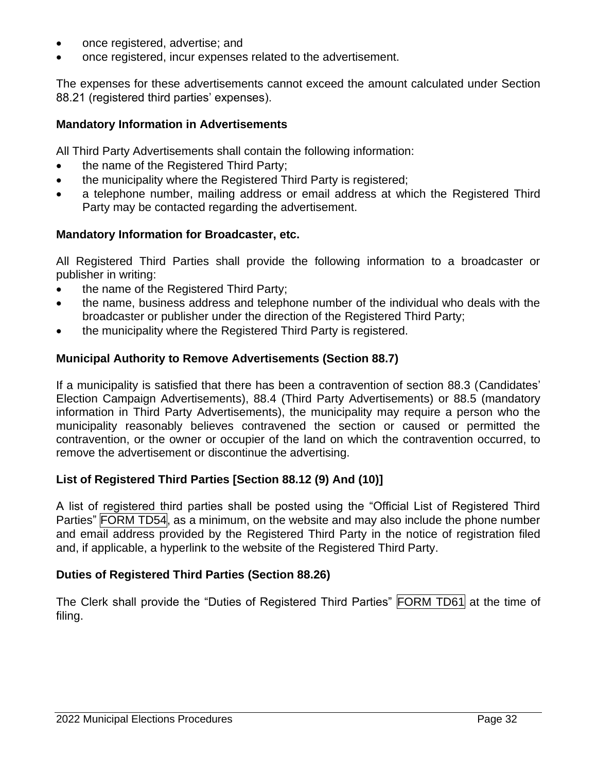- once registered, advertise; and
- once registered, incur expenses related to the advertisement.

The expenses for these advertisements cannot exceed the amount calculated under Section 88.21 (registered third parties' expenses).

**Mandatory Information in Advertisements**

All Third Party Advertisements shall contain the following information:

- the name of the Registered Third Party;
- the municipality where the Registered Third Party is registered;
- a telephone number, mailing address or email address at which the Registered Third Party may be contacted regarding the advertisement.

**Mandatory Information for Broadcaster, etc.**

All Registered Third Parties shall provide the following information to a broadcaster or publisher in writing:

- the name of the Registered Third Party;
- the name, business address and telephone number of the individual who deals with the broadcaster or publisher under the direction of the Registered Third Party;
- the municipality where the Registered Third Party is registered.

**Municipal Authority to Remove Advertisements (Section 88.7)**

If a municipality is satisfied that there has been a contravention of section 88.3 (Candidates' Election Campaign Advertisements), 88.4 (Third Party Advertisements) or 88.5 (mandatory information in Third Party Advertisements), the municipality may require a person who the municipality reasonably believes contravened the section or caused or permitted the contravention, or the owner or occupier of the land on which the contravention occurred, to remove the advertisement or discontinue the advertising.

**List of Registered Third Parties [Section 88.12 (9) And (10)]**

A list of registered third parties shall be posted using the "Official List of Registered Third Parties" FORM TD54, as a minimum, on the website and may also include the phone number and email address provided by the Registered Third Party in the notice of registration filed and, if applicable, a hyperlink to the website of the Registered Third Party.

**Duties of Registered Third Parties (Section 88.26)**

The Clerk shall provide the "Duties of Registered Third Parties" FORM TD61 at the time of filing.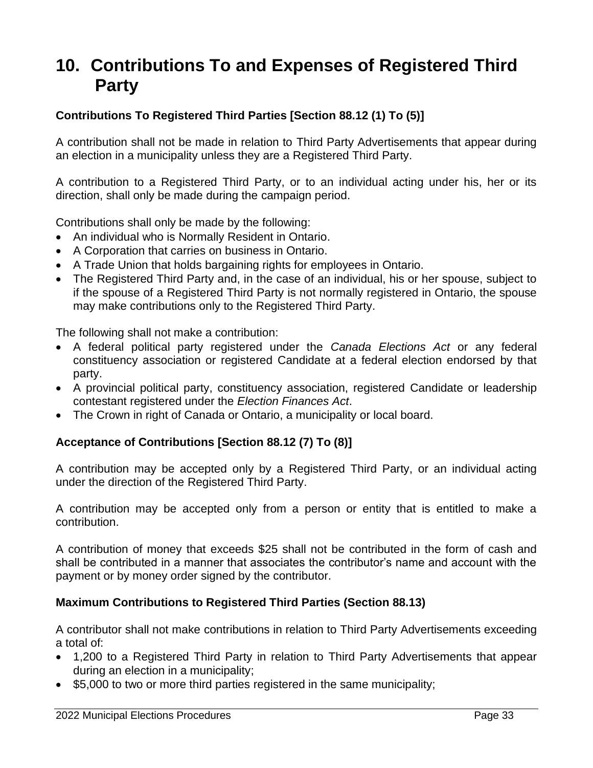# 10. Contributions To and Expenses of Registered Third Party

### Contributions To Registered Third Parties [Section 88.12 (1) To (5)]

A contribution shall not be made in relation to Third Party Advertisements that appear during an election in a municipality unless they are a Registered Third Party.

A contribution to a Registered Third Party, or to an individual acting under his, her or its direction, shall only be made during the campaign period.

Contributions shall only be made by the following:

- An individual who is Normally Resident in Ontario.
- A Corporation that carries on business in Ontario.
- A Trade Union that holds bargaining rights for employees in Ontario.
- The Registered Third Party and, in the case of an individual, his or her spouse, subject to if the spouse of a Registered Third Party is not normally registered in Ontario, the spouse may make contributions only to the Registered Third Party.

The following shall not make a contribution:

- A federal political party registered under the *Canada Elections Act* or any federal constituency association or registered Candidate at a federal election endorsed by that party.
- A provincial political party, constituency association, registered Candidate or leadership contestant registered under the *Election Finances Act*.
- The Crown in right of Canada or Ontario, a municipality or local board.

### Acceptance of Contributions [Section 88.12 (7) To (8)]

A contribution may be accepted only by a Registered Third Party, or an individual acting under the direction of the Registered Third Party.

A contribution may be accepted only from a person or entity that is entitled to make a contribution.

A contribution of money that exceeds $25 shall not be contributed in the form of cash and shall be contributed in a manner that associates the contributor's name and account with the payment or by money order signed by the contributor.

### Maximum Contributions to Registered Third Parties (Section 88.13)

A contributor shall not make contributions in relation to Third Party Advertisements exceeding a total of:

- 1,200 to a Registered Third Party in relation to Third Party Advertisements that appear during an election in a municipality;
- $5,000 to two or more third parties registered in the same municipality;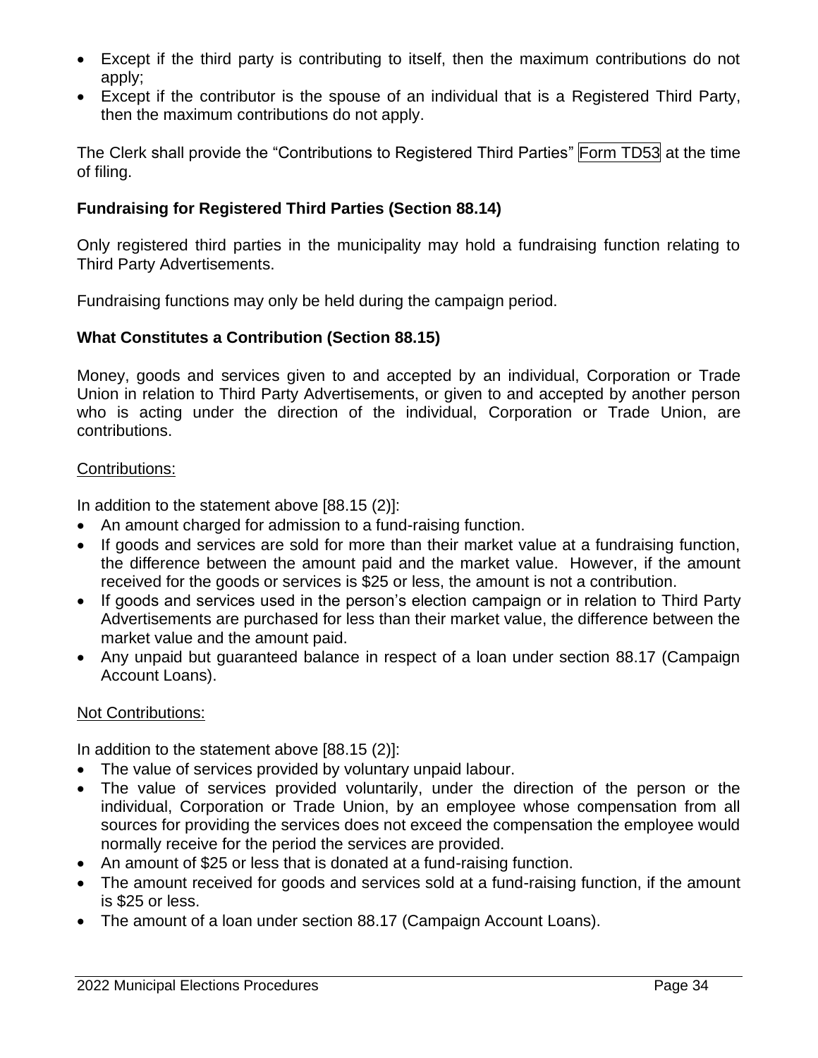- Except if the third party is contributing to itself, then the maximum contributions do not apply;
- Except if the contributor is the spouse of an individual that is a Registered Third Party, then the maximum contributions do not apply.

The Clerk shall provide the "Contributions to Registered Third Parties" Form TD53 at the time of filing.

### Fundraising for Registered Third Parties (Section 88.14)

Only registered third parties in the municipality may hold a fundraising function relating to Third Party Advertisements.

Fundraising functions may only be held during the campaign period.

### What Constitutes a Contribution (Section 88.15)

Money, goods and services given to and accepted by an individual, Corporation or Trade Union in relation to Third Party Advertisements, or given to and accepted by another person who is acting under the direction of the individual, Corporation or Trade Union, are contributions.

Contributions:

In addition to the statement above [88.15 (2)]:

- An amount charged for admission to a fund-raising function.
- If goods and services are sold for more than their market value at a fundraising function, the difference between the amount paid and the market value. However, if the amount received for the goods or services is $25 or less, the amount is not a contribution.
- If goods and services used in the person's election campaign or in relation to Third Party Advertisements are purchased for less than their market value, the difference between the market value and the amount paid.
- Any unpaid but guaranteed balance in respect of a loan under section 88.17 (Campaign Account Loans).

Not Contributions:

In addition to the statement above [88.15 (2)]:

- The value of services provided by voluntary unpaid labour.
- The value of services provided voluntarily, under the direction of the person or the individual, Corporation or Trade Union, by an employee whose compensation from all sources for providing the services does not exceed the compensation the employee would normally receive for the period the services are provided.
- An amount of $25 or less that is donated at a fund-raising function.
- The amount received for goods and services sold at a fund-raising function, if the amount is $25 or less.
- The amount of a loan under section 88.17 (Campaign Account Loans).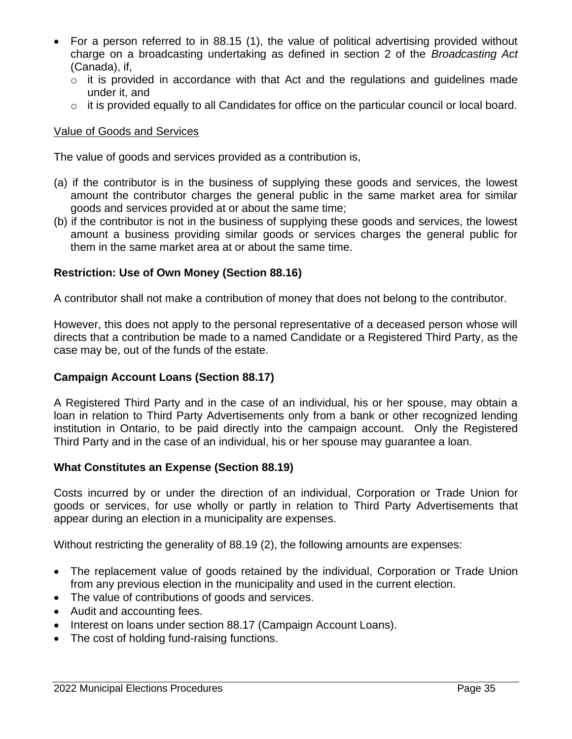- For a person referred to in 88.15 (1), the value of political advertising provided without charge on a broadcasting undertaking as defined in section 2 of the *Broadcasting Act* (Canada), if,
  - it is provided in accordance with that Act and the regulations and guidelines made under it, and
  - it is provided equally to all Candidates for office on the particular council or local board.

<u>Value of Goods and Services</u>

The value of goods and services provided as a contribution is,

(a) if the contributor is in the business of supplying these goods and services, the lowest amount the contributor charges the general public in the same market area for similar goods and services provided at or about the same time;

(b) if the contributor is not in the business of supplying these goods and services, the lowest amount a business providing similar goods or services charges the general public for them in the same market area at or about the same time.

**Restriction: Use of Own Money (Section 88.16)**

A contributor shall not make a contribution of money that does not belong to the contributor.

However, this does not apply to the personal representative of a deceased person whose will directs that a contribution be made to a named Candidate or a Registered Third Party, as the case may be, out of the funds of the estate.

**Campaign Account Loans (Section 88.17)**

A Registered Third Party and in the case of an individual, his or her spouse, may obtain a loan in relation to Third Party Advertisements only from a bank or other recognized lending institution in Ontario, to be paid directly into the campaign account. Only the Registered Third Party and in the case of an individual, his or her spouse may guarantee a loan.

**What Constitutes an Expense (Section 88.19)**

Costs incurred by or under the direction of an individual, Corporation or Trade Union for goods or services, for use wholly or partly in relation to Third Party Advertisements that appear during an election in a municipality are expenses.

Without restricting the generality of 88.19 (2), the following amounts are expenses:

- The replacement value of goods retained by the individual, Corporation or Trade Union from any previous election in the municipality and used in the current election.
- The value of contributions of goods and services.
- Audit and accounting fees.
- Interest on loans under section 88.17 (Campaign Account Loans).
- The cost of holding fund-raising functions.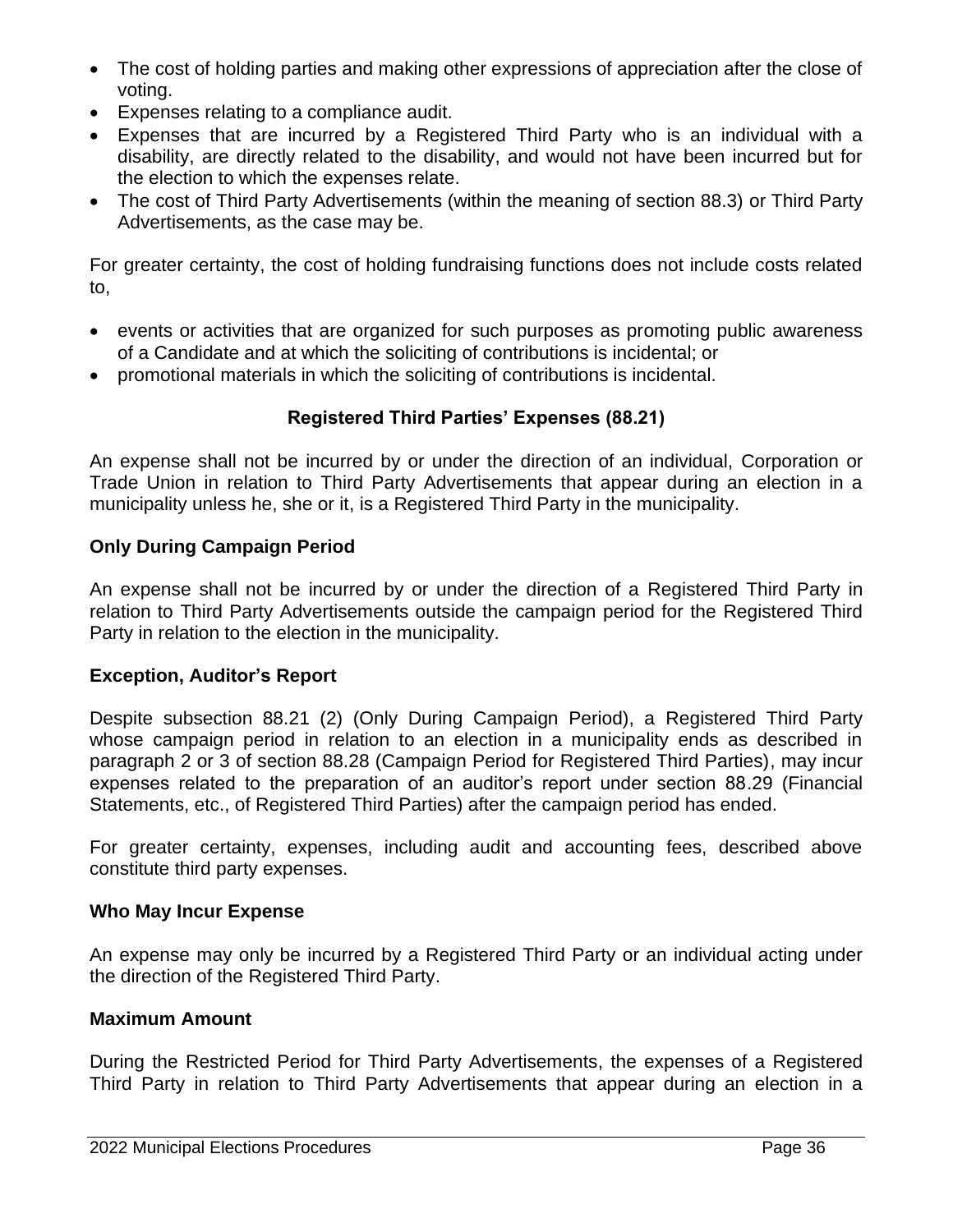- The cost of holding parties and making other expressions of appreciation after the close of voting.
- Expenses relating to a compliance audit.
- Expenses that are incurred by a Registered Third Party who is an individual with a disability, are directly related to the disability, and would not have been incurred but for the election to which the expenses relate.
- The cost of Third Party Advertisements (within the meaning of section 88.3) or Third Party Advertisements, as the case may be.

For greater certainty, the cost of holding fundraising functions does not include costs related to,

- events or activities that are organized for such purposes as promoting public awareness of a Candidate and at which the soliciting of contributions is incidental; or
- promotional materials in which the soliciting of contributions is incidental.

## Registered Third Parties' Expenses (88.21)

An expense shall not be incurred by or under the direction of an individual, Corporation or Trade Union in relation to Third Party Advertisements that appear during an election in a municipality unless he, she or it, is a Registered Third Party in the municipality.

### Only During Campaign Period

An expense shall not be incurred by or under the direction of a Registered Third Party in relation to Third Party Advertisements outside the campaign period for the Registered Third Party in relation to the election in the municipality.

### Exception, Auditor's Report

Despite subsection 88.21 (2) (Only During Campaign Period), a Registered Third Party whose campaign period in relation to an election in a municipality ends as described in paragraph 2 or 3 of section 88.28 (Campaign Period for Registered Third Parties), may incur expenses related to the preparation of an auditor's report under section 88.29 (Financial Statements, etc., of Registered Third Parties) after the campaign period has ended.

For greater certainty, expenses, including audit and accounting fees, described above constitute third party expenses.

### Who May Incur Expense

An expense may only be incurred by a Registered Third Party or an individual acting under the direction of the Registered Third Party.

### Maximum Amount

During the Restricted Period for Third Party Advertisements, the expenses of a Registered Third Party in relation to Third Party Advertisements that appear during an election in a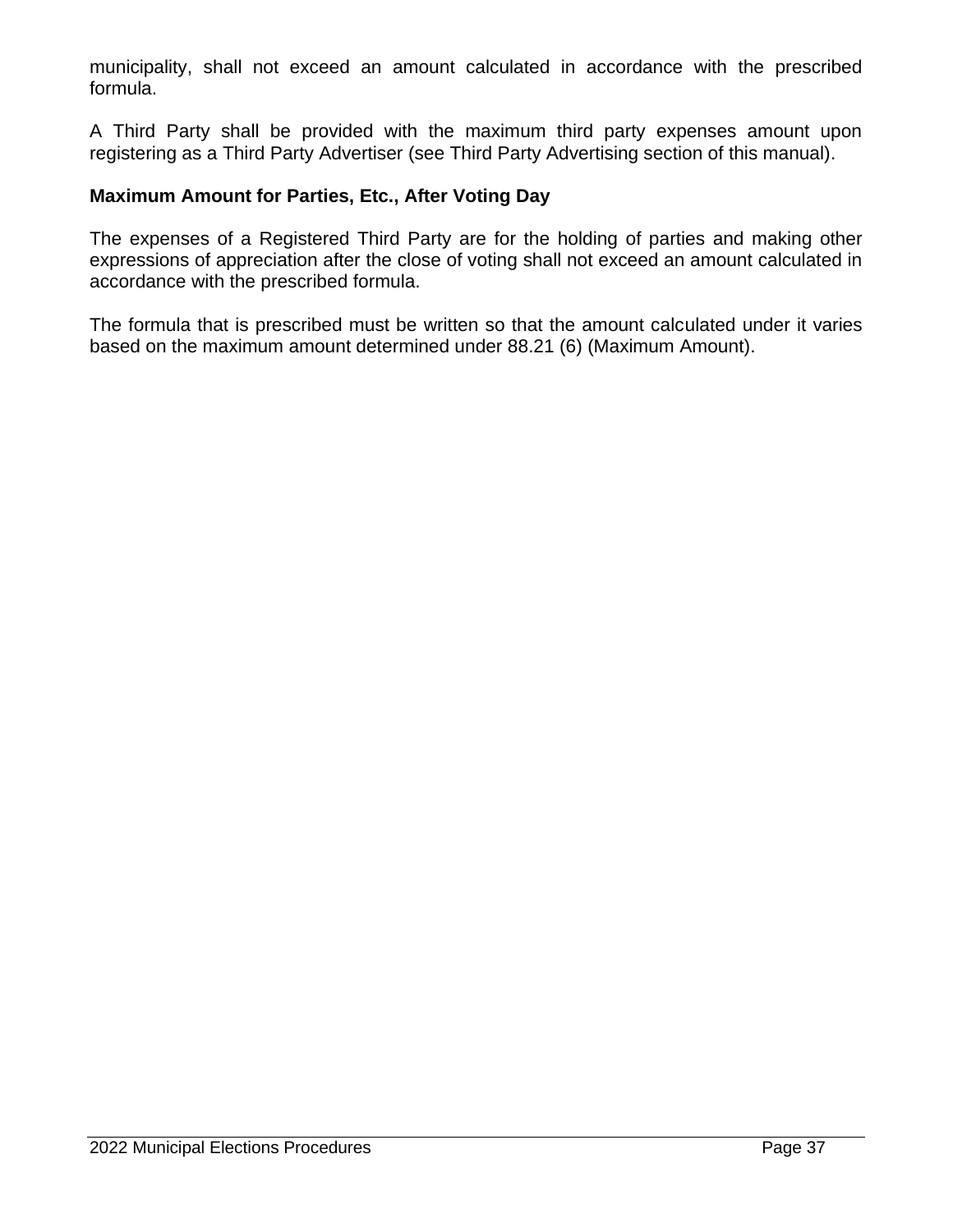municipality, shall not exceed an amount calculated in accordance with the prescribed formula.

A Third Party shall be provided with the maximum third party expenses amount upon registering as a Third Party Advertiser (see Third Party Advertising section of this manual).

**Maximum Amount for Parties, Etc., After Voting Day**

The expenses of a Registered Third Party are for the holding of parties and making other expressions of appreciation after the close of voting shall not exceed an amount calculated in accordance with the prescribed formula.

The formula that is prescribed must be written so that the amount calculated under it varies based on the maximum amount determined under 88.21 (6) (Maximum Amount).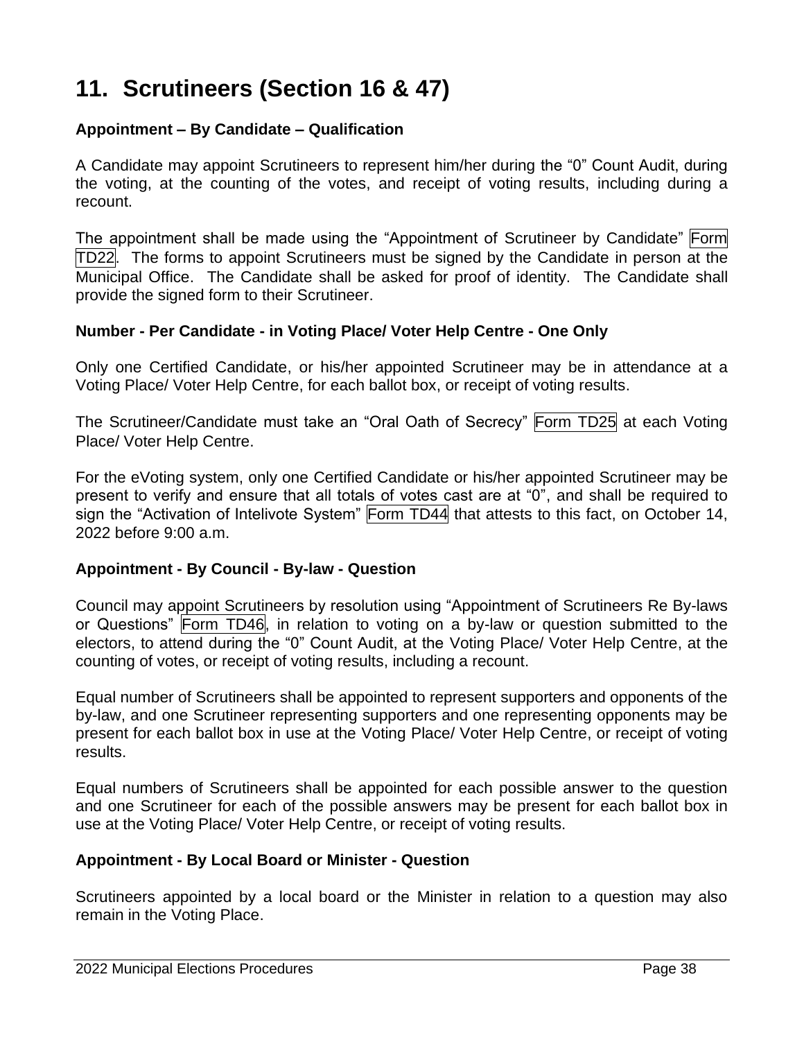# 11. Scrutineers (Section 16 & 47)

**Appointment – By Candidate – Qualification**

A Candidate may appoint Scrutineers to represent him/her during the "0" Count Audit, during the voting, at the counting of the votes, and receipt of voting results, including during a recount.

The appointment shall be made using the "Appointment of Scrutineer by Candidate" Form TD22. The forms to appoint Scrutineers must be signed by the Candidate in person at the Municipal Office. The Candidate shall be asked for proof of identity. The Candidate shall provide the signed form to their Scrutineer.

**Number - Per Candidate - in Voting Place/ Voter Help Centre - One Only**

Only one Certified Candidate, or his/her appointed Scrutineer may be in attendance at a Voting Place/ Voter Help Centre, for each ballot box, or receipt of voting results.

The Scrutineer/Candidate must take an "Oral Oath of Secrecy" Form TD25 at each Voting Place/ Voter Help Centre.

For the eVoting system, only one Certified Candidate or his/her appointed Scrutineer may be present to verify and ensure that all totals of votes cast are at "0", and shall be required to sign the "Activation of Intelivote System" Form TD44 that attests to this fact, on October 14, 2022 before 9:00 a.m.

**Appointment - By Council - By-law - Question**

Council may appoint Scrutineers by resolution using "Appointment of Scrutineers Re By-laws or Questions" Form TD46, in relation to voting on a by-law or question submitted to the electors, to attend during the "0" Count Audit, at the Voting Place/ Voter Help Centre, at the counting of votes, or receipt of voting results, including a recount.

Equal number of Scrutineers shall be appointed to represent supporters and opponents of the by-law, and one Scrutineer representing supporters and one representing opponents may be present for each ballot box in use at the Voting Place/ Voter Help Centre, or receipt of voting results.

Equal numbers of Scrutineers shall be appointed for each possible answer to the question and one Scrutineer for each of the possible answers may be present for each ballot box in use at the Voting Place/ Voter Help Centre, or receipt of voting results.

**Appointment - By Local Board or Minister - Question**

Scrutineers appointed by a local board or the Minister in relation to a question may also remain in the Voting Place.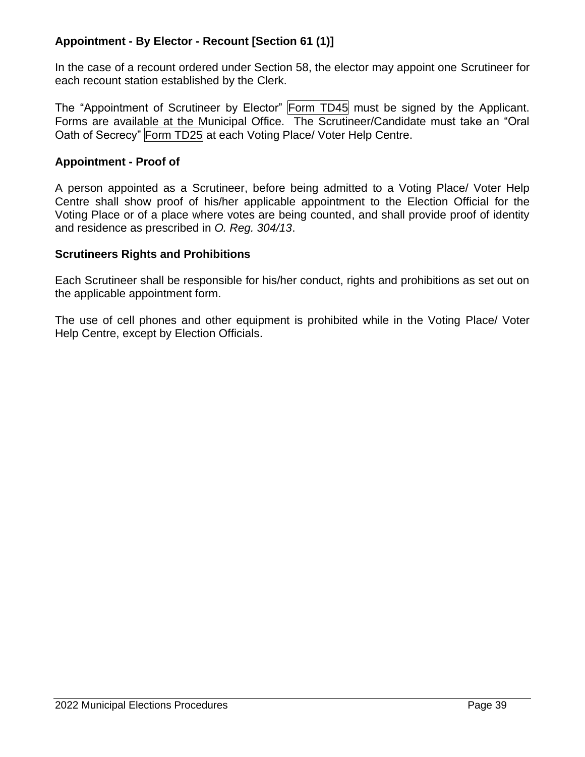**Appointment - By Elector - Recount [Section 61 (1)]**

In the case of a recount ordered under Section 58, the elector may appoint one Scrutineer for each recount station established by the Clerk.

The "Appointment of Scrutineer by Elector" Form TD45 must be signed by the Applicant. Forms are available at the Municipal Office. The Scrutineer/Candidate must take an "Oral Oath of Secrecy" Form TD25 at each Voting Place/ Voter Help Centre.

**Appointment - Proof of**

A person appointed as a Scrutineer, before being admitted to a Voting Place/ Voter Help Centre shall show proof of his/her applicable appointment to the Election Official for the Voting Place or of a place where votes are being counted, and shall provide proof of identity and residence as prescribed in *O. Reg. 304/13*.

**Scrutineers Rights and Prohibitions**

Each Scrutineer shall be responsible for his/her conduct, rights and prohibitions as set out on the applicable appointment form.

The use of cell phones and other equipment is prohibited while in the Voting Place/ Voter Help Centre, except by Election Officials.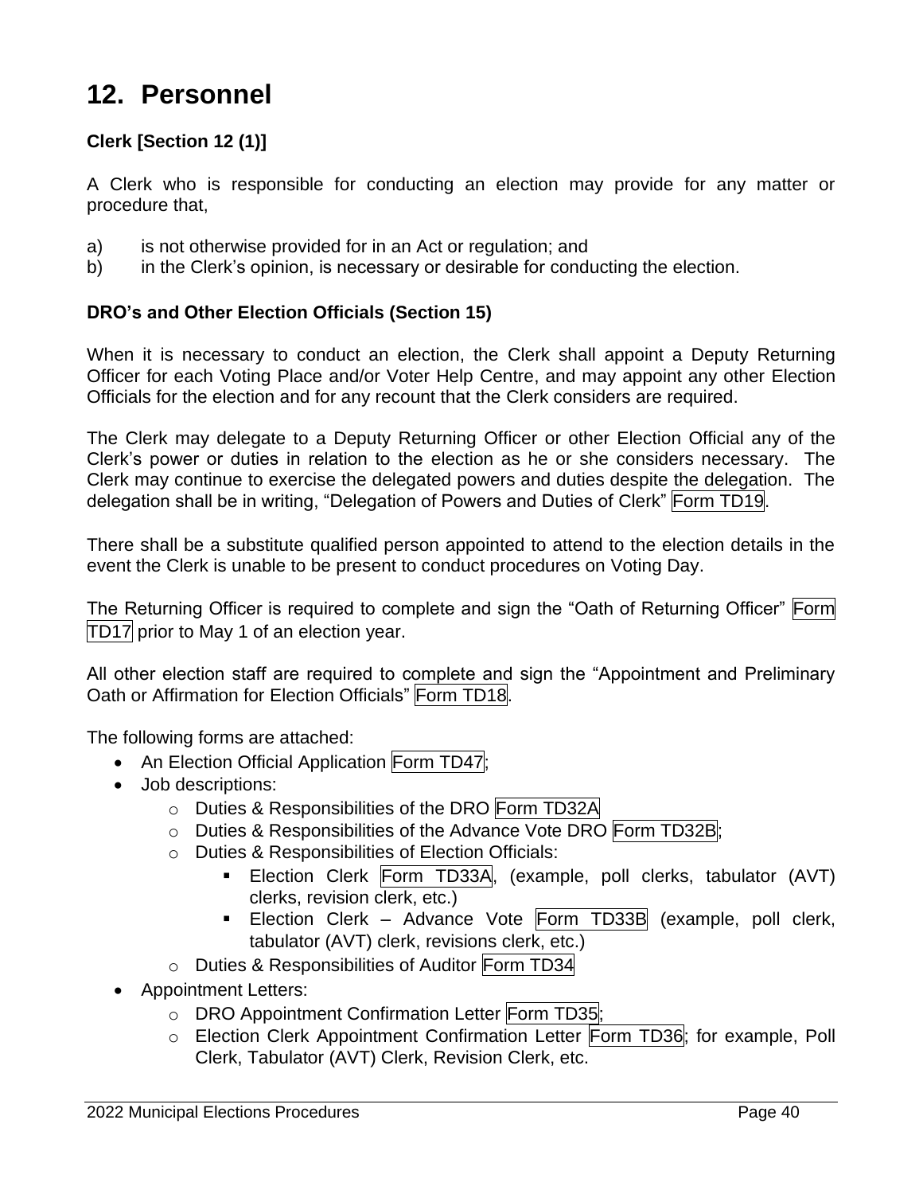# 12. Personnel

### Clerk [Section 12 (1)]

A Clerk who is responsible for conducting an election may provide for any matter or procedure that,

a) is not otherwise provided for in an Act or regulation; and
b) in the Clerk's opinion, is necessary or desirable for conducting the election.

### DRO's and Other Election Officials (Section 15)

When it is necessary to conduct an election, the Clerk shall appoint a Deputy Returning Officer for each Voting Place and/or Voter Help Centre, and may appoint any other Election Officials for the election and for any recount that the Clerk considers are required.

The Clerk may delegate to a Deputy Returning Officer or other Election Official any of the Clerk's power or duties in relation to the election as he or she considers necessary. The Clerk may continue to exercise the delegated powers and duties despite the delegation. The delegation shall be in writing, "Delegation of Powers and Duties of Clerk" Form TD19.

There shall be a substitute qualified person appointed to attend to the election details in the event the Clerk is unable to be present to conduct procedures on Voting Day.

The Returning Officer is required to complete and sign the "Oath of Returning Officer" Form TD17 prior to May 1 of an election year.

All other election staff are required to complete and sign the "Appointment and Preliminary Oath or Affirmation for Election Officials" Form TD18.

The following forms are attached:

- An Election Official Application Form TD47;
- Job descriptions:
  - Duties & Responsibilities of the DRO Form TD32A
  - Duties & Responsibilities of the Advance Vote DRO Form TD32B;
  - Duties & Responsibilities of Election Officials:
    - Election Clerk Form TD33A, (example, poll clerks, tabulator (AVT) clerks, revision clerk, etc.)
    - Election Clerk – Advance Vote Form TD33B (example, poll clerk, tabulator (AVT) clerk, revisions clerk, etc.)
  - Duties & Responsibilities of Auditor Form TD34
- Appointment Letters:
  - DRO Appointment Confirmation Letter Form TD35;
  - Election Clerk Appointment Confirmation Letter Form TD36; for example, Poll Clerk, Tabulator (AVT) Clerk, Revision Clerk, etc.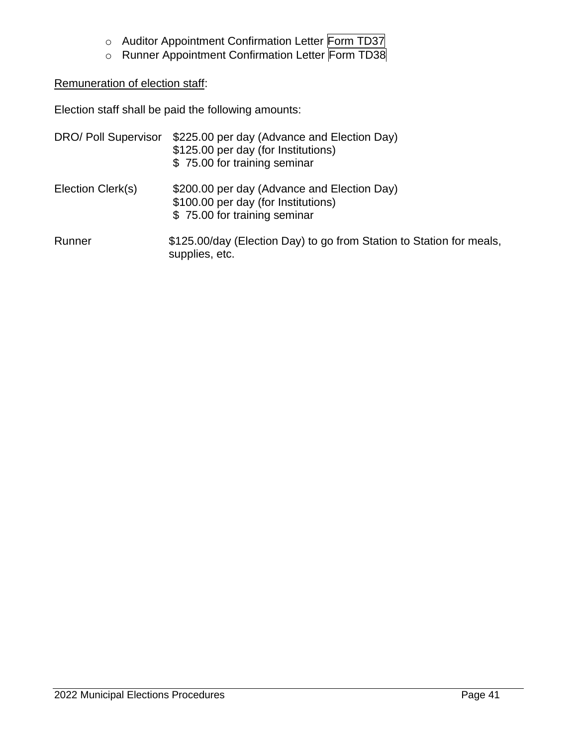- Auditor Appointment Confirmation Letter Form TD37
- Runner Appointment Confirmation Letter Form TD38

Remuneration of election staff:

Election staff shall be paid the following amounts:

| | |
|---|---|
| DRO/ Poll Supervisor | $225.00 per day (Advance and Election Day)<br>$125.00 per day (for Institutions)<br>$ 75.00 for training seminar |
| Election Clerk(s) | $200.00 per day (Advance and Election Day)<br>$100.00 per day (for Institutions)<br>$ 75.00 for training seminar |
| Runner | $125.00/day (Election Day) to go from Station to Station for meals, supplies, etc. |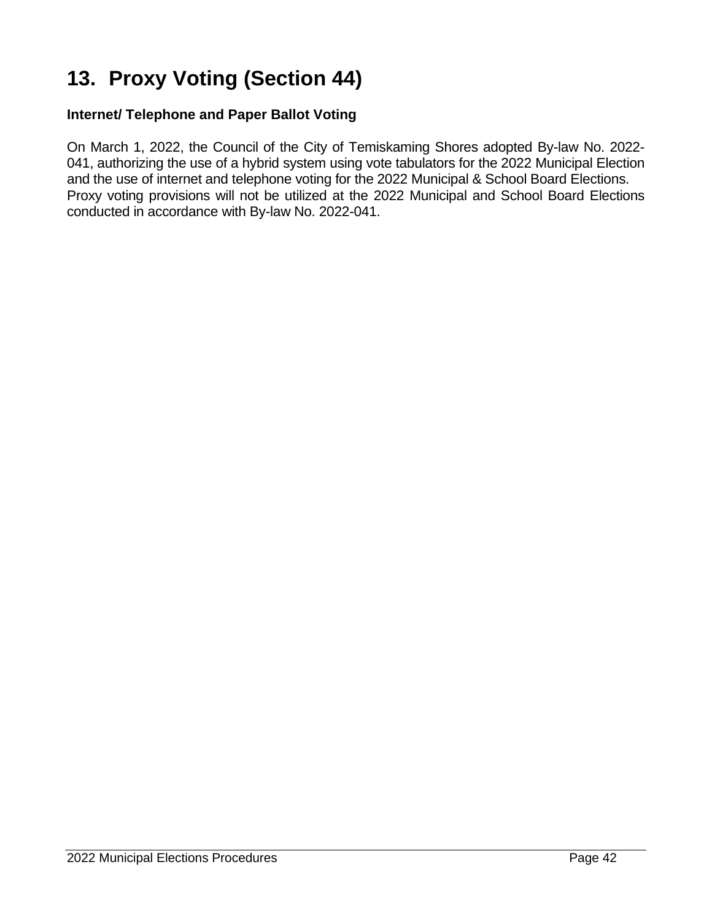# 13. Proxy Voting (Section 44)

### Internet/ Telephone and Paper Ballot Voting

On March 1, 2022, the Council of the City of Temiskaming Shores adopted By-law No. 2022-041, authorizing the use of a hybrid system using vote tabulators for the 2022 Municipal Election and the use of internet and telephone voting for the 2022 Municipal & School Board Elections. Proxy voting provisions will not be utilized at the 2022 Municipal and School Board Elections conducted in accordance with By-law No. 2022-041.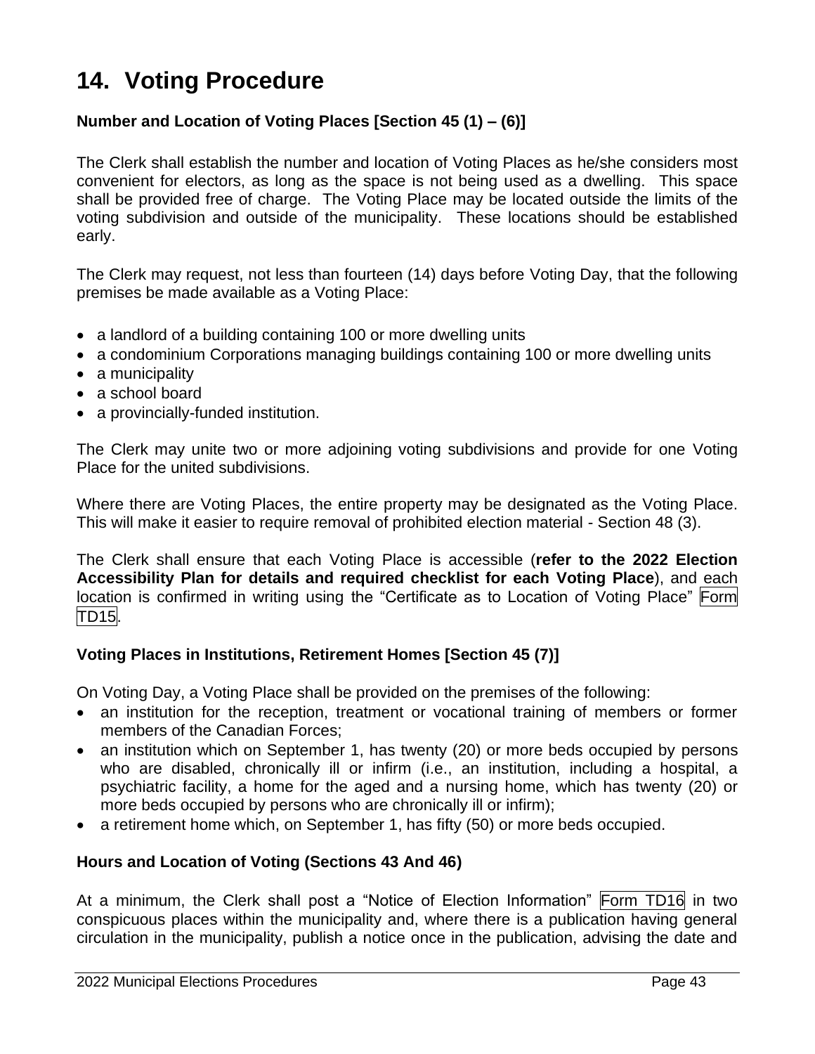# 14. Voting Procedure

### Number and Location of Voting Places [Section 45 (1) – (6)]

The Clerk shall establish the number and location of Voting Places as he/she considers most convenient for electors, as long as the space is not being used as a dwelling. This space shall be provided free of charge. The Voting Place may be located outside the limits of the voting subdivision and outside of the municipality. These locations should be established early.

The Clerk may request, not less than fourteen (14) days before Voting Day, that the following premises be made available as a Voting Place:

- a landlord of a building containing 100 or more dwelling units
- a condominium Corporations managing buildings containing 100 or more dwelling units
- a municipality
- a school board
- a provincially-funded institution.

The Clerk may unite two or more adjoining voting subdivisions and provide for one Voting Place for the united subdivisions.

Where there are Voting Places, the entire property may be designated as the Voting Place. This will make it easier to require removal of prohibited election material - Section 48 (3).

The Clerk shall ensure that each Voting Place is accessible (**refer to the 2022 Election Accessibility Plan for details and required checklist for each Voting Place**), and each location is confirmed in writing using the "Certificate as to Location of Voting Place" Form TD15.

### Voting Places in Institutions, Retirement Homes [Section 45 (7)]

On Voting Day, a Voting Place shall be provided on the premises of the following:

- an institution for the reception, treatment or vocational training of members or former members of the Canadian Forces;
- an institution which on September 1, has twenty (20) or more beds occupied by persons who are disabled, chronically ill or infirm (i.e., an institution, including a hospital, a psychiatric facility, a home for the aged and a nursing home, which has twenty (20) or more beds occupied by persons who are chronically ill or infirm);
- a retirement home which, on September 1, has fifty (50) or more beds occupied.

### Hours and Location of Voting (Sections 43 And 46)

At a minimum, the Clerk shall post a "Notice of Election Information" Form TD16 in two conspicuous places within the municipality and, where there is a publication having general circulation in the municipality, publish a notice once in the publication, advising the date and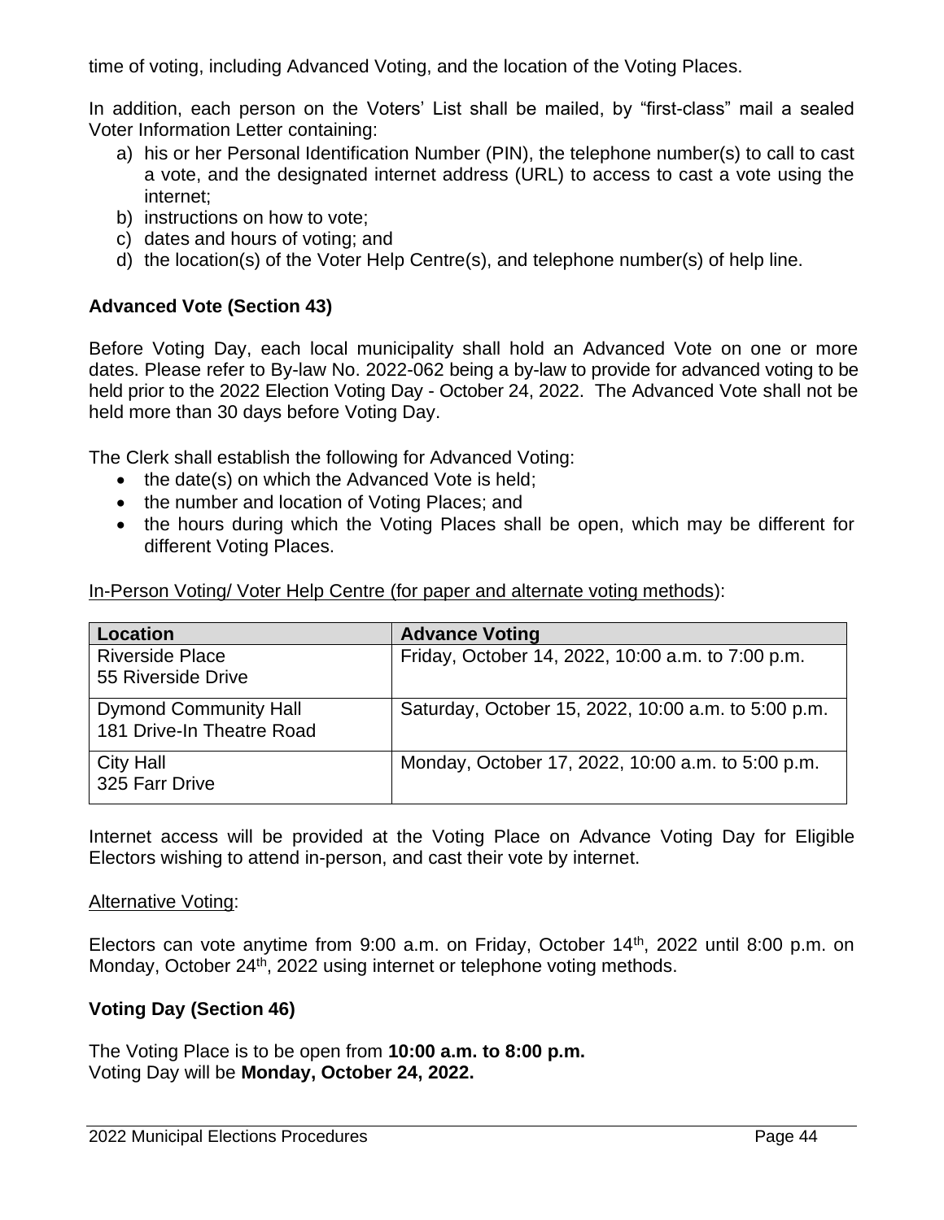time of voting, including Advanced Voting, and the location of the Voting Places.

In addition, each person on the Voters' List shall be mailed, by "first-class" mail a sealed Voter Information Letter containing:

a) his or her Personal Identification Number (PIN), the telephone number(s) to call to cast a vote, and the designated internet address (URL) to access to cast a vote using the internet;
b) instructions on how to vote;
c) dates and hours of voting; and
d) the location(s) of the Voter Help Centre(s), and telephone number(s) of help line.

**Advanced Vote (Section 43)**

Before Voting Day, each local municipality shall hold an Advanced Vote on one or more dates. Please refer to By-law No. 2022-062 being a by-law to provide for advanced voting to be held prior to the 2022 Election Voting Day - October 24, 2022. The Advanced Vote shall not be held more than 30 days before Voting Day.

The Clerk shall establish the following for Advanced Voting:

- the date(s) on which the Advanced Vote is held;
- the number and location of Voting Places; and
- the hours during which the Voting Places shall be open, which may be different for different Voting Places.

In-Person Voting/ Voter Help Centre (for paper and alternate voting methods):

| Location | Advance Voting |
|---|---|
| Riverside Place<br>55 Riverside Drive | Friday, October 14, 2022, 10:00 a.m. to 7:00 p.m. |
| Dymond Community Hall<br>181 Drive-In Theatre Road | Saturday, October 15, 2022, 10:00 a.m. to 5:00 p.m. |
| City Hall<br>325 Farr Drive | Monday, October 17, 2022, 10:00 a.m. to 5:00 p.m. |

Internet access will be provided at the Voting Place on Advance Voting Day for Eligible Electors wishing to attend in-person, and cast their vote by internet.

Alternative Voting:

Electors can vote anytime from 9:00 a.m. on Friday, October 14th, 2022 until 8:00 p.m. on Monday, October 24th, 2022 using internet or telephone voting methods.

**Voting Day (Section 46)**

The Voting Place is to be open from **10:00 a.m. to 8:00 p.m.**
Voting Day will be **Monday, October 24, 2022.**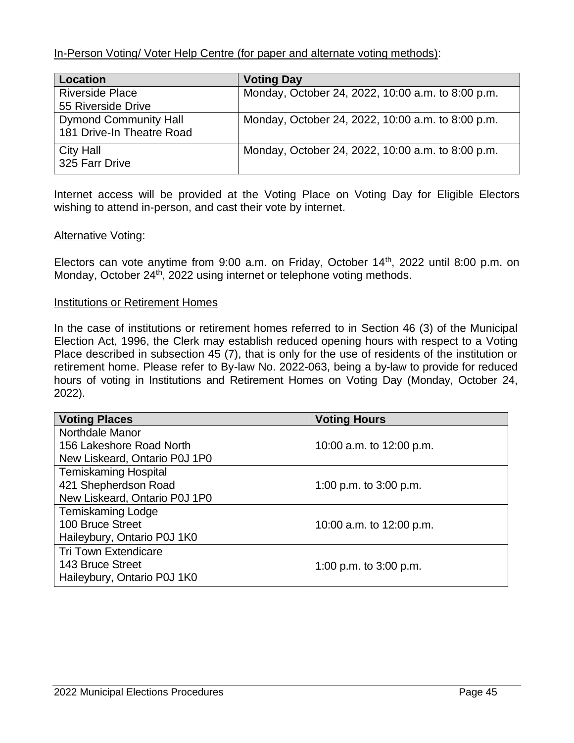In-Person Voting/ Voter Help Centre (for paper and alternate voting methods):

| Location | Voting Day |
| --- | --- |
| Riverside Place<br>55 Riverside Drive | Monday, October 24, 2022, 10:00 a.m. to 8:00 p.m. |
| Dymond Community Hall<br>181 Drive-In Theatre Road | Monday, October 24, 2022, 10:00 a.m. to 8:00 p.m. |
| City Hall<br>325 Farr Drive | Monday, October 24, 2022, 10:00 a.m. to 8:00 p.m. |

Internet access will be provided at the Voting Place on Voting Day for Eligible Electors wishing to attend in-person, and cast their vote by internet.

Alternative Voting:

Electors can vote anytime from 9:00 a.m. on Friday, October 14th, 2022 until 8:00 p.m. on Monday, October 24th, 2022 using internet or telephone voting methods.

Institutions or Retirement Homes

In the case of institutions or retirement homes referred to in Section 46 (3) of the Municipal Election Act, 1996, the Clerk may establish reduced opening hours with respect to a Voting Place described in subsection 45 (7), that is only for the use of residents of the institution or retirement home. Please refer to By-law No. 2022-063, being a by-law to provide for reduced hours of voting in Institutions and Retirement Homes on Voting Day (Monday, October 24, 2022).

| Voting Places | Voting Hours |
| --- | --- |
| Northdale Manor<br>156 Lakeshore Road North<br>New Liskeard, Ontario P0J 1P0 | 10:00 a.m. to 12:00 p.m. |
| Temiskaming Hospital<br>421 Shepherdson Road<br>New Liskeard, Ontario P0J 1P0 | 1:00 p.m. to 3:00 p.m. |
| Temiskaming Lodge<br>100 Bruce Street<br>Haileybury, Ontario P0J 1K0 | 10:00 a.m. to 12:00 p.m. |
| Tri Town Extendicare<br>143 Bruce Street<br>Haileybury, Ontario P0J 1K0 | 1:00 p.m. to 3:00 p.m. |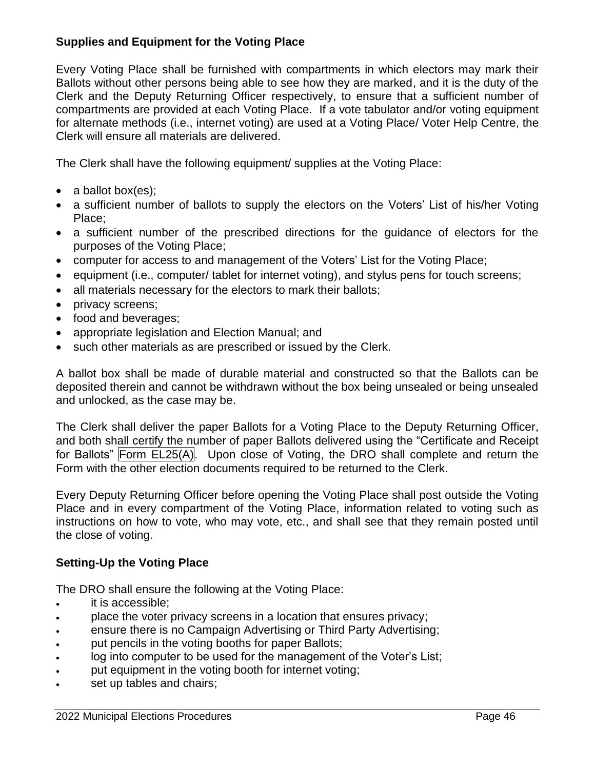## Supplies and Equipment for the Voting Place

Every Voting Place shall be furnished with compartments in which electors may mark their Ballots without other persons being able to see how they are marked, and it is the duty of the Clerk and the Deputy Returning Officer respectively, to ensure that a sufficient number of compartments are provided at each Voting Place. If a vote tabulator and/or voting equipment for alternate methods (i.e., internet voting) are used at a Voting Place/ Voter Help Centre, the Clerk will ensure all materials are delivered.

The Clerk shall have the following equipment/ supplies at the Voting Place:

- a ballot box(es);
- a sufficient number of ballots to supply the electors on the Voters' List of his/her Voting Place;
- a sufficient number of the prescribed directions for the guidance of electors for the purposes of the Voting Place;
- computer for access to and management of the Voters' List for the Voting Place;
- equipment (i.e., computer/ tablet for internet voting), and stylus pens for touch screens;
- all materials necessary for the electors to mark their ballots;
- privacy screens;
- food and beverages;
- appropriate legislation and Election Manual; and
- such other materials as are prescribed or issued by the Clerk.

A ballot box shall be made of durable material and constructed so that the Ballots can be deposited therein and cannot be withdrawn without the box being unsealed or being unsealed and unlocked, as the case may be.

The Clerk shall deliver the paper Ballots for a Voting Place to the Deputy Returning Officer, and both shall certify the number of paper Ballots delivered using the "Certificate and Receipt for Ballots" Form EL25(A). Upon close of Voting, the DRO shall complete and return the Form with the other election documents required to be returned to the Clerk.

Every Deputy Returning Officer before opening the Voting Place shall post outside the Voting Place and in every compartment of the Voting Place, information related to voting such as instructions on how to vote, who may vote, etc., and shall see that they remain posted until the close of voting.

## Setting-Up the Voting Place

The DRO shall ensure the following at the Voting Place:

- it is accessible;
- place the voter privacy screens in a location that ensures privacy;
- ensure there is no Campaign Advertising or Third Party Advertising;
- put pencils in the voting booths for paper Ballots;
- log into computer to be used for the management of the Voter's List;
- put equipment in the voting booth for internet voting;
- set up tables and chairs;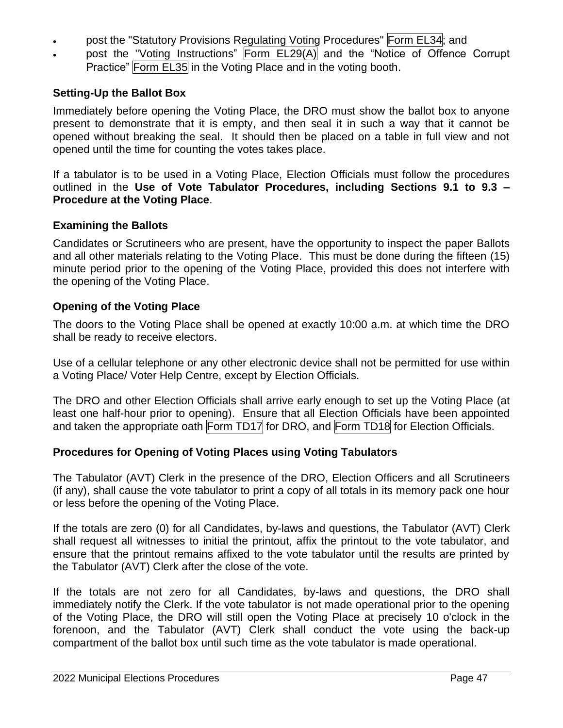- post the "Statutory Provisions Regulating Voting Procedures" Form EL34; and
- post the "Voting Instructions" Form EL29(A) and the "Notice of Offence Corrupt Practice" Form EL35 in the Voting Place and in the voting booth.

### Setting-Up the Ballot Box

Immediately before opening the Voting Place, the DRO must show the ballot box to anyone present to demonstrate that it is empty, and then seal it in such a way that it cannot be opened without breaking the seal. It should then be placed on a table in full view and not opened until the time for counting the votes takes place.

If a tabulator is to be used in a Voting Place, Election Officials must follow the procedures outlined in the **Use of Vote Tabulator Procedures, including Sections 9.1 to 9.3 – Procedure at the Voting Place**.

### Examining the Ballots

Candidates or Scrutineers who are present, have the opportunity to inspect the paper Ballots and all other materials relating to the Voting Place. This must be done during the fifteen (15) minute period prior to the opening of the Voting Place, provided this does not interfere with the opening of the Voting Place.

### Opening of the Voting Place

The doors to the Voting Place shall be opened at exactly 10:00 a.m. at which time the DRO shall be ready to receive electors.

Use of a cellular telephone or any other electronic device shall not be permitted for use within a Voting Place/ Voter Help Centre, except by Election Officials.

The DRO and other Election Officials shall arrive early enough to set up the Voting Place (at least one half-hour prior to opening). Ensure that all Election Officials have been appointed and taken the appropriate oath Form TD17 for DRO, and Form TD18 for Election Officials.

### Procedures for Opening of Voting Places using Voting Tabulators

The Tabulator (AVT) Clerk in the presence of the DRO, Election Officers and all Scrutineers (if any), shall cause the vote tabulator to print a copy of all totals in its memory pack one hour or less before the opening of the Voting Place.

If the totals are zero (0) for all Candidates, by-laws and questions, the Tabulator (AVT) Clerk shall request all witnesses to initial the printout, affix the printout to the vote tabulator, and ensure that the printout remains affixed to the vote tabulator until the results are printed by the Tabulator (AVT) Clerk after the close of the vote.

If the totals are not zero for all Candidates, by-laws and questions, the DRO shall immediately notify the Clerk. If the vote tabulator is not made operational prior to the opening of the Voting Place, the DRO will still open the Voting Place at precisely 10 o'clock in the forenoon, and the Tabulator (AVT) Clerk shall conduct the vote using the back-up compartment of the ballot box until such time as the vote tabulator is made operational.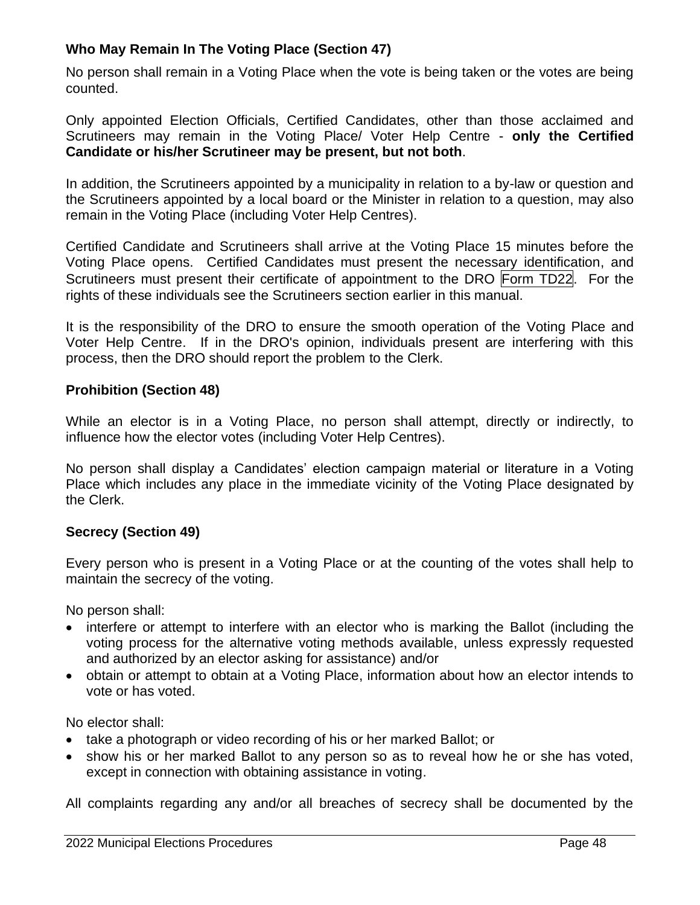### Who May Remain In The Voting Place (Section 47)

No person shall remain in a Voting Place when the vote is being taken or the votes are being counted.

Only appointed Election Officials, Certified Candidates, other than those acclaimed and Scrutineers may remain in the Voting Place/ Voter Help Centre - **only the Certified Candidate or his/her Scrutineer may be present, but not both**.

In addition, the Scrutineers appointed by a municipality in relation to a by-law or question and the Scrutineers appointed by a local board or the Minister in relation to a question, may also remain in the Voting Place (including Voter Help Centres).

Certified Candidate and Scrutineers shall arrive at the Voting Place 15 minutes before the Voting Place opens. Certified Candidates must present the necessary identification, and Scrutineers must present their certificate of appointment to the DRO Form TD22. For the rights of these individuals see the Scrutineers section earlier in this manual.

It is the responsibility of the DRO to ensure the smooth operation of the Voting Place and Voter Help Centre. If in the DRO's opinion, individuals present are interfering with this process, then the DRO should report the problem to the Clerk.

### Prohibition (Section 48)

While an elector is in a Voting Place, no person shall attempt, directly or indirectly, to influence how the elector votes (including Voter Help Centres).

No person shall display a Candidates' election campaign material or literature in a Voting Place which includes any place in the immediate vicinity of the Voting Place designated by the Clerk.

### Secrecy (Section 49)

Every person who is present in a Voting Place or at the counting of the votes shall help to maintain the secrecy of the voting.

No person shall:

- interfere or attempt to interfere with an elector who is marking the Ballot (including the voting process for the alternative voting methods available, unless expressly requested and authorized by an elector asking for assistance) and/or
- obtain or attempt to obtain at a Voting Place, information about how an elector intends to vote or has voted.

No elector shall:

- take a photograph or video recording of his or her marked Ballot; or
- show his or her marked Ballot to any person so as to reveal how he or she has voted, except in connection with obtaining assistance in voting.

All complaints regarding any and/or all breaches of secrecy shall be documented by the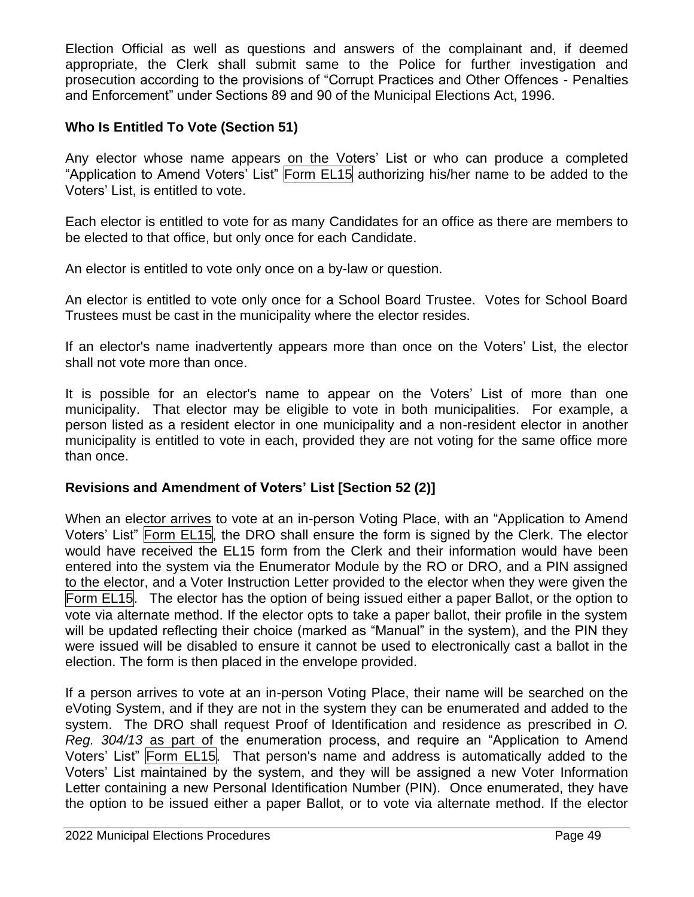Election Official as well as questions and answers of the complainant and, if deemed appropriate, the Clerk shall submit same to the Police for further investigation and prosecution according to the provisions of "Corrupt Practices and Other Offences - Penalties and Enforcement" under Sections 89 and 90 of the Municipal Elections Act, 1996.

### Who Is Entitled To Vote (Section 51)

Any elector whose name appears on the Voters' List or who can produce a completed "Application to Amend Voters' List" Form EL15 authorizing his/her name to be added to the Voters' List, is entitled to vote.

Each elector is entitled to vote for as many Candidates for an office as there are members to be elected to that office, but only once for each Candidate.

An elector is entitled to vote only once on a by-law or question.

An elector is entitled to vote only once for a School Board Trustee. Votes for School Board Trustees must be cast in the municipality where the elector resides.

If an elector's name inadvertently appears more than once on the Voters' List, the elector shall not vote more than once.

It is possible for an elector's name to appear on the Voters' List of more than one municipality. That elector may be eligible to vote in both municipalities. For example, a person listed as a resident elector in one municipality and a non-resident elector in another municipality is entitled to vote in each, provided they are not voting for the same office more than once.

### Revisions and Amendment of Voters' List [Section 52 (2)]

When an elector arrives to vote at an in-person Voting Place, with an "Application to Amend Voters' List" Form EL15, the DRO shall ensure the form is signed by the Clerk. The elector would have received the EL15 form from the Clerk and their information would have been entered into the system via the Enumerator Module by the RO or DRO, and a PIN assigned to the elector, and a Voter Instruction Letter provided to the elector when they were given the Form EL15. The elector has the option of being issued either a paper Ballot, or the option to vote via alternate method. If the elector opts to take a paper ballot, their profile in the system will be updated reflecting their choice (marked as "Manual" in the system), and the PIN they were issued will be disabled to ensure it cannot be used to electronically cast a ballot in the election. The form is then placed in the envelope provided.

If a person arrives to vote at an in-person Voting Place, their name will be searched on the eVoting System, and if they are not in the system they can be enumerated and added to the system. The DRO shall request Proof of Identification and residence as prescribed in *O. Reg. 304/13* as part of the enumeration process, and require an "Application to Amend Voters' List" Form EL15. That person's name and address is automatically added to the Voters' List maintained by the system, and they will be assigned a new Voter Information Letter containing a new Personal Identification Number (PIN). Once enumerated, they have the option to be issued either a paper Ballot, or to vote via alternate method. If the elector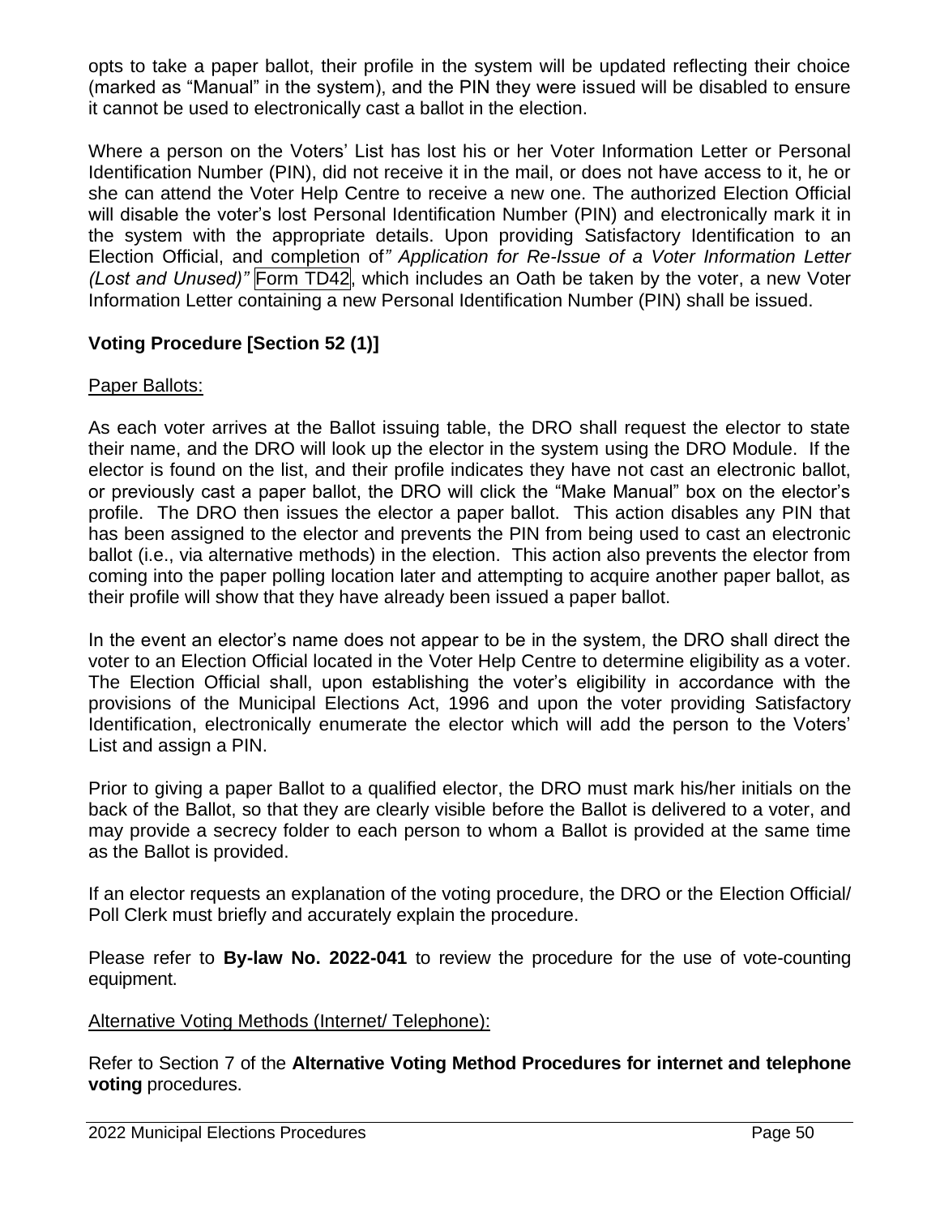opts to take a paper ballot, their profile in the system will be updated reflecting their choice (marked as “Manual” in the system), and the PIN they were issued will be disabled to ensure it cannot be used to electronically cast a ballot in the election.

Where a person on the Voters’ List has lost his or her Voter Information Letter or Personal Identification Number (PIN), did not receive it in the mail, or does not have access to it, he or she can attend the Voter Help Centre to receive a new one. The authorized Election Official will disable the voter’s lost Personal Identification Number (PIN) and electronically mark it in the system with the appropriate details. Upon providing Satisfactory Identification to an Election Official, and completion of *” Application for Re-Issue of a Voter Information Letter (Lost and Unused)”* Form TD42, which includes an Oath be taken by the voter, a new Voter Information Letter containing a new Personal Identification Number (PIN) shall be issued.

### Voting Procedure [Section 52 (1)]

Paper Ballots:

As each voter arrives at the Ballot issuing table, the DRO shall request the elector to state their name, and the DRO will look up the elector in the system using the DRO Module. If the elector is found on the list, and their profile indicates they have not cast an electronic ballot, or previously cast a paper ballot, the DRO will click the “Make Manual” box on the elector’s profile. The DRO then issues the elector a paper ballot. This action disables any PIN that has been assigned to the elector and prevents the PIN from being used to cast an electronic ballot (i.e., via alternative methods) in the election. This action also prevents the elector from coming into the paper polling location later and attempting to acquire another paper ballot, as their profile will show that they have already been issued a paper ballot.

In the event an elector’s name does not appear to be in the system, the DRO shall direct the voter to an Election Official located in the Voter Help Centre to determine eligibility as a voter. The Election Official shall, upon establishing the voter’s eligibility in accordance with the provisions of the Municipal Elections Act, 1996 and upon the voter providing Satisfactory Identification, electronically enumerate the elector which will add the person to the Voters’ List and assign a PIN.

Prior to giving a paper Ballot to a qualified elector, the DRO must mark his/her initials on the back of the Ballot, so that they are clearly visible before the Ballot is delivered to a voter, and may provide a secrecy folder to each person to whom a Ballot is provided at the same time as the Ballot is provided.

If an elector requests an explanation of the voting procedure, the DRO or the Election Official/ Poll Clerk must briefly and accurately explain the procedure.

Please refer to **By-law No. 2022-041** to review the procedure for the use of vote-counting equipment.

Alternative Voting Methods (Internet/ Telephone):

Refer to Section 7 of the **Alternative Voting Method Procedures for internet and telephone voting** procedures.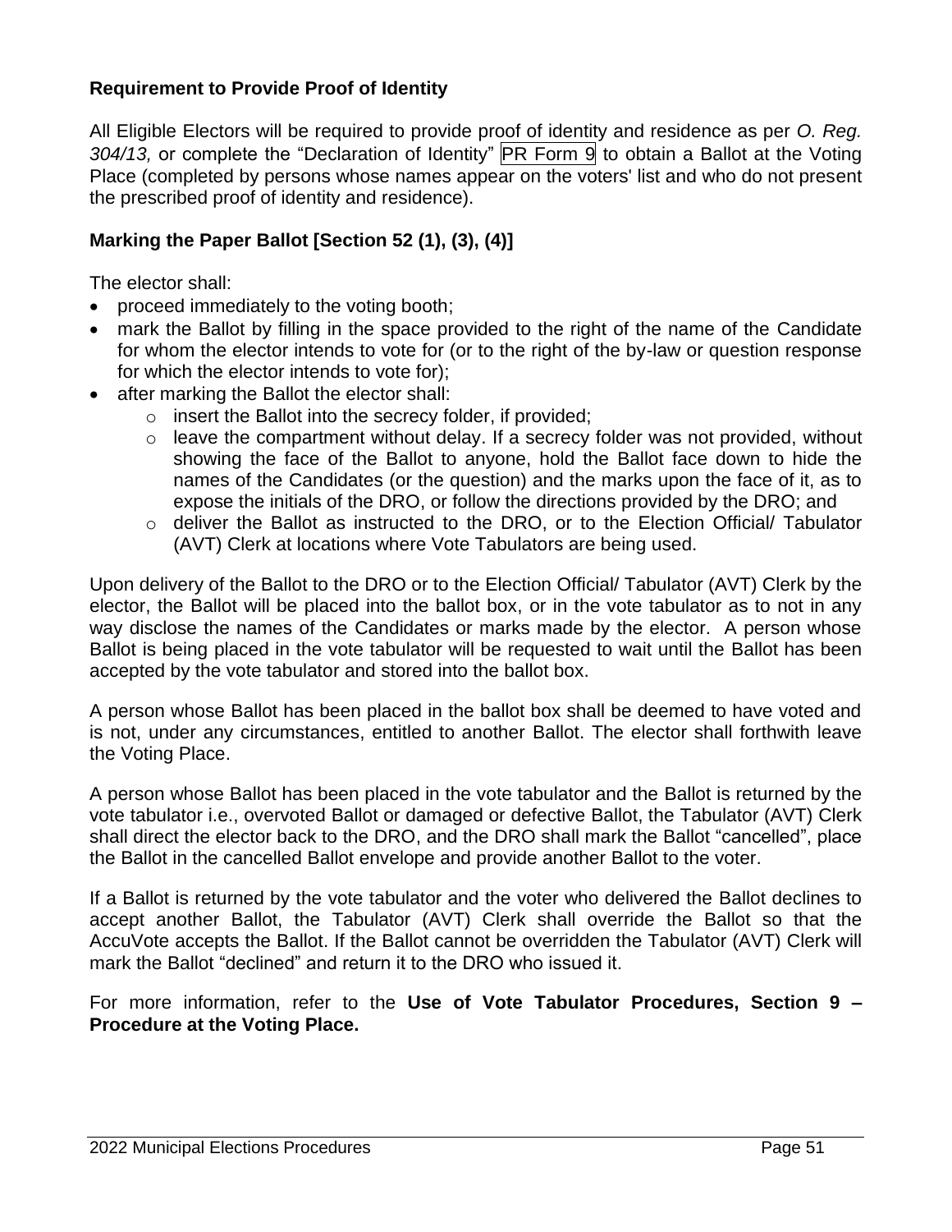### Requirement to Provide Proof of Identity

All Eligible Electors will be required to provide proof of identity and residence as per *O. Reg. 304/13,* or complete the “Declaration of Identity” PR Form 9 to obtain a Ballot at the Voting Place (completed by persons whose names appear on the voters' list and who do not present the prescribed proof of identity and residence).

### Marking the Paper Ballot [Section 52 (1), (3), (4)]

The elector shall:

- proceed immediately to the voting booth;
- mark the Ballot by filling in the space provided to the right of the name of the Candidate for whom the elector intends to vote for (or to the right of the by-law or question response for which the elector intends to vote for);
- after marking the Ballot the elector shall:
  - insert the Ballot into the secrecy folder, if provided;
  - leave the compartment without delay. If a secrecy folder was not provided, without showing the face of the Ballot to anyone, hold the Ballot face down to hide the names of the Candidates (or the question) and the marks upon the face of it, as to expose the initials of the DRO, or follow the directions provided by the DRO; and
  - deliver the Ballot as instructed to the DRO, or to the Election Official/ Tabulator (AVT) Clerk at locations where Vote Tabulators are being used.

Upon delivery of the Ballot to the DRO or to the Election Official/ Tabulator (AVT) Clerk by the elector, the Ballot will be placed into the ballot box, or in the vote tabulator as to not in any way disclose the names of the Candidates or marks made by the elector. A person whose Ballot is being placed in the vote tabulator will be requested to wait until the Ballot has been accepted by the vote tabulator and stored into the ballot box.

A person whose Ballot has been placed in the ballot box shall be deemed to have voted and is not, under any circumstances, entitled to another Ballot. The elector shall forthwith leave the Voting Place.

A person whose Ballot has been placed in the vote tabulator and the Ballot is returned by the vote tabulator i.e., overvoted Ballot or damaged or defective Ballot, the Tabulator (AVT) Clerk shall direct the elector back to the DRO, and the DRO shall mark the Ballot “cancelled”, place the Ballot in the cancelled Ballot envelope and provide another Ballot to the voter.

If a Ballot is returned by the vote tabulator and the voter who delivered the Ballot declines to accept another Ballot, the Tabulator (AVT) Clerk shall override the Ballot so that the AccuVote accepts the Ballot. If the Ballot cannot be overridden the Tabulator (AVT) Clerk will mark the Ballot “declined” and return it to the DRO who issued it.

For more information, refer to the **Use of Vote Tabulator Procedures, Section 9 – Procedure at the Voting Place.**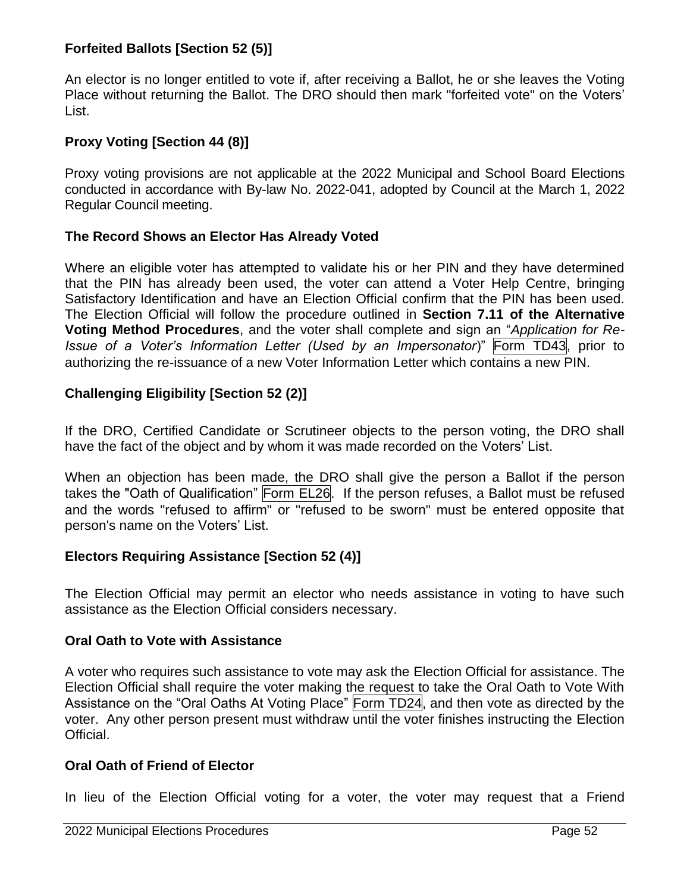### Forfeited Ballots [Section 52 (5)]

An elector is no longer entitled to vote if, after receiving a Ballot, he or she leaves the Voting Place without returning the Ballot. The DRO should then mark "forfeited vote" on the Voters' List.

### Proxy Voting [Section 44 (8)]

Proxy voting provisions are not applicable at the 2022 Municipal and School Board Elections conducted in accordance with By-law No. 2022-041, adopted by Council at the March 1, 2022 Regular Council meeting.

### The Record Shows an Elector Has Already Voted

Where an eligible voter has attempted to validate his or her PIN and they have determined that the PIN has already been used, the voter can attend a Voter Help Centre, bringing Satisfactory Identification and have an Election Official confirm that the PIN has been used. The Election Official will follow the procedure outlined in **Section 7.11 of the Alternative Voting Method Procedures**, and the voter shall complete and sign an "*Application for Re-Issue of a Voter's Information Letter (Used by an Impersonator)*" Form TD43, prior to authorizing the re-issuance of a new Voter Information Letter which contains a new PIN.

### Challenging Eligibility [Section 52 (2)]

If the DRO, Certified Candidate or Scrutineer objects to the person voting, the DRO shall have the fact of the object and by whom it was made recorded on the Voters' List.

When an objection has been made, the DRO shall give the person a Ballot if the person takes the "Oath of Qualification" Form EL26. If the person refuses, a Ballot must be refused and the words "refused to affirm" or "refused to be sworn" must be entered opposite that person's name on the Voters' List.

### Electors Requiring Assistance [Section 52 (4)]

The Election Official may permit an elector who needs assistance in voting to have such assistance as the Election Official considers necessary.

### Oral Oath to Vote with Assistance

A voter who requires such assistance to vote may ask the Election Official for assistance. The Election Official shall require the voter making the request to take the Oral Oath to Vote With Assistance on the "Oral Oaths At Voting Place" Form TD24, and then vote as directed by the voter. Any other person present must withdraw until the voter finishes instructing the Election Official.

### Oral Oath of Friend of Elector

In lieu of the Election Official voting for a voter, the voter may request that a Friend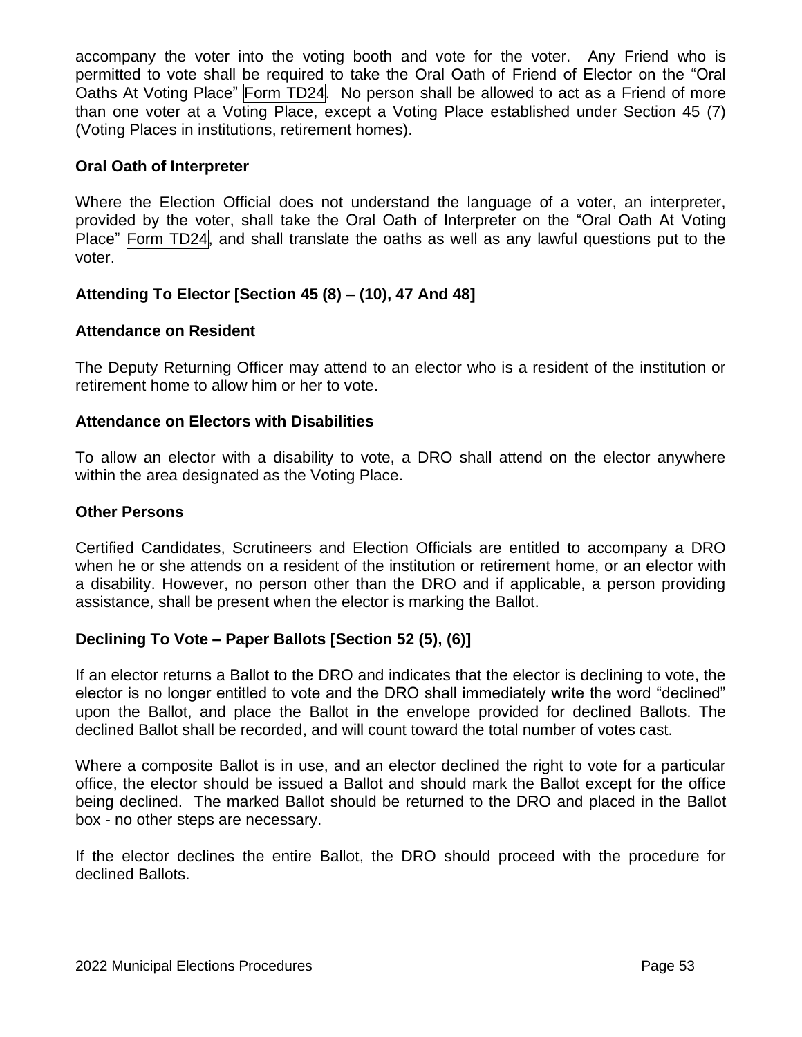accompany the voter into the voting booth and vote for the voter. Any Friend who is permitted to vote shall be required to take the Oral Oath of Friend of Elector on the "Oral Oaths At Voting Place" Form TD24. No person shall be allowed to act as a Friend of more than one voter at a Voting Place, except a Voting Place established under Section 45 (7) (Voting Places in institutions, retirement homes).

**Oral Oath of Interpreter**

Where the Election Official does not understand the language of a voter, an interpreter, provided by the voter, shall take the Oral Oath of Interpreter on the "Oral Oath At Voting Place" Form TD24, and shall translate the oaths as well as any lawful questions put to the voter.

**Attending To Elector [Section 45 (8) – (10), 47 And 48]**

**Attendance on Resident**

The Deputy Returning Officer may attend to an elector who is a resident of the institution or retirement home to allow him or her to vote.

**Attendance on Electors with Disabilities**

To allow an elector with a disability to vote, a DRO shall attend on the elector anywhere within the area designated as the Voting Place.

**Other Persons**

Certified Candidates, Scrutineers and Election Officials are entitled to accompany a DRO when he or she attends on a resident of the institution or retirement home, or an elector with a disability. However, no person other than the DRO and if applicable, a person providing assistance, shall be present when the elector is marking the Ballot.

**Declining To Vote – Paper Ballots [Section 52 (5), (6)]**

If an elector returns a Ballot to the DRO and indicates that the elector is declining to vote, the elector is no longer entitled to vote and the DRO shall immediately write the word "declined" upon the Ballot, and place the Ballot in the envelope provided for declined Ballots. The declined Ballot shall be recorded, and will count toward the total number of votes cast.

Where a composite Ballot is in use, and an elector declined the right to vote for a particular office, the elector should be issued a Ballot and should mark the Ballot except for the office being declined. The marked Ballot should be returned to the DRO and placed in the Ballot box - no other steps are necessary.

If the elector declines the entire Ballot, the DRO should proceed with the procedure for declined Ballots.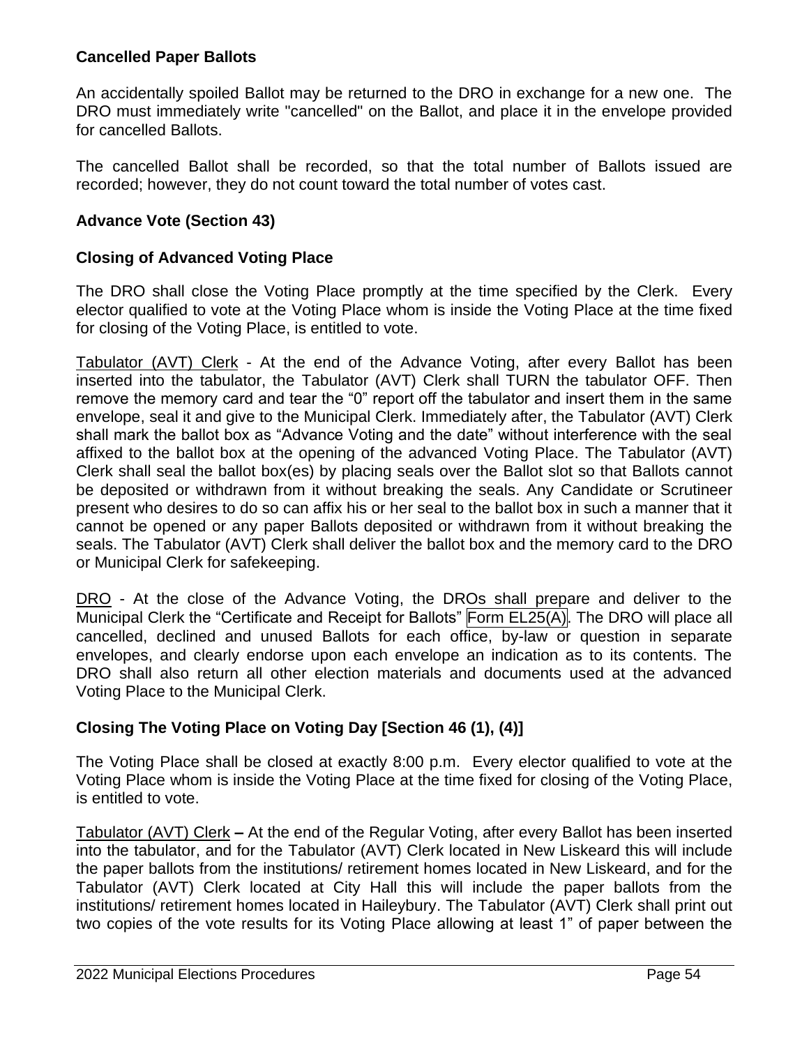### Cancelled Paper Ballots

An accidentally spoiled Ballot may be returned to the DRO in exchange for a new one. The DRO must immediately write "cancelled" on the Ballot, and place it in the envelope provided for cancelled Ballots.

The cancelled Ballot shall be recorded, so that the total number of Ballots issued are recorded; however, they do not count toward the total number of votes cast.

### Advance Vote (Section 43)

### Closing of Advanced Voting Place

The DRO shall close the Voting Place promptly at the time specified by the Clerk. Every elector qualified to vote at the Voting Place whom is inside the Voting Place at the time fixed for closing of the Voting Place, is entitled to vote.

Tabulator (AVT) Clerk - At the end of the Advance Voting, after every Ballot has been inserted into the tabulator, the Tabulator (AVT) Clerk shall TURN the tabulator OFF. Then remove the memory card and tear the "0" report off the tabulator and insert them in the same envelope, seal it and give to the Municipal Clerk. Immediately after, the Tabulator (AVT) Clerk shall mark the ballot box as "Advance Voting and the date" without interference with the seal affixed to the ballot box at the opening of the advanced Voting Place. The Tabulator (AVT) Clerk shall seal the ballot box(es) by placing seals over the Ballot slot so that Ballots cannot be deposited or withdrawn from it without breaking the seals. Any Candidate or Scrutineer present who desires to do so can affix his or her seal to the ballot box in such a manner that it cannot be opened or any paper Ballots deposited or withdrawn from it without breaking the seals. The Tabulator (AVT) Clerk shall deliver the ballot box and the memory card to the DRO or Municipal Clerk for safekeeping.

DRO - At the close of the Advance Voting, the DROs shall prepare and deliver to the Municipal Clerk the "Certificate and Receipt for Ballots" Form EL25(A). The DRO will place all cancelled, declined and unused Ballots for each office, by-law or question in separate envelopes, and clearly endorse upon each envelope an indication as to its contents. The DRO shall also return all other election materials and documents used at the advanced Voting Place to the Municipal Clerk.

### Closing The Voting Place on Voting Day [Section 46 (1), (4)]

The Voting Place shall be closed at exactly 8:00 p.m. Every elector qualified to vote at the Voting Place whom is inside the Voting Place at the time fixed for closing of the Voting Place, is entitled to vote.

Tabulator (AVT) Clerk **–** At the end of the Regular Voting, after every Ballot has been inserted into the tabulator, and for the Tabulator (AVT) Clerk located in New Liskeard this will include the paper ballots from the institutions/ retirement homes located in New Liskeard, and for the Tabulator (AVT) Clerk located at City Hall this will include the paper ballots from the institutions/ retirement homes located in Haileybury. The Tabulator (AVT) Clerk shall print out two copies of the vote results for its Voting Place allowing at least 1" of paper between the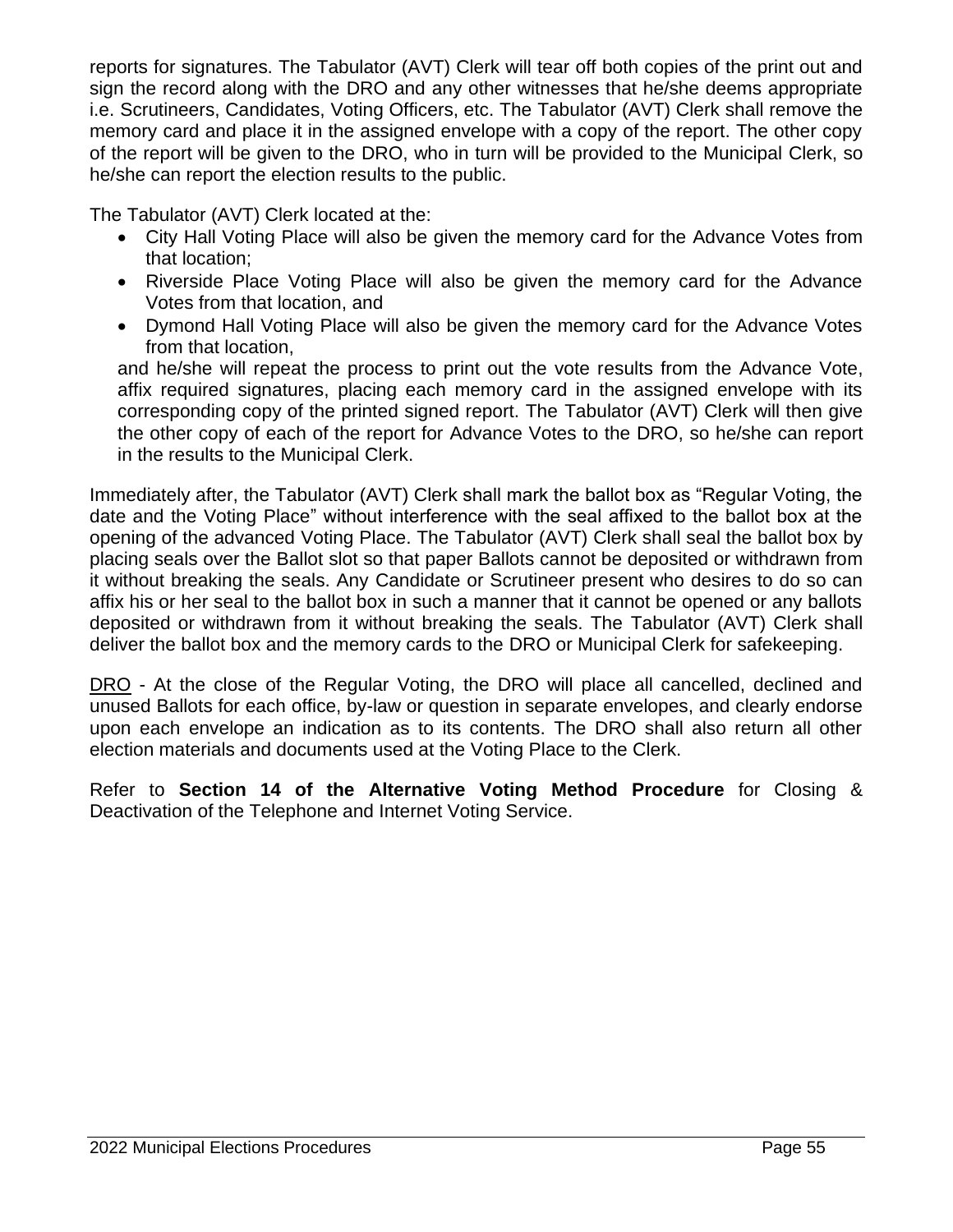reports for signatures. The Tabulator (AVT) Clerk will tear off both copies of the print out and sign the record along with the DRO and any other witnesses that he/she deems appropriate i.e. Scrutineers, Candidates, Voting Officers, etc. The Tabulator (AVT) Clerk shall remove the memory card and place it in the assigned envelope with a copy of the report. The other copy of the report will be given to the DRO, who in turn will be provided to the Municipal Clerk, so he/she can report the election results to the public.

The Tabulator (AVT) Clerk located at the:

- City Hall Voting Place will also be given the memory card for the Advance Votes from that location;
- Riverside Place Voting Place will also be given the memory card for the Advance Votes from that location, and
- Dymond Hall Voting Place will also be given the memory card for the Advance Votes from that location,

and he/she will repeat the process to print out the vote results from the Advance Vote, affix required signatures, placing each memory card in the assigned envelope with its corresponding copy of the printed signed report. The Tabulator (AVT) Clerk will then give the other copy of each of the report for Advance Votes to the DRO, so he/she can report in the results to the Municipal Clerk.

Immediately after, the Tabulator (AVT) Clerk shall mark the ballot box as "Regular Voting, the date and the Voting Place" without interference with the seal affixed to the ballot box at the opening of the advanced Voting Place. The Tabulator (AVT) Clerk shall seal the ballot box by placing seals over the Ballot slot so that paper Ballots cannot be deposited or withdrawn from it without breaking the seals. Any Candidate or Scrutineer present who desires to do so can affix his or her seal to the ballot box in such a manner that it cannot be opened or any ballots deposited or withdrawn from it without breaking the seals. The Tabulator (AVT) Clerk shall deliver the ballot box and the memory cards to the DRO or Municipal Clerk for safekeeping.

<u>DRO</u> - At the close of the Regular Voting, the DRO will place all cancelled, declined and unused Ballots for each office, by-law or question in separate envelopes, and clearly endorse upon each envelope an indication as to its contents. The DRO shall also return all other election materials and documents used at the Voting Place to the Clerk.

Refer to **Section 14 of the Alternative Voting Method Procedure** for Closing & Deactivation of the Telephone and Internet Voting Service.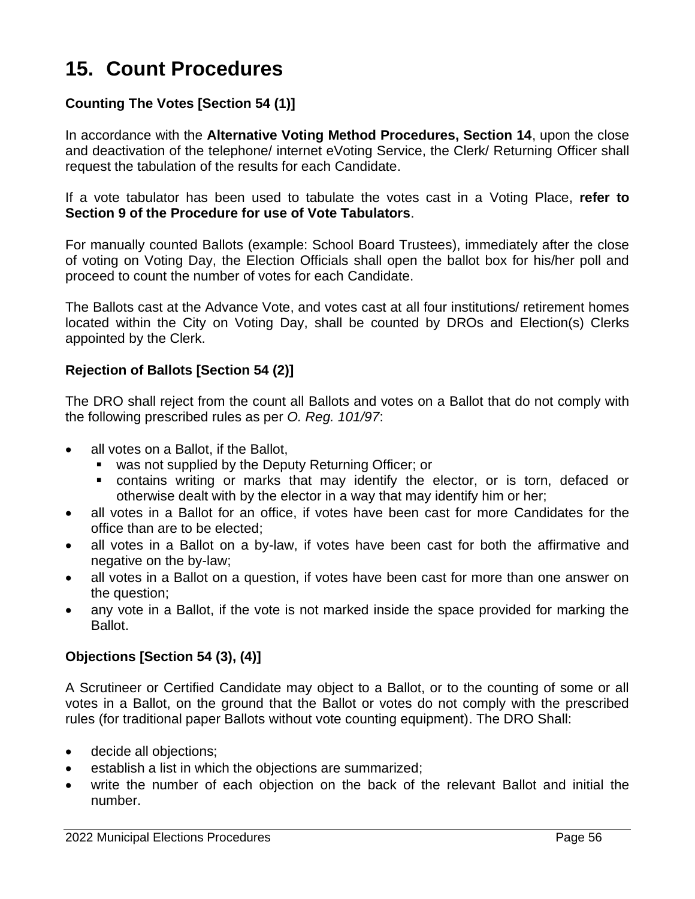# 15. Count Procedures

### Counting The Votes [Section 54 (1)]

In accordance with the **Alternative Voting Method Procedures, Section 14**, upon the close and deactivation of the telephone/ internet eVoting Service, the Clerk/ Returning Officer shall request the tabulation of the results for each Candidate.

If a vote tabulator has been used to tabulate the votes cast in a Voting Place, **refer to Section 9 of the Procedure for use of Vote Tabulators**.

For manually counted Ballots (example: School Board Trustees), immediately after the close of voting on Voting Day, the Election Officials shall open the ballot box for his/her poll and proceed to count the number of votes for each Candidate.

The Ballots cast at the Advance Vote, and votes cast at all four institutions/ retirement homes located within the City on Voting Day, shall be counted by DROs and Election(s) Clerks appointed by the Clerk.

### Rejection of Ballots [Section 54 (2)]

The DRO shall reject from the count all Ballots and votes on a Ballot that do not comply with the following prescribed rules as per *O. Reg. 101/97*:

- all votes on a Ballot, if the Ballot,
  - was not supplied by the Deputy Returning Officer; or
  - contains writing or marks that may identify the elector, or is torn, defaced or otherwise dealt with by the elector in a way that may identify him or her;
- all votes in a Ballot for an office, if votes have been cast for more Candidates for the office than are to be elected;
- all votes in a Ballot on a by-law, if votes have been cast for both the affirmative and negative on the by-law;
- all votes in a Ballot on a question, if votes have been cast for more than one answer on the question;
- any vote in a Ballot, if the vote is not marked inside the space provided for marking the Ballot.

### Objections [Section 54 (3), (4)]

A Scrutineer or Certified Candidate may object to a Ballot, or to the counting of some or all votes in a Ballot, on the ground that the Ballot or votes do not comply with the prescribed rules (for traditional paper Ballots without vote counting equipment). The DRO Shall:

- decide all objections;
- establish a list in which the objections are summarized;
- write the number of each objection on the back of the relevant Ballot and initial the number.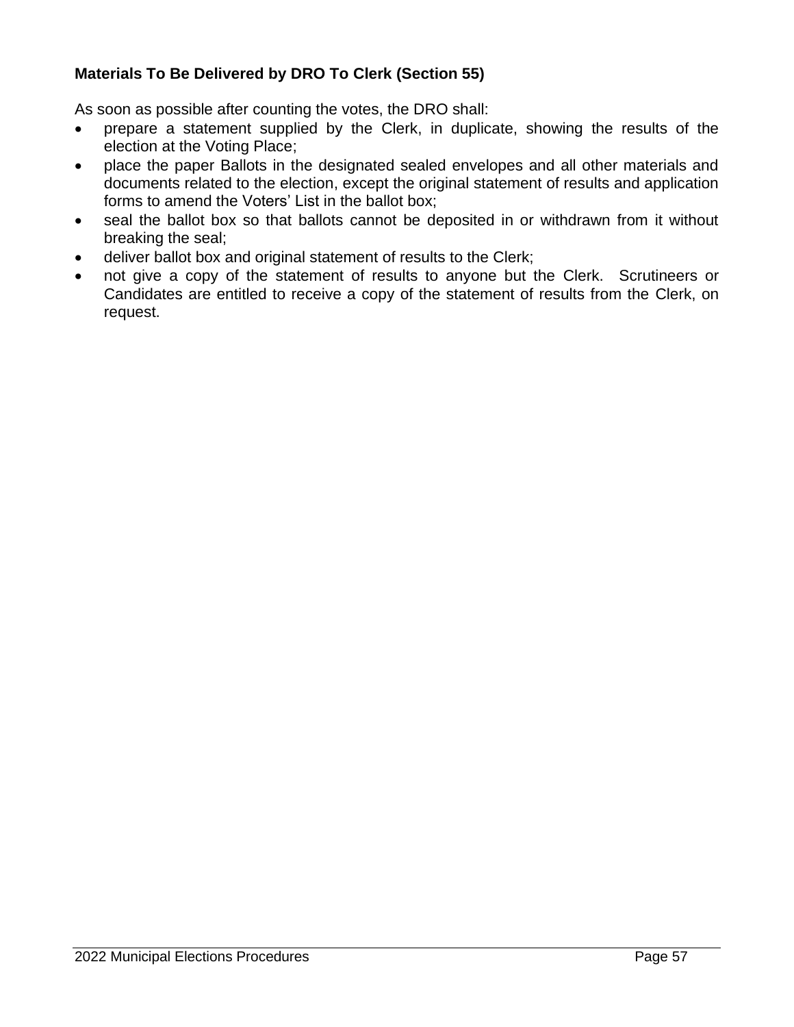**Materials To Be Delivered by DRO To Clerk (Section 55)**

As soon as possible after counting the votes, the DRO shall:

- prepare a statement supplied by the Clerk, in duplicate, showing the results of the election at the Voting Place;
- place the paper Ballots in the designated sealed envelopes and all other materials and documents related to the election, except the original statement of results and application forms to amend the Voters' List in the ballot box;
- seal the ballot box so that ballots cannot be deposited in or withdrawn from it without breaking the seal;
- deliver ballot box and original statement of results to the Clerk;
- not give a copy of the statement of results to anyone but the Clerk. Scrutineers or Candidates are entitled to receive a copy of the statement of results from the Clerk, on request.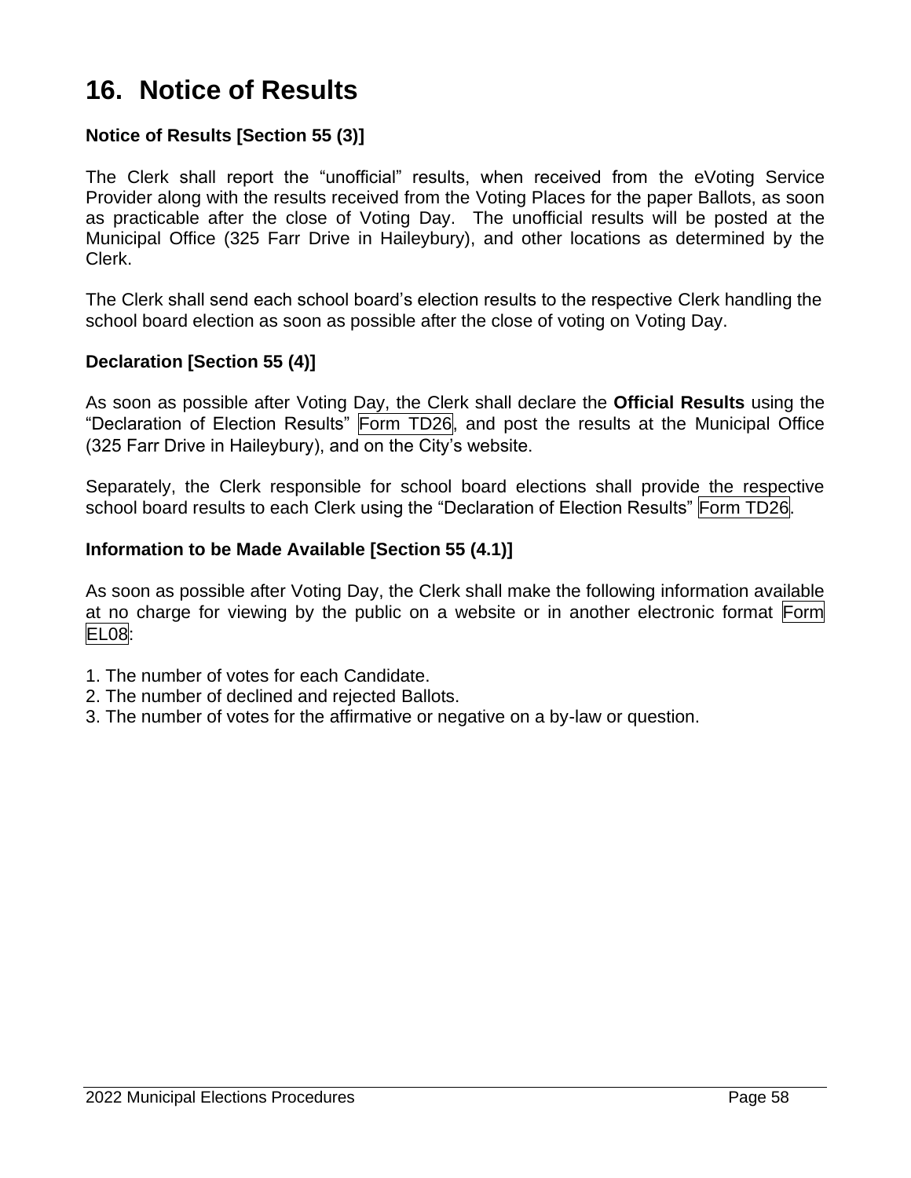# 16. Notice of Results

### Notice of Results [Section 55 (3)]

The Clerk shall report the "unofficial" results, when received from the eVoting Service Provider along with the results received from the Voting Places for the paper Ballots, as soon as practicable after the close of Voting Day. The unofficial results will be posted at the Municipal Office (325 Farr Drive in Haileybury), and other locations as determined by the Clerk.

The Clerk shall send each school board's election results to the respective Clerk handling the school board election as soon as possible after the close of voting on Voting Day.

### Declaration [Section 55 (4)]

As soon as possible after Voting Day, the Clerk shall declare the **Official Results** using the "Declaration of Election Results" Form TD26, and post the results at the Municipal Office (325 Farr Drive in Haileybury), and on the City's website.

Separately, the Clerk responsible for school board elections shall provide the respective school board results to each Clerk using the "Declaration of Election Results" Form TD26.

### Information to be Made Available [Section 55 (4.1)]

As soon as possible after Voting Day, the Clerk shall make the following information available at no charge for viewing by the public on a website or in another electronic format Form EL08:

1. The number of votes for each Candidate.
2. The number of declined and rejected Ballots.
3. The number of votes for the affirmative or negative on a by-law or question.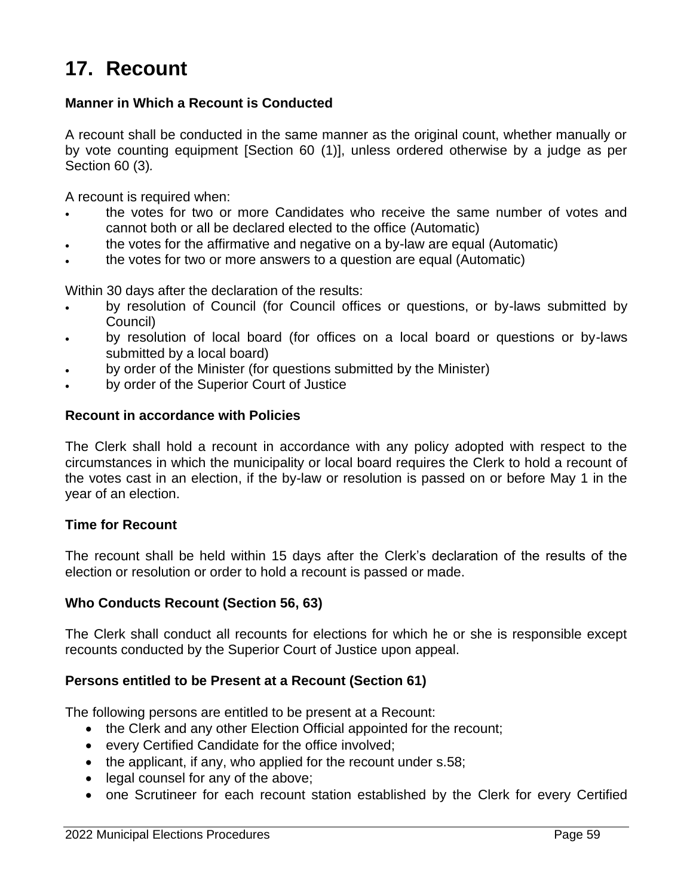# 17. Recount

**Manner in Which a Recount is Conducted**

A recount shall be conducted in the same manner as the original count, whether manually or by vote counting equipment [Section 60 (1)], unless ordered otherwise by a judge as per Section 60 (3).

A recount is required when:

- the votes for two or more Candidates who receive the same number of votes and cannot both or all be declared elected to the office (Automatic)
- the votes for the affirmative and negative on a by-law are equal (Automatic)
- the votes for two or more answers to a question are equal (Automatic)

Within 30 days after the declaration of the results:

- by resolution of Council (for Council offices or questions, or by-laws submitted by Council)
- by resolution of local board (for offices on a local board or questions or by-laws submitted by a local board)
- by order of the Minister (for questions submitted by the Minister)
- by order of the Superior Court of Justice

**Recount in accordance with Policies**

The Clerk shall hold a recount in accordance with any policy adopted with respect to the circumstances in which the municipality or local board requires the Clerk to hold a recount of the votes cast in an election, if the by-law or resolution is passed on or before May 1 in the year of an election.

**Time for Recount**

The recount shall be held within 15 days after the Clerk's declaration of the results of the election or resolution or order to hold a recount is passed or made.

**Who Conducts Recount (Section 56, 63)**

The Clerk shall conduct all recounts for elections for which he or she is responsible except recounts conducted by the Superior Court of Justice upon appeal.

**Persons entitled to be Present at a Recount (Section 61)**

The following persons are entitled to be present at a Recount:

- the Clerk and any other Election Official appointed for the recount;
- every Certified Candidate for the office involved;
- the applicant, if any, who applied for the recount under s.58;
- legal counsel for any of the above;
- one Scrutineer for each recount station established by the Clerk for every Certified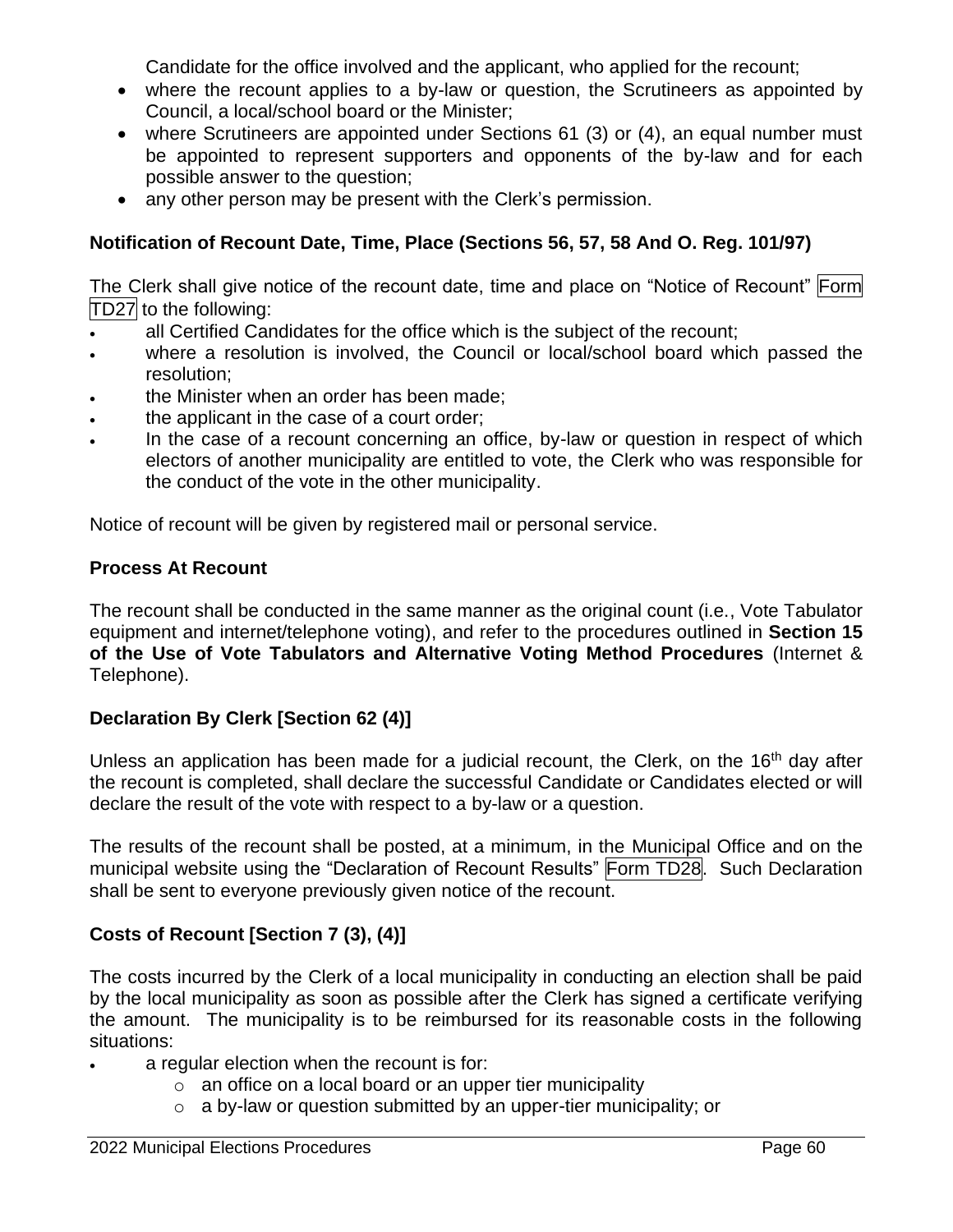Candidate for the office involved and the applicant, who applied for the recount;

- where the recount applies to a by-law or question, the Scrutineers as appointed by Council, a local/school board or the Minister;
- where Scrutineers are appointed under Sections 61 (3) or (4), an equal number must be appointed to represent supporters and opponents of the by-law and for each possible answer to the question;
- any other person may be present with the Clerk's permission.

**Notification of Recount Date, Time, Place (Sections 56, 57, 58 And O. Reg. 101/97)**

The Clerk shall give notice of the recount date, time and place on "Notice of Recount" Form TD27 to the following:

- all Certified Candidates for the office which is the subject of the recount;
- where a resolution is involved, the Council or local/school board which passed the resolution;
- the Minister when an order has been made;
- the applicant in the case of a court order;
- In the case of a recount concerning an office, by-law or question in respect of which electors of another municipality are entitled to vote, the Clerk who was responsible for the conduct of the vote in the other municipality.

Notice of recount will be given by registered mail or personal service.

**Process At Recount**

The recount shall be conducted in the same manner as the original count (i.e., Vote Tabulator equipment and internet/telephone voting), and refer to the procedures outlined in **Section 15 of the Use of Vote Tabulators and Alternative Voting Method Procedures** (Internet & Telephone).

**Declaration By Clerk [Section 62 (4)]**

Unless an application has been made for a judicial recount, the Clerk, on the 16th day after the recount is completed, shall declare the successful Candidate or Candidates elected or will declare the result of the vote with respect to a by-law or a question.

The results of the recount shall be posted, at a minimum, in the Municipal Office and on the municipal website using the "Declaration of Recount Results" Form TD28. Such Declaration shall be sent to everyone previously given notice of the recount.

**Costs of Recount [Section 7 (3), (4)]**

The costs incurred by the Clerk of a local municipality in conducting an election shall be paid by the local municipality as soon as possible after the Clerk has signed a certificate verifying the amount. The municipality is to be reimbursed for its reasonable costs in the following situations:

- a regular election when the recount is for:
  - an office on a local board or an upper tier municipality
  - a by-law or question submitted by an upper-tier municipality; or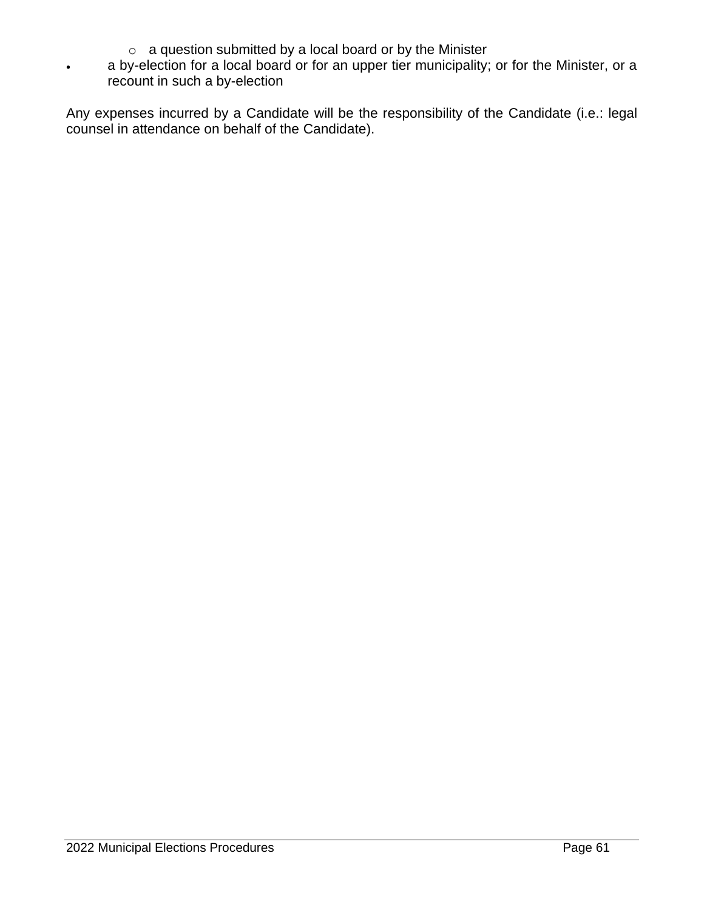- a question submitted by a local board or by the Minister
- a by-election for a local board or for an upper tier municipality; or for the Minister, or a recount in such a by-election

Any expenses incurred by a Candidate will be the responsibility of the Candidate (i.e.: legal counsel in attendance on behalf of the Candidate).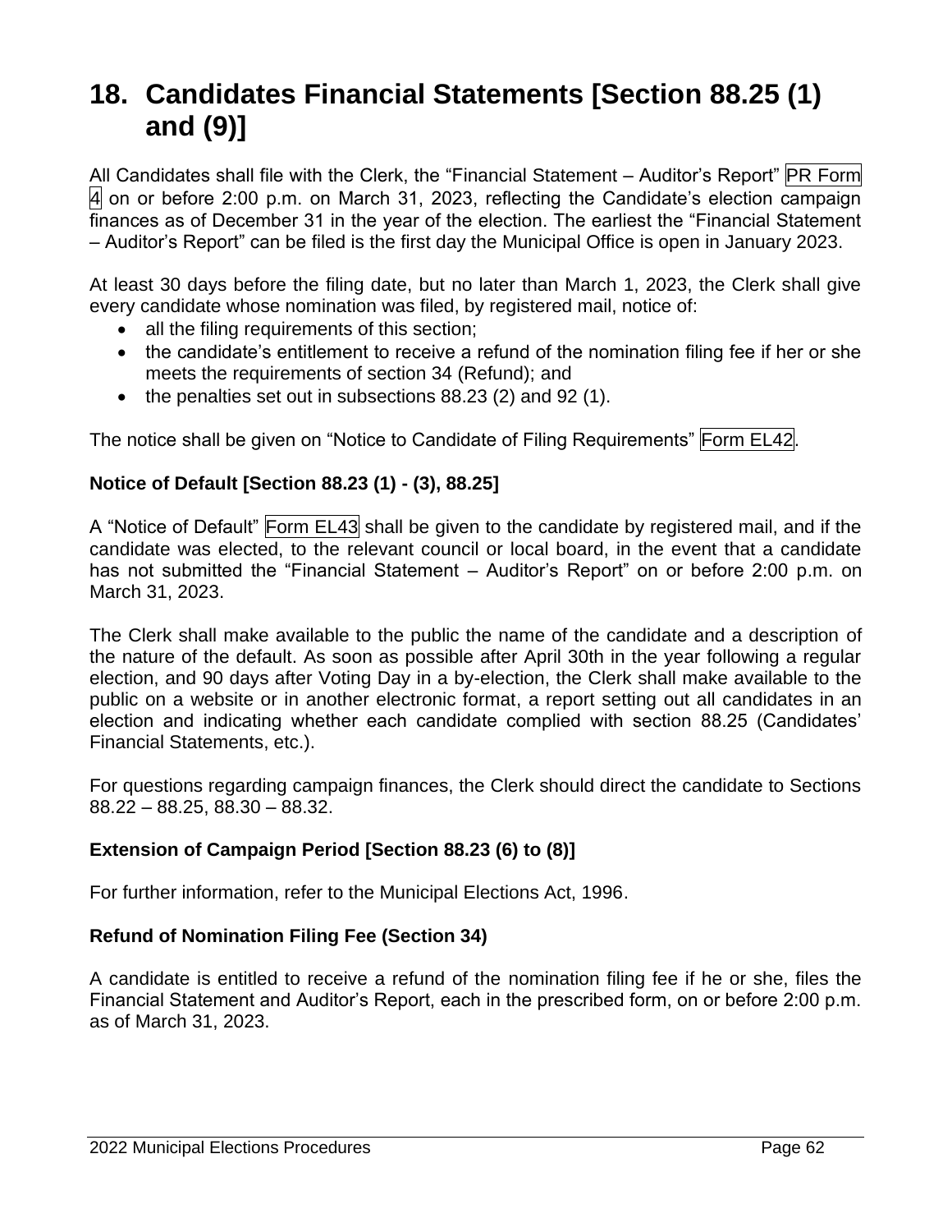# 18. Candidates Financial Statements [Section 88.25 (1) and (9)]

All Candidates shall file with the Clerk, the "Financial Statement – Auditor's Report" PR Form 4 on or before 2:00 p.m. on March 31, 2023, reflecting the Candidate's election campaign finances as of December 31 in the year of the election. The earliest the "Financial Statement – Auditor's Report" can be filed is the first day the Municipal Office is open in January 2023.

At least 30 days before the filing date, but no later than March 1, 2023, the Clerk shall give every candidate whose nomination was filed, by registered mail, notice of:

- all the filing requirements of this section;
- the candidate's entitlement to receive a refund of the nomination filing fee if her or she meets the requirements of section 34 (Refund); and
- the penalties set out in subsections 88.23 (2) and 92 (1).

The notice shall be given on "Notice to Candidate of Filing Requirements" Form EL42.

**Notice of Default [Section 88.23 (1) - (3), 88.25]**

A "Notice of Default" Form EL43 shall be given to the candidate by registered mail, and if the candidate was elected, to the relevant council or local board, in the event that a candidate has not submitted the "Financial Statement – Auditor's Report" on or before 2:00 p.m. on March 31, 2023.

The Clerk shall make available to the public the name of the candidate and a description of the nature of the default. As soon as possible after April 30th in the year following a regular election, and 90 days after Voting Day in a by-election, the Clerk shall make available to the public on a website or in another electronic format, a report setting out all candidates in an election and indicating whether each candidate complied with section 88.25 (Candidates' Financial Statements, etc.).

For questions regarding campaign finances, the Clerk should direct the candidate to Sections 88.22 – 88.25, 88.30 – 88.32.

**Extension of Campaign Period [Section 88.23 (6) to (8)]**

For further information, refer to the Municipal Elections Act, 1996.

**Refund of Nomination Filing Fee (Section 34)**

A candidate is entitled to receive a refund of the nomination filing fee if he or she, files the Financial Statement and Auditor's Report, each in the prescribed form, on or before 2:00 p.m. as of March 31, 2023.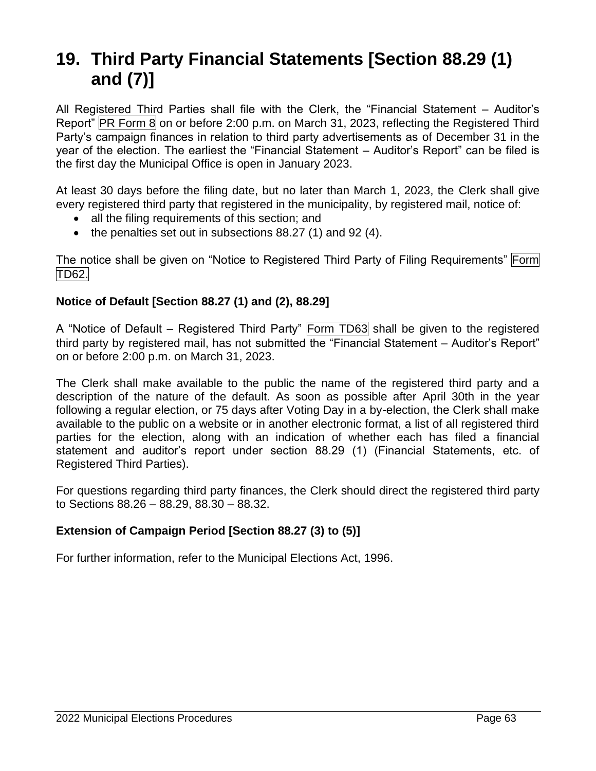# 19. Third Party Financial Statements [Section 88.29 (1) and (7)]

All Registered Third Parties shall file with the Clerk, the “Financial Statement – Auditor’s Report” PR Form 8 on or before 2:00 p.m. on March 31, 2023, reflecting the Registered Third Party’s campaign finances in relation to third party advertisements as of December 31 in the year of the election. The earliest the “Financial Statement – Auditor’s Report” can be filed is the first day the Municipal Office is open in January 2023.

At least 30 days before the filing date, but no later than March 1, 2023, the Clerk shall give every registered third party that registered in the municipality, by registered mail, notice of:

- all the filing requirements of this section; and
- the penalties set out in subsections 88.27 (1) and 92 (4).

The notice shall be given on “Notice to Registered Third Party of Filing Requirements” Form TD62.

### Notice of Default [Section 88.27 (1) and (2), 88.29]

A “Notice of Default – Registered Third Party” Form TD63 shall be given to the registered third party by registered mail, has not submitted the “Financial Statement – Auditor’s Report” on or before 2:00 p.m. on March 31, 2023.

The Clerk shall make available to the public the name of the registered third party and a description of the nature of the default. As soon as possible after April 30th in the year following a regular election, or 75 days after Voting Day in a by-election, the Clerk shall make available to the public on a website or in another electronic format, a list of all registered third parties for the election, along with an indication of whether each has filed a financial statement and auditor’s report under section 88.29 (1) (Financial Statements, etc. of Registered Third Parties).

For questions regarding third party finances, the Clerk should direct the registered third party to Sections 88.26 – 88.29, 88.30 – 88.32.

### Extension of Campaign Period [Section 88.27 (3) to (5)]

For further information, refer to the Municipal Elections Act, 1996.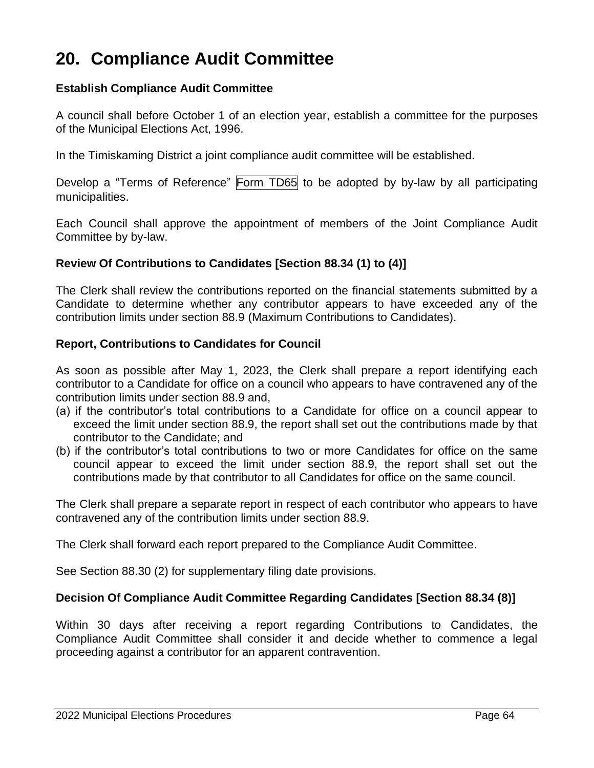# 20. Compliance Audit Committee

### Establish Compliance Audit Committee

A council shall before October 1 of an election year, establish a committee for the purposes of the Municipal Elections Act, 1996.

In the Timiskaming District a joint compliance audit committee will be established.

Develop a "Terms of Reference" Form TD65 to be adopted by by-law by all participating municipalities.

Each Council shall approve the appointment of members of the Joint Compliance Audit Committee by by-law.

### Review Of Contributions to Candidates [Section 88.34 (1) to (4)]

The Clerk shall review the contributions reported on the financial statements submitted by a Candidate to determine whether any contributor appears to have exceeded any of the contribution limits under section 88.9 (Maximum Contributions to Candidates).

### Report, Contributions to Candidates for Council

As soon as possible after May 1, 2023, the Clerk shall prepare a report identifying each contributor to a Candidate for office on a council who appears to have contravened any of the contribution limits under section 88.9 and,

(a) if the contributor's total contributions to a Candidate for office on a council appear to exceed the limit under section 88.9, the report shall set out the contributions made by that contributor to the Candidate; and
(b) if the contributor's total contributions to two or more Candidates for office on the same council appear to exceed the limit under section 88.9, the report shall set out the contributions made by that contributor to all Candidates for office on the same council.

The Clerk shall prepare a separate report in respect of each contributor who appears to have contravened any of the contribution limits under section 88.9.

The Clerk shall forward each report prepared to the Compliance Audit Committee.

See Section 88.30 (2) for supplementary filing date provisions.

### Decision Of Compliance Audit Committee Regarding Candidates [Section 88.34 (8)]

Within 30 days after receiving a report regarding Contributions to Candidates, the Compliance Audit Committee shall consider it and decide whether to commence a legal proceeding against a contributor for an apparent contravention.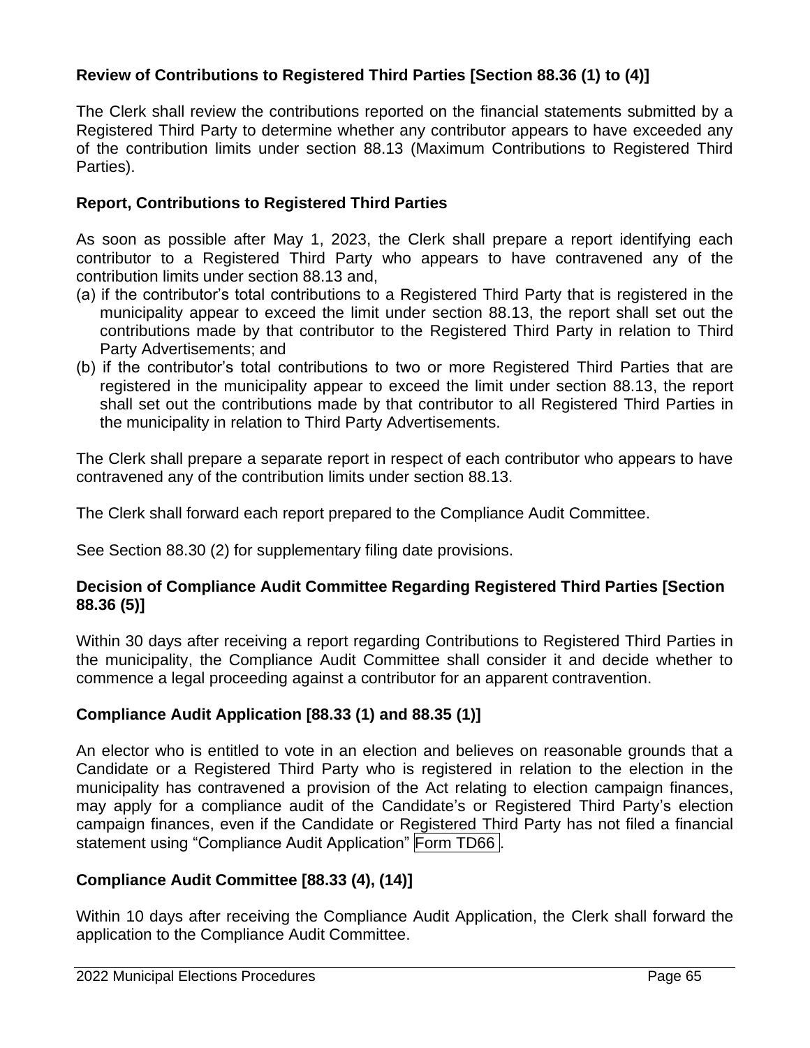**Review of Contributions to Registered Third Parties [Section 88.36 (1) to (4)]**

The Clerk shall review the contributions reported on the financial statements submitted by a Registered Third Party to determine whether any contributor appears to have exceeded any of the contribution limits under section 88.13 (Maximum Contributions to Registered Third Parties).

**Report, Contributions to Registered Third Parties**

As soon as possible after May 1, 2023, the Clerk shall prepare a report identifying each contributor to a Registered Third Party who appears to have contravened any of the contribution limits under section 88.13 and,

(a) if the contributor's total contributions to a Registered Third Party that is registered in the municipality appear to exceed the limit under section 88.13, the report shall set out the contributions made by that contributor to the Registered Third Party in relation to Third Party Advertisements; and
(b) if the contributor's total contributions to two or more Registered Third Parties that are registered in the municipality appear to exceed the limit under section 88.13, the report shall set out the contributions made by that contributor to all Registered Third Parties in the municipality in relation to Third Party Advertisements.

The Clerk shall prepare a separate report in respect of each contributor who appears to have contravened any of the contribution limits under section 88.13.

The Clerk shall forward each report prepared to the Compliance Audit Committee.

See Section 88.30 (2) for supplementary filing date provisions.

**Decision of Compliance Audit Committee Regarding Registered Third Parties [Section 88.36 (5)]**

Within 30 days after receiving a report regarding Contributions to Registered Third Parties in the municipality, the Compliance Audit Committee shall consider it and decide whether to commence a legal proceeding against a contributor for an apparent contravention.

**Compliance Audit Application [88.33 (1) and 88.35 (1)]**

An elector who is entitled to vote in an election and believes on reasonable grounds that a Candidate or a Registered Third Party who is registered in relation to the election in the municipality has contravened a provision of the Act relating to election campaign finances, may apply for a compliance audit of the Candidate's or Registered Third Party's election campaign finances, even if the Candidate or Registered Third Party has not filed a financial statement using "Compliance Audit Application" Form TD66 .

**Compliance Audit Committee [88.33 (4), (14)]**

Within 10 days after receiving the Compliance Audit Application, the Clerk shall forward the application to the Compliance Audit Committee.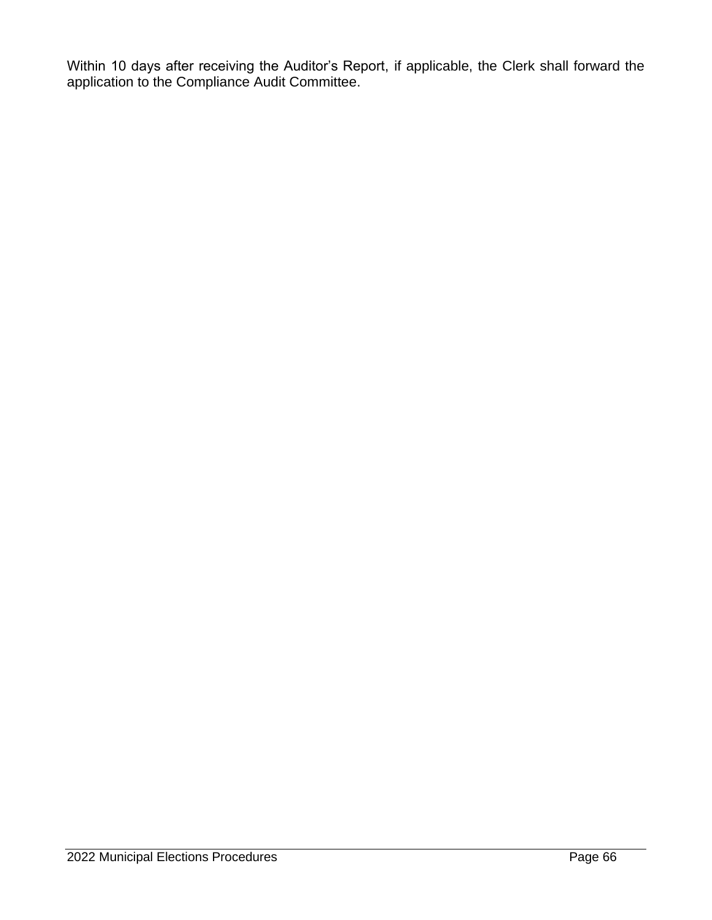Within 10 days after receiving the Auditor’s Report, if applicable, the Clerk shall forward the application to the Compliance Audit Committee.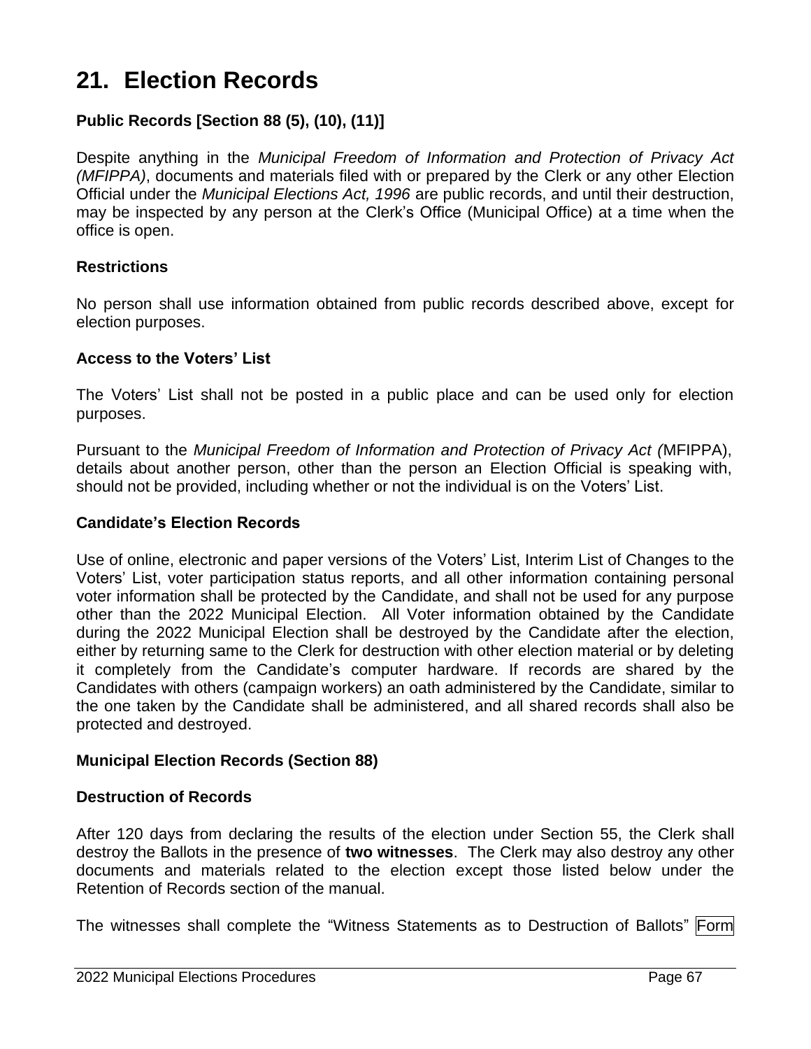# 21. Election Records

### Public Records [Section 88 (5), (10), (11)]

Despite anything in the *Municipal Freedom of Information and Protection of Privacy Act (MFIPPA)*, documents and materials filed with or prepared by the Clerk or any other Election Official under the *Municipal Elections Act, 1996* are public records, and until their destruction, may be inspected by any person at the Clerk's Office (Municipal Office) at a time when the office is open.

### Restrictions

No person shall use information obtained from public records described above, except for election purposes.

### Access to the Voters' List

The Voters' List shall not be posted in a public place and can be used only for election purposes.

Pursuant to the *Municipal Freedom of Information and Protection of Privacy Act (*MFIPPA), details about another person, other than the person an Election Official is speaking with, should not be provided, including whether or not the individual is on the Voters' List.

### Candidate's Election Records

Use of online, electronic and paper versions of the Voters' List, Interim List of Changes to the Voters' List, voter participation status reports, and all other information containing personal voter information shall be protected by the Candidate, and shall not be used for any purpose other than the 2022 Municipal Election. All Voter information obtained by the Candidate during the 2022 Municipal Election shall be destroyed by the Candidate after the election, either by returning same to the Clerk for destruction with other election material or by deleting it completely from the Candidate's computer hardware. If records are shared by the Candidates with others (campaign workers) an oath administered by the Candidate, similar to the one taken by the Candidate shall be administered, and all shared records shall also be protected and destroyed.

### Municipal Election Records (Section 88)

### Destruction of Records

After 120 days from declaring the results of the election under Section 55, the Clerk shall destroy the Ballots in the presence of **two witnesses**. The Clerk may also destroy any other documents and materials related to the election except those listed below under the Retention of Records section of the manual.

The witnesses shall complete the "Witness Statements as to Destruction of Ballots" Form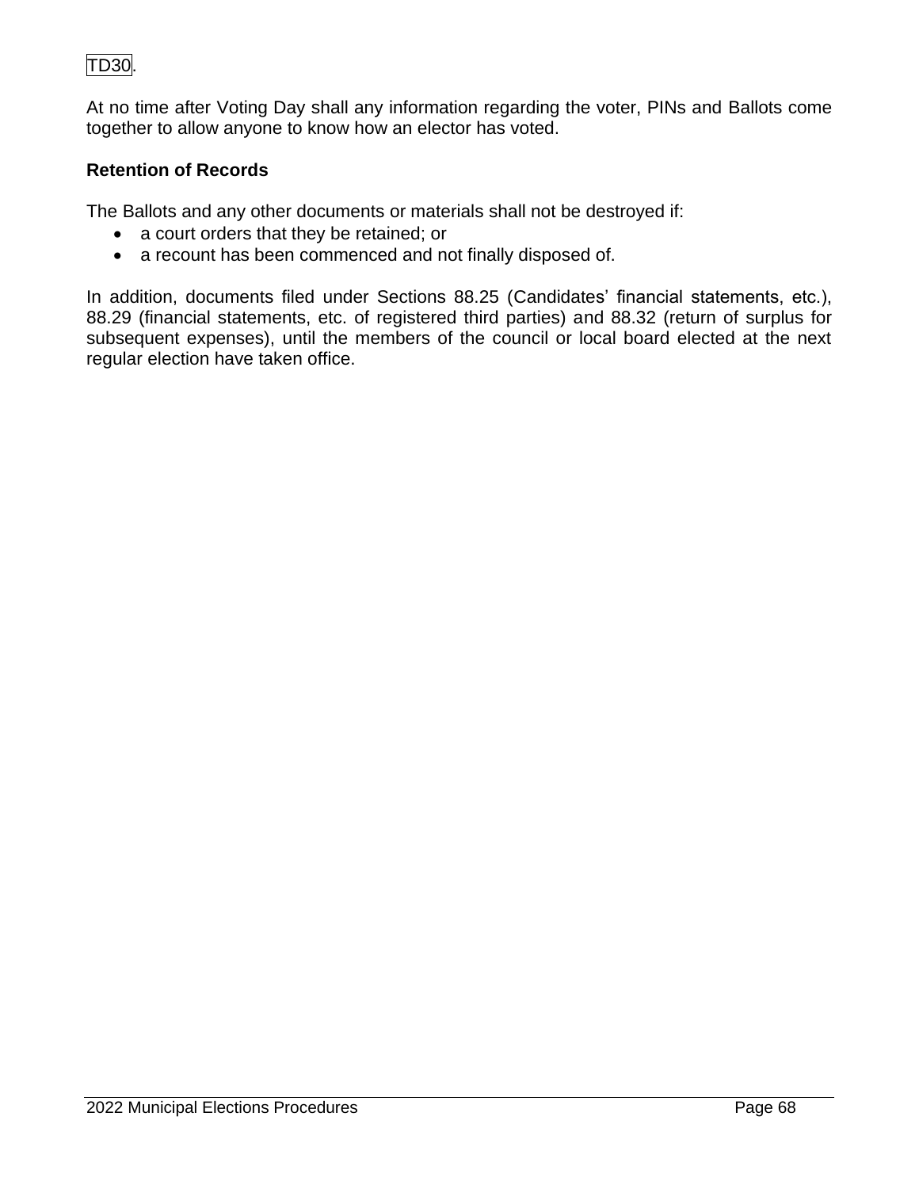TD30.

At no time after Voting Day shall any information regarding the voter, PINs and Ballots come together to allow anyone to know how an elector has voted.

**Retention of Records**

The Ballots and any other documents or materials shall not be destroyed if:

- a court orders that they be retained; or
- a recount has been commenced and not finally disposed of.

In addition, documents filed under Sections 88.25 (Candidates' financial statements, etc.), 88.29 (financial statements, etc. of registered third parties) and 88.32 (return of surplus for subsequent expenses), until the members of the council or local board elected at the next regular election have taken office.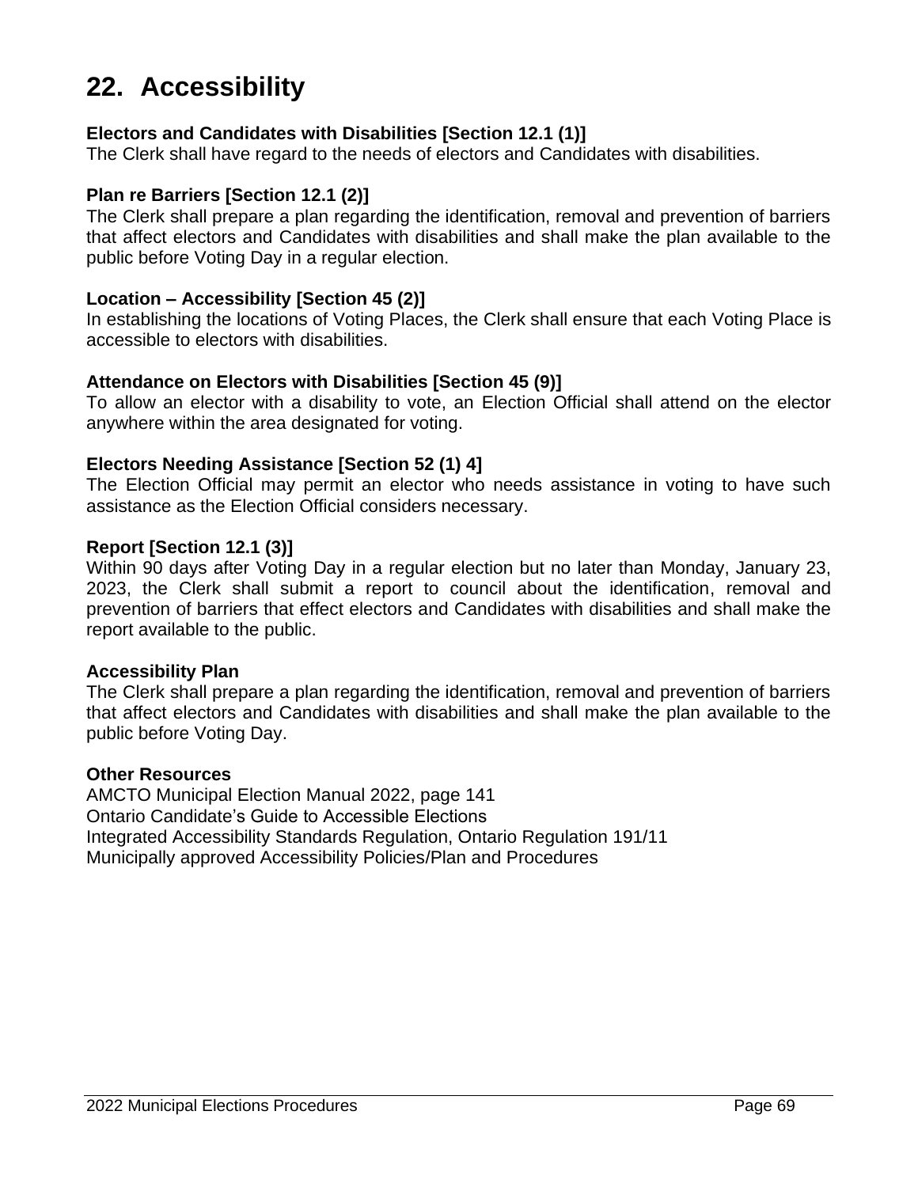# 22. Accessibility

**Electors and Candidates with Disabilities [Section 12.1 (1)]**
The Clerk shall have regard to the needs of electors and Candidates with disabilities.

**Plan re Barriers [Section 12.1 (2)]**
The Clerk shall prepare a plan regarding the identification, removal and prevention of barriers that affect electors and Candidates with disabilities and shall make the plan available to the public before Voting Day in a regular election.

**Location – Accessibility [Section 45 (2)]**
In establishing the locations of Voting Places, the Clerk shall ensure that each Voting Place is accessible to electors with disabilities.

**Attendance on Electors with Disabilities [Section 45 (9)]**
To allow an elector with a disability to vote, an Election Official shall attend on the elector anywhere within the area designated for voting.

**Electors Needing Assistance [Section 52 (1) 4]**
The Election Official may permit an elector who needs assistance in voting to have such assistance as the Election Official considers necessary.

**Report [Section 12.1 (3)]**
Within 90 days after Voting Day in a regular election but no later than Monday, January 23, 2023, the Clerk shall submit a report to council about the identification, removal and prevention of barriers that effect electors and Candidates with disabilities and shall make the report available to the public.

**Accessibility Plan**
The Clerk shall prepare a plan regarding the identification, removal and prevention of barriers that affect electors and Candidates with disabilities and shall make the plan available to the public before Voting Day.

**Other Resources**
AMCTO Municipal Election Manual 2022, page 141
Ontario Candidate's Guide to Accessible Elections
Integrated Accessibility Standards Regulation, Ontario Regulation 191/11
Municipally approved Accessibility Policies/Plan and Procedures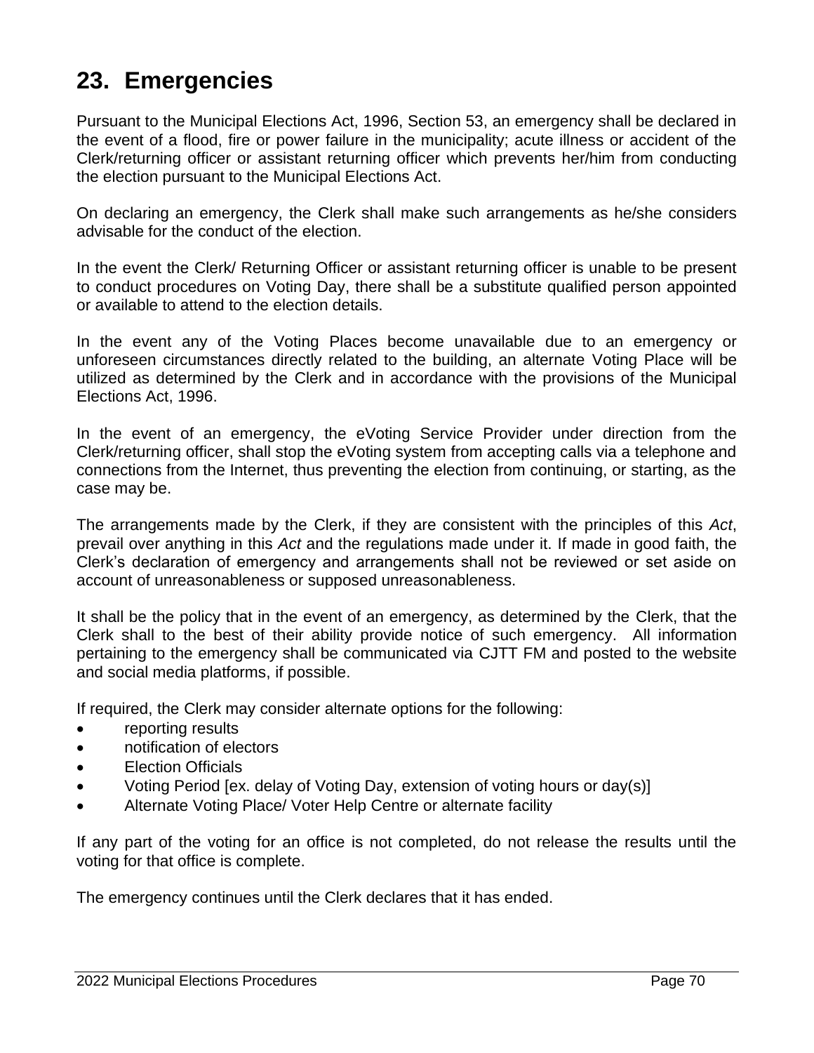# 23. Emergencies

Pursuant to the Municipal Elections Act, 1996, Section 53, an emergency shall be declared in the event of a flood, fire or power failure in the municipality; acute illness or accident of the Clerk/returning officer or assistant returning officer which prevents her/him from conducting the election pursuant to the Municipal Elections Act.

On declaring an emergency, the Clerk shall make such arrangements as he/she considers advisable for the conduct of the election.

In the event the Clerk/ Returning Officer or assistant returning officer is unable to be present to conduct procedures on Voting Day, there shall be a substitute qualified person appointed or available to attend to the election details.

In the event any of the Voting Places become unavailable due to an emergency or unforeseen circumstances directly related to the building, an alternate Voting Place will be utilized as determined by the Clerk and in accordance with the provisions of the Municipal Elections Act, 1996.

In the event of an emergency, the eVoting Service Provider under direction from the Clerk/returning officer, shall stop the eVoting system from accepting calls via a telephone and connections from the Internet, thus preventing the election from continuing, or starting, as the case may be.

The arrangements made by the Clerk, if they are consistent with the principles of this *Act*, prevail over anything in this *Act* and the regulations made under it. If made in good faith, the Clerk's declaration of emergency and arrangements shall not be reviewed or set aside on account of unreasonableness or supposed unreasonableness.

It shall be the policy that in the event of an emergency, as determined by the Clerk, that the Clerk shall to the best of their ability provide notice of such emergency. All information pertaining to the emergency shall be communicated via CJTT FM and posted to the website and social media platforms, if possible.

If required, the Clerk may consider alternate options for the following:

- reporting results
- notification of electors
- Election Officials
- Voting Period [ex. delay of Voting Day, extension of voting hours or day(s)]
- Alternate Voting Place/ Voter Help Centre or alternate facility

If any part of the voting for an office is not completed, do not release the results until the voting for that office is complete.

The emergency continues until the Clerk declares that it has ended.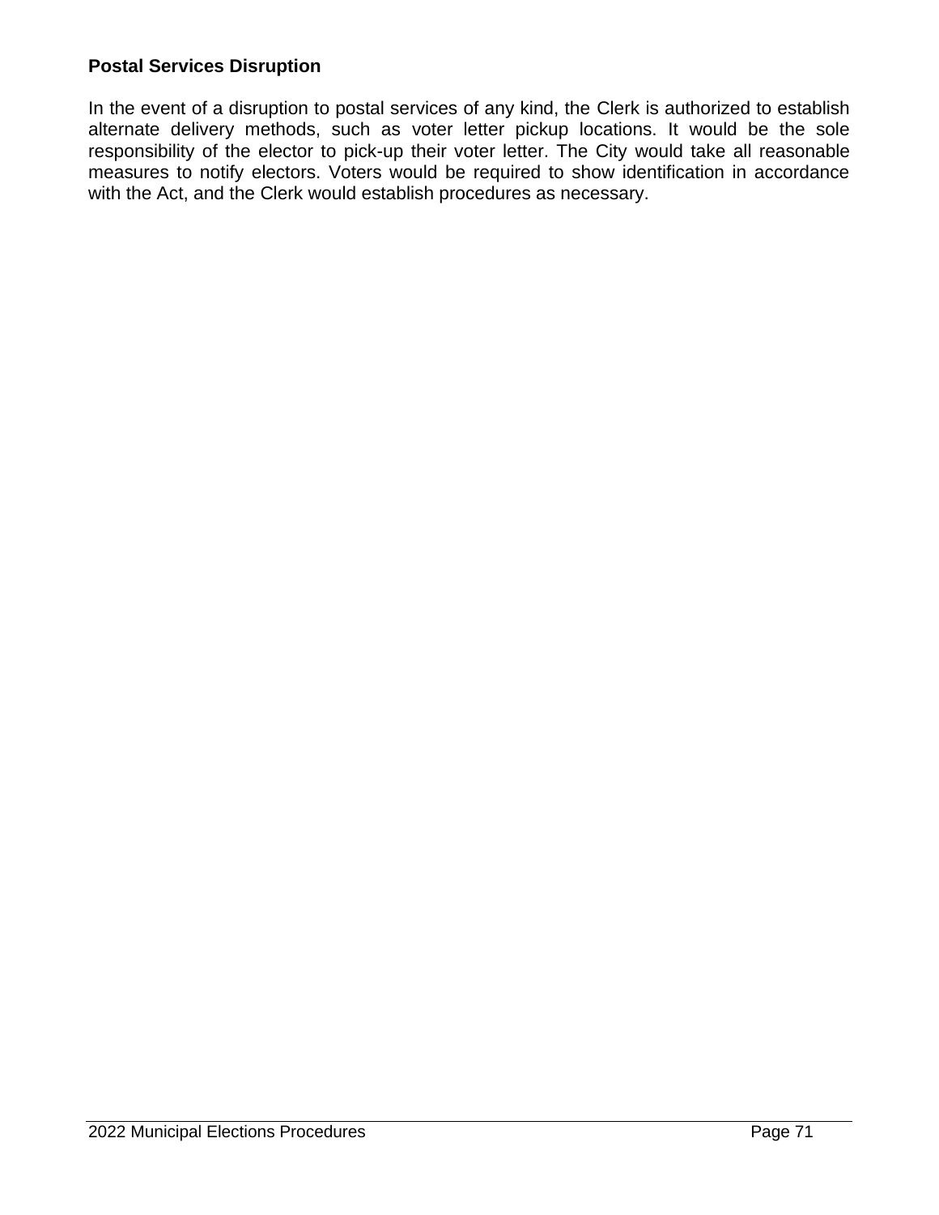**Postal Services Disruption**

In the event of a disruption to postal services of any kind, the Clerk is authorized to establish alternate delivery methods, such as voter letter pickup locations. It would be the sole responsibility of the elector to pick-up their voter letter. The City would take all reasonable measures to notify electors. Voters would be required to show identification in accordance with the Act, and the Clerk would establish procedures as necessary.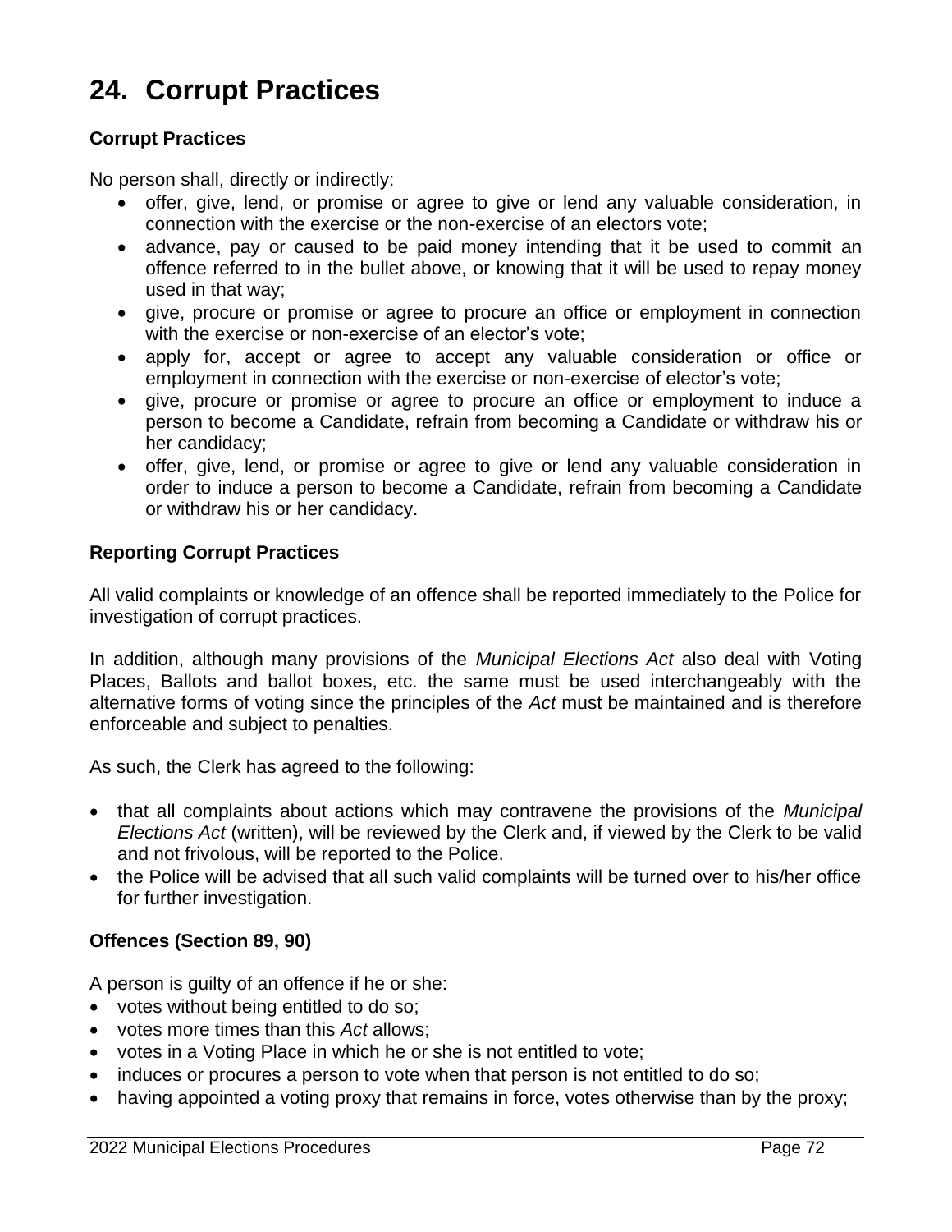# 24. Corrupt Practices

### Corrupt Practices

No person shall, directly or indirectly:

- offer, give, lend, or promise or agree to give or lend any valuable consideration, in connection with the exercise or the non-exercise of an electors vote;
- advance, pay or caused to be paid money intending that it be used to commit an offence referred to in the bullet above, or knowing that it will be used to repay money used in that way;
- give, procure or promise or agree to procure an office or employment in connection with the exercise or non-exercise of an elector's vote;
- apply for, accept or agree to accept any valuable consideration or office or employment in connection with the exercise or non-exercise of elector's vote;
- give, procure or promise or agree to procure an office or employment to induce a person to become a Candidate, refrain from becoming a Candidate or withdraw his or her candidacy;
- offer, give, lend, or promise or agree to give or lend any valuable consideration in order to induce a person to become a Candidate, refrain from becoming a Candidate or withdraw his or her candidacy.

### Reporting Corrupt Practices

All valid complaints or knowledge of an offence shall be reported immediately to the Police for investigation of corrupt practices.

In addition, although many provisions of the *Municipal Elections Act* also deal with Voting Places, Ballots and ballot boxes, etc. the same must be used interchangeably with the alternative forms of voting since the principles of the *Act* must be maintained and is therefore enforceable and subject to penalties.

As such, the Clerk has agreed to the following:

- that all complaints about actions which may contravene the provisions of the *Municipal Elections Act* (written), will be reviewed by the Clerk and, if viewed by the Clerk to be valid and not frivolous, will be reported to the Police.
- the Police will be advised that all such valid complaints will be turned over to his/her office for further investigation.

### Offences (Section 89, 90)

A person is guilty of an offence if he or she:

- votes without being entitled to do so;
- votes more times than this *Act* allows;
- votes in a Voting Place in which he or she is not entitled to vote;
- induces or procures a person to vote when that person is not entitled to do so;
- having appointed a voting proxy that remains in force, votes otherwise than by the proxy;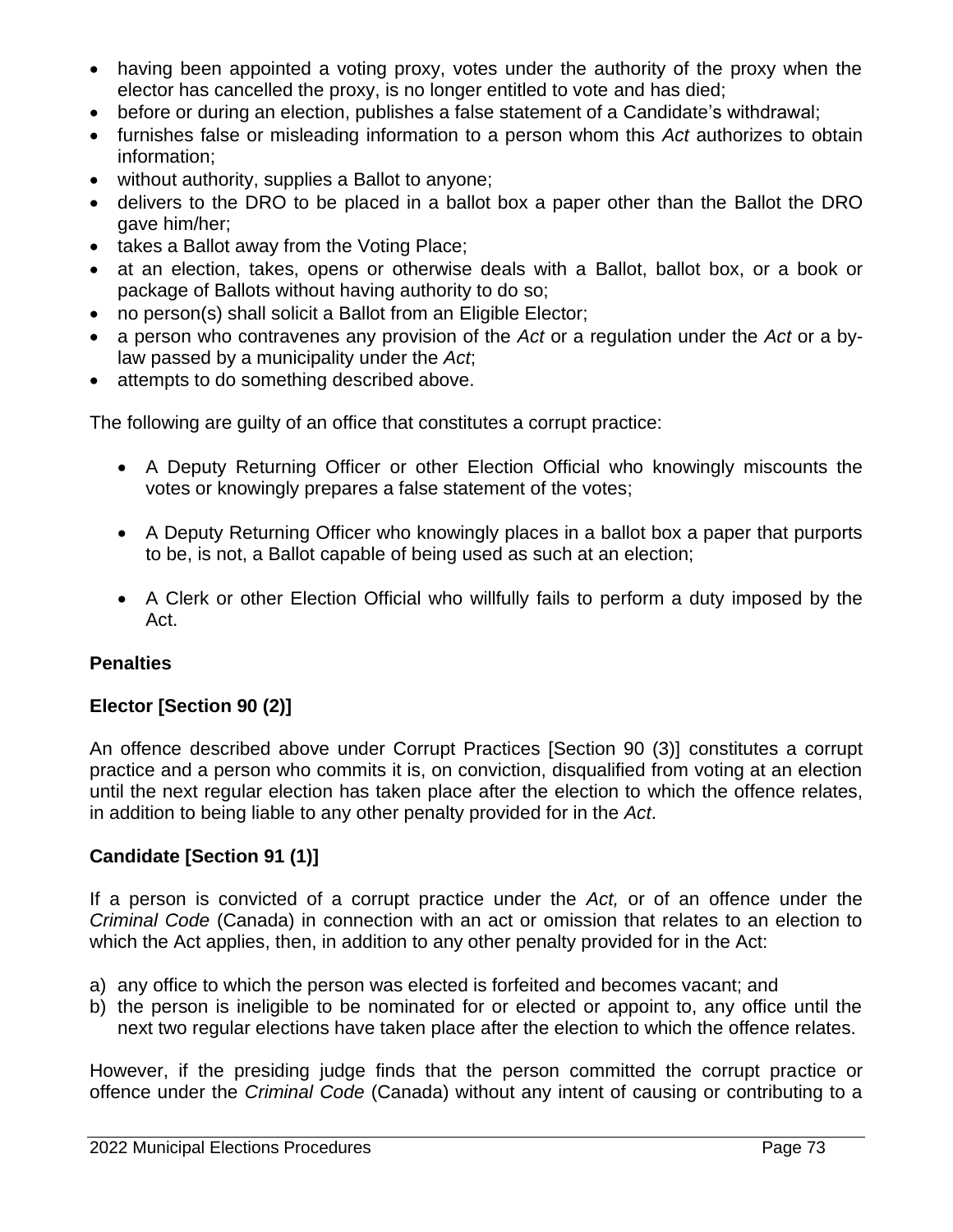- having been appointed a voting proxy, votes under the authority of the proxy when the elector has cancelled the proxy, is no longer entitled to vote and has died;
- before or during an election, publishes a false statement of a Candidate's withdrawal;
- furnishes false or misleading information to a person whom this *Act* authorizes to obtain information;
- without authority, supplies a Ballot to anyone;
- delivers to the DRO to be placed in a ballot box a paper other than the Ballot the DRO gave him/her;
- takes a Ballot away from the Voting Place;
- at an election, takes, opens or otherwise deals with a Ballot, ballot box, or a book or package of Ballots without having authority to do so;
- no person(s) shall solicit a Ballot from an Eligible Elector;
- a person who contravenes any provision of the *Act* or a regulation under the *Act* or a by-law passed by a municipality under the *Act*;
- attempts to do something described above.

The following are guilty of an office that constitutes a corrupt practice:

- A Deputy Returning Officer or other Election Official who knowingly miscounts the votes or knowingly prepares a false statement of the votes;

- A Deputy Returning Officer who knowingly places in a ballot box a paper that purports to be, is not, a Ballot capable of being used as such at an election;

- A Clerk or other Election Official who willfully fails to perform a duty imposed by the Act.

**Penalties**

**Elector [Section 90 (2)]**

An offence described above under Corrupt Practices [Section 90 (3)] constitutes a corrupt practice and a person who commits it is, on conviction, disqualified from voting at an election until the next regular election has taken place after the election to which the offence relates, in addition to being liable to any other penalty provided for in the *Act*.

**Candidate [Section 91 (1)]**

If a person is convicted of a corrupt practice under the *Act,* or of an offence under the *Criminal Code* (Canada) in connection with an act or omission that relates to an election to which the Act applies, then, in addition to any other penalty provided for in the Act:

a) any office to which the person was elected is forfeited and becomes vacant; and
b) the person is ineligible to be nominated for or elected or appoint to, any office until the next two regular elections have taken place after the election to which the offence relates.

However, if the presiding judge finds that the person committed the corrupt practice or offence under the *Criminal Code* (Canada) without any intent of causing or contributing to a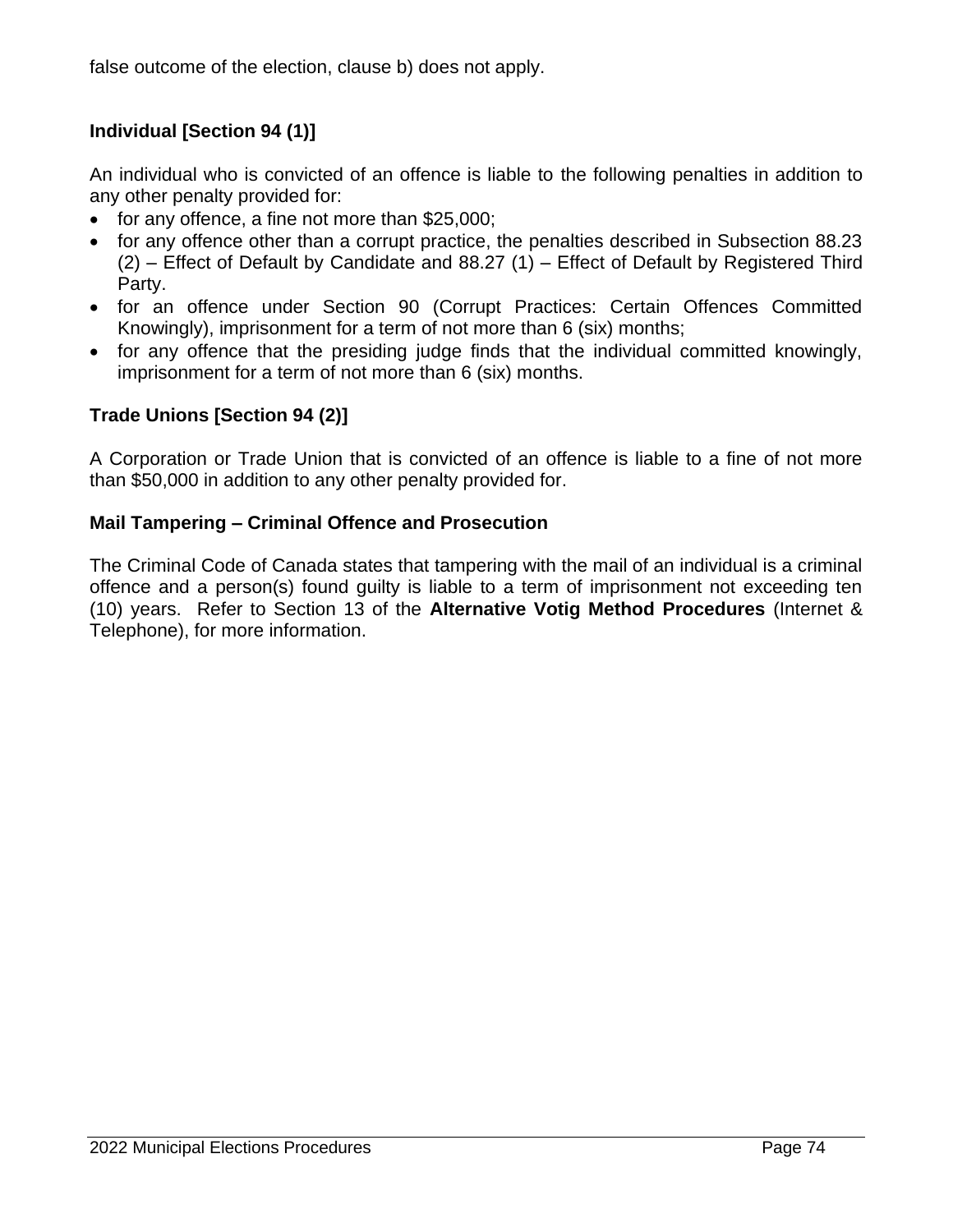false outcome of the election, clause b) does not apply.

### Individual [Section 94 (1)]

An individual who is convicted of an offence is liable to the following penalties in addition to any other penalty provided for:

- for any offence, a fine not more than $25,000;
- for any offence other than a corrupt practice, the penalties described in Subsection 88.23 (2) – Effect of Default by Candidate and 88.27 (1) – Effect of Default by Registered Third Party.
- for an offence under Section 90 (Corrupt Practices: Certain Offences Committed Knowingly), imprisonment for a term of not more than 6 (six) months;
- for any offence that the presiding judge finds that the individual committed knowingly, imprisonment for a term of not more than 6 (six) months.

### Trade Unions [Section 94 (2)]

A Corporation or Trade Union that is convicted of an offence is liable to a fine of not more than $50,000 in addition to any other penalty provided for.

### Mail Tampering – Criminal Offence and Prosecution

The Criminal Code of Canada states that tampering with the mail of an individual is a criminal offence and a person(s) found guilty is liable to a term of imprisonment not exceeding ten (10) years. Refer to Section 13 of the **Alternative Votig Method Procedures** (Internet & Telephone), for more information.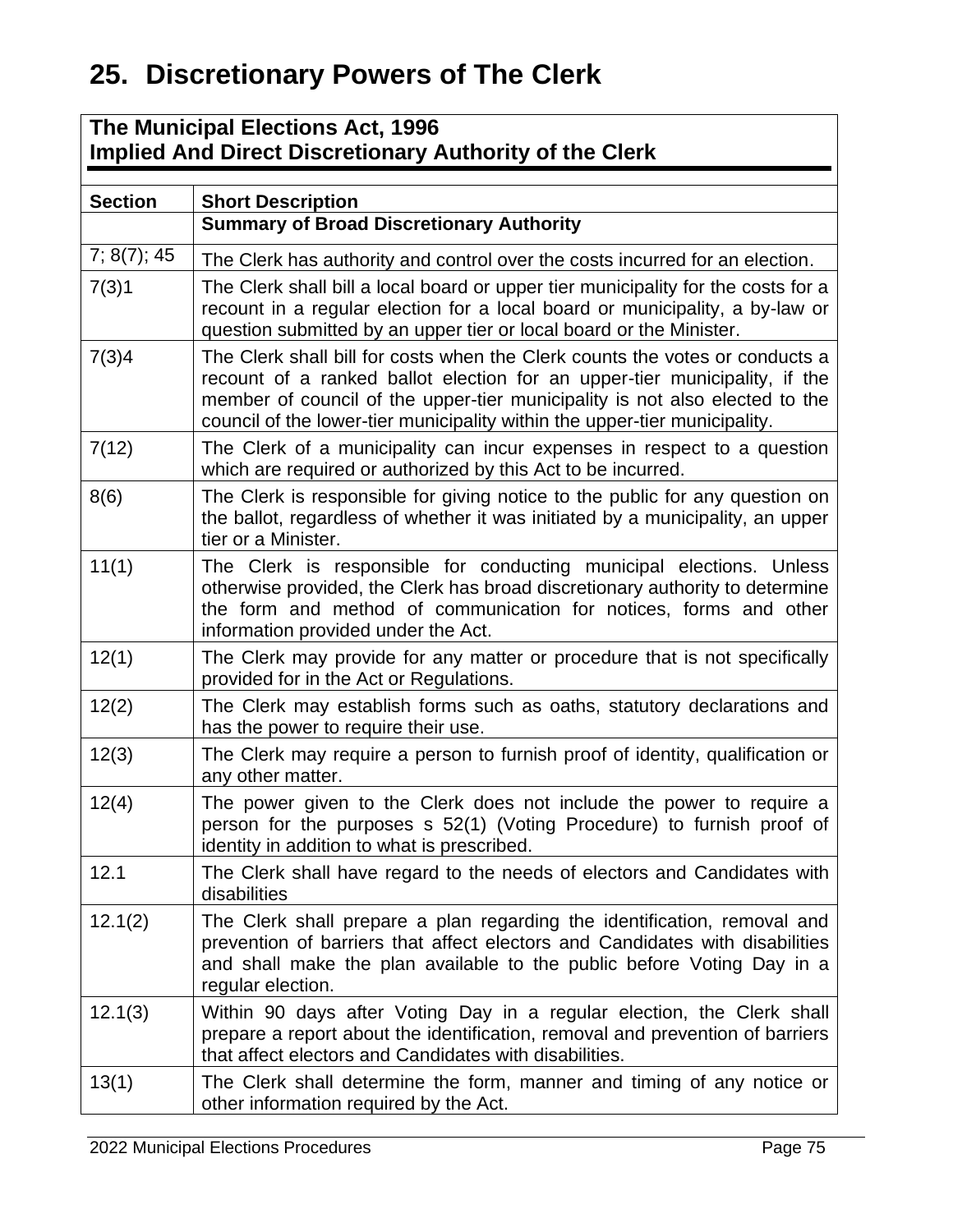# 25. Discretionary Powers of The Clerk

**The Municipal Elections Act, 1996**
**Implied And Direct Discretionary Authority of the Clerk**

| Section | Short Description |
|---|---|
| | **Summary of Broad Discretionary Authority** |
| 7; 8(7); 45 | The Clerk has authority and control over the costs incurred for an election. |
| 7(3)1 | The Clerk shall bill a local board or upper tier municipality for the costs for a recount in a regular election for a local board or municipality, a by-law or question submitted by an upper tier or local board or the Minister. |
| 7(3)4 | The Clerk shall bill for costs when the Clerk counts the votes or conducts a recount of a ranked ballot election for an upper-tier municipality, if the member of council of the upper-tier municipality is not also elected to the council of the lower-tier municipality within the upper-tier municipality. |
| 7(12) | The Clerk of a municipality can incur expenses in respect to a question which are required or authorized by this Act to be incurred. |
| 8(6) | The Clerk is responsible for giving notice to the public for any question on the ballot, regardless of whether it was initiated by a municipality, an upper tier or a Minister. |
| 11(1) | The Clerk is responsible for conducting municipal elections. Unless otherwise provided, the Clerk has broad discretionary authority to determine the form and method of communication for notices, forms and other information provided under the Act. |
| 12(1) | The Clerk may provide for any matter or procedure that is not specifically provided for in the Act or Regulations. |
| 12(2) | The Clerk may establish forms such as oaths, statutory declarations and has the power to require their use. |
| 12(3) | The Clerk may require a person to furnish proof of identity, qualification or any other matter. |
| 12(4) | The power given to the Clerk does not include the power to require a person for the purposes s 52(1) (Voting Procedure) to furnish proof of identity in addition to what is prescribed. |
| 12.1 | The Clerk shall have regard to the needs of electors and Candidates with disabilities |
| 12.1(2) | The Clerk shall prepare a plan regarding the identification, removal and prevention of barriers that affect electors and Candidates with disabilities and shall make the plan available to the public before Voting Day in a regular election. |
| 12.1(3) | Within 90 days after Voting Day in a regular election, the Clerk shall prepare a report about the identification, removal and prevention of barriers that affect electors and Candidates with disabilities. |
| 13(1) | The Clerk shall determine the form, manner and timing of any notice or other information required by the Act. |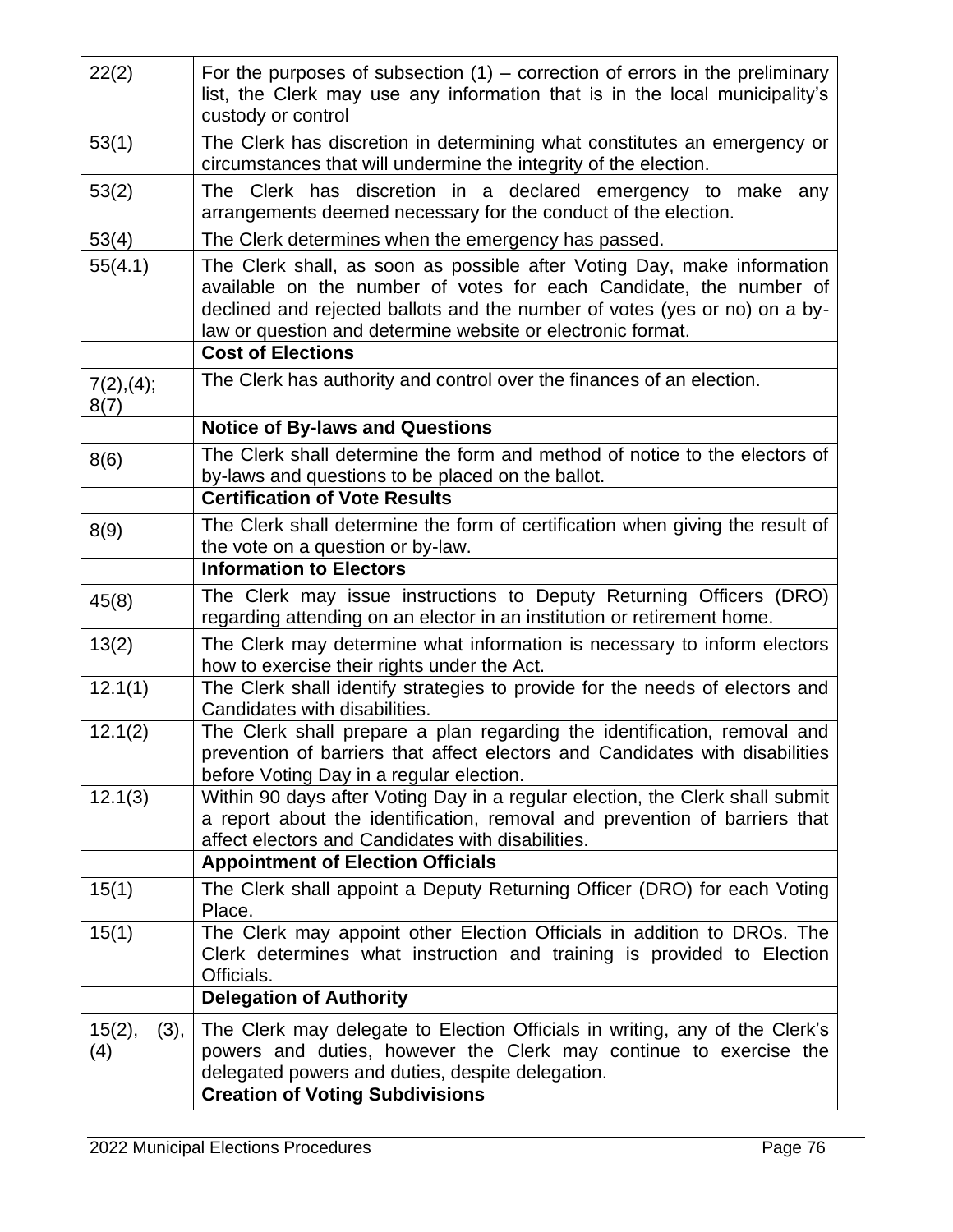| | |
|---|---|
| 22(2) | For the purposes of subsection (1) – correction of errors in the preliminary list, the Clerk may use any information that is in the local municipality's custody or control |
| 53(1) | The Clerk has discretion in determining what constitutes an emergency or circumstances that will undermine the integrity of the election. |
| 53(2) | The Clerk has discretion in a declared emergency to make any arrangements deemed necessary for the conduct of the election. |
| 53(4) | The Clerk determines when the emergency has passed. |
| 55(4.1) | The Clerk shall, as soon as possible after Voting Day, make information available on the number of votes for each Candidate, the number of declined and rejected ballots and the number of votes (yes or no) on a by-law or question and determine website or electronic format. |
| | **Cost of Elections** |
| 7(2),(4); 8(7) | The Clerk has authority and control over the finances of an election. |
| | **Notice of By-laws and Questions** |
| 8(6) | The Clerk shall determine the form and method of notice to the electors of by-laws and questions to be placed on the ballot. |
| | **Certification of Vote Results** |
| 8(9) | The Clerk shall determine the form of certification when giving the result of the vote on a question or by-law. |
| | **Information to Electors** |
| 45(8) | The Clerk may issue instructions to Deputy Returning Officers (DRO) regarding attending on an elector in an institution or retirement home. |
| 13(2) | The Clerk may determine what information is necessary to inform electors how to exercise their rights under the Act. |
| 12.1(1) | The Clerk shall identify strategies to provide for the needs of electors and Candidates with disabilities. |
| 12.1(2) | The Clerk shall prepare a plan regarding the identification, removal and prevention of barriers that affect electors and Candidates with disabilities before Voting Day in a regular election. |
| 12.1(3) | Within 90 days after Voting Day in a regular election, the Clerk shall submit a report about the identification, removal and prevention of barriers that affect electors and Candidates with disabilities. |
| | **Appointment of Election Officials** |
| 15(1) | The Clerk shall appoint a Deputy Returning Officer (DRO) for each Voting Place. |
| 15(1) | The Clerk may appoint other Election Officials in addition to DROs. The Clerk determines what instruction and training is provided to Election Officials. |
| | **Delegation of Authority** |
| 15(2), (3), (4) | The Clerk may delegate to Election Officials in writing, any of the Clerk's powers and duties, however the Clerk may continue to exercise the delegated powers and duties, despite delegation. |
| | **Creation of Voting Subdivisions** |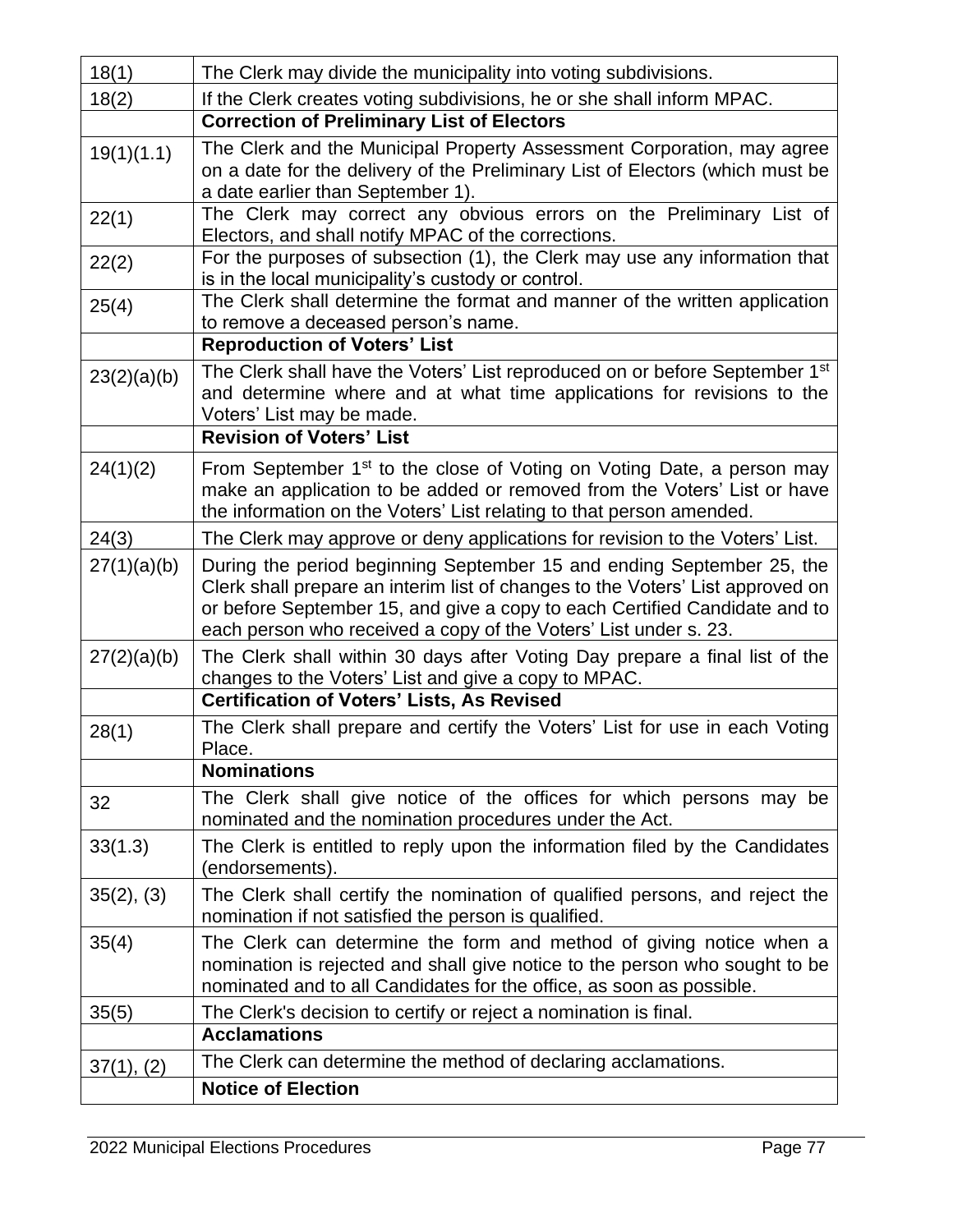| | |
|---|---|
| 18(1) | The Clerk may divide the municipality into voting subdivisions. |
| 18(2) | If the Clerk creates voting subdivisions, he or she shall inform MPAC. |
| | **Correction of Preliminary List of Electors** |
| 19(1)(1.1) | The Clerk and the Municipal Property Assessment Corporation, may agree on a date for the delivery of the Preliminary List of Electors (which must be a date earlier than September 1). |
| 22(1) | The Clerk may correct any obvious errors on the Preliminary List of Electors, and shall notify MPAC of the corrections. |
| 22(2) | For the purposes of subsection (1), the Clerk may use any information that is in the local municipality's custody or control. |
| 25(4) | The Clerk shall determine the format and manner of the written application to remove a deceased person's name. |
| | **Reproduction of Voters' List** |
| 23(2)(a)(b) | The Clerk shall have the Voters' List reproduced on or before September 1st and determine where and at what time applications for revisions to the Voters' List may be made. |
| | **Revision of Voters' List** |
| 24(1)(2) | From September 1st to the close of Voting on Voting Date, a person may make an application to be added or removed from the Voters' List or have the information on the Voters' List relating to that person amended. |
| 24(3) | The Clerk may approve or deny applications for revision to the Voters' List. |
| 27(1)(a)(b) | During the period beginning September 15 and ending September 25, the Clerk shall prepare an interim list of changes to the Voters' List approved on or before September 15, and give a copy to each Certified Candidate and to each person who received a copy of the Voters' List under s. 23. |
| 27(2)(a)(b) | The Clerk shall within 30 days after Voting Day prepare a final list of the changes to the Voters' List and give a copy to MPAC. |
| | **Certification of Voters' Lists, As Revised** |
| 28(1) | The Clerk shall prepare and certify the Voters' List for use in each Voting Place. |
| | **Nominations** |
| 32 | The Clerk shall give notice of the offices for which persons may be nominated and the nomination procedures under the Act. |
| 33(1.3) | The Clerk is entitled to reply upon the information filed by the Candidates (endorsements). |
| 35(2), (3) | The Clerk shall certify the nomination of qualified persons, and reject the nomination if not satisfied the person is qualified. |
| 35(4) | The Clerk can determine the form and method of giving notice when a nomination is rejected and shall give notice to the person who sought to be nominated and to all Candidates for the office, as soon as possible. |
| 35(5) | The Clerk's decision to certify or reject a nomination is final. |
| | **Acclamations** |
| 37(1), (2) | The Clerk can determine the method of declaring acclamations. |
| | **Notice of Election** |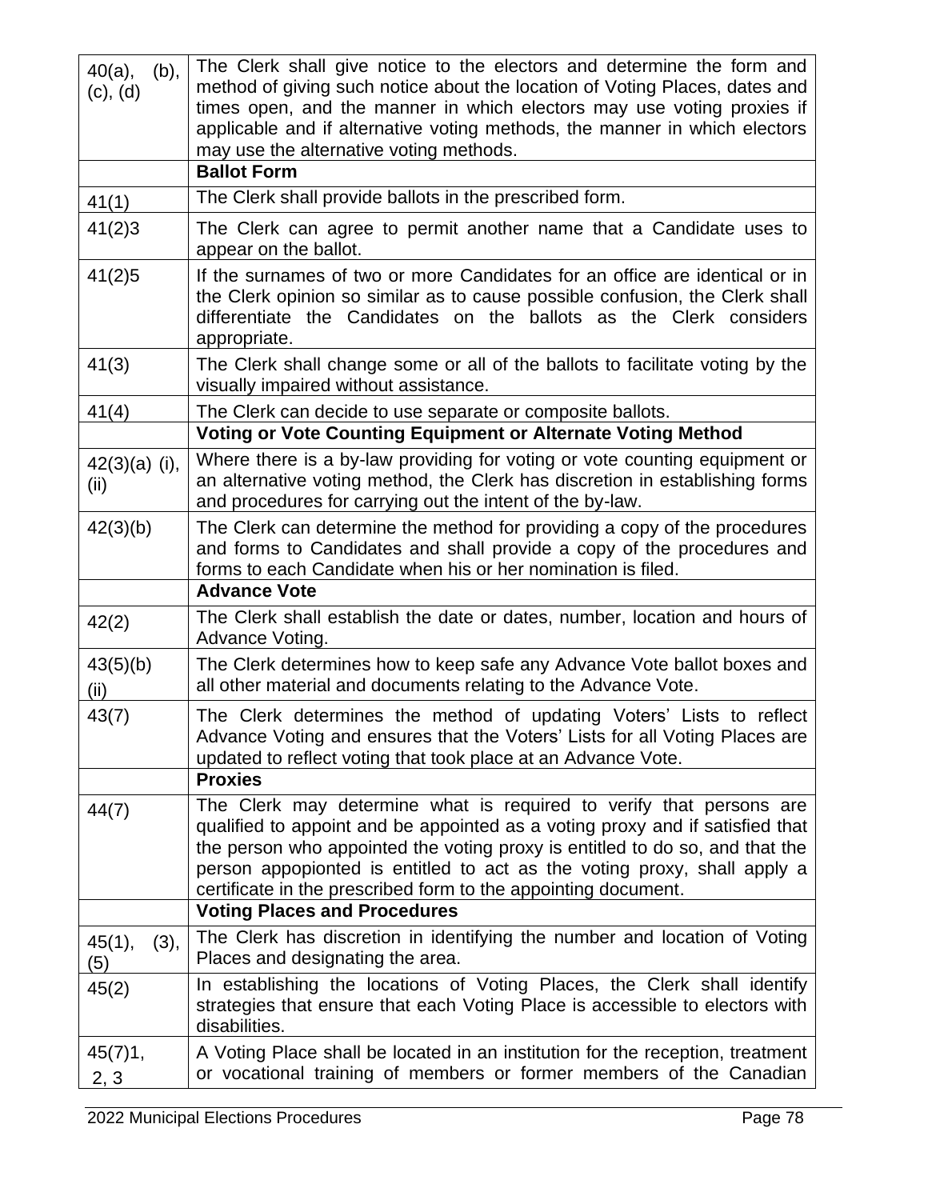| | |
|---|---|
| 40(a), (b), (c), (d) | The Clerk shall give notice to the electors and determine the form and method of giving such notice about the location of Voting Places, dates and times open, and the manner in which electors may use voting proxies if applicable and if alternative voting methods, the manner in which electors may use the alternative voting methods. |
| | **Ballot Form** |
| 41(1) | The Clerk shall provide ballots in the prescribed form. |
| 41(2)3 | The Clerk can agree to permit another name that a Candidate uses to appear on the ballot. |
| 41(2)5 | If the surnames of two or more Candidates for an office are identical or in the Clerk opinion so similar as to cause possible confusion, the Clerk shall differentiate the Candidates on the ballots as the Clerk considers appropriate. |
| 41(3) | The Clerk shall change some or all of the ballots to facilitate voting by the visually impaired without assistance. |
| 41(4) | The Clerk can decide to use separate or composite ballots. |
| | **Voting or Vote Counting Equipment or Alternate Voting Method** |
| 42(3)(a) (i), (ii) | Where there is a by-law providing for voting or vote counting equipment or an alternative voting method, the Clerk has discretion in establishing forms and procedures for carrying out the intent of the by-law. |
| 42(3)(b) | The Clerk can determine the method for providing a copy of the procedures and forms to Candidates and shall provide a copy of the procedures and forms to each Candidate when his or her nomination is filed. |
| | **Advance Vote** |
| 42(2) | The Clerk shall establish the date or dates, number, location and hours of Advance Voting. |
| 43(5)(b) (ii) | The Clerk determines how to keep safe any Advance Vote ballot boxes and all other material and documents relating to the Advance Vote. |
| 43(7) | The Clerk determines the method of updating Voters' Lists to reflect Advance Voting and ensures that the Voters' Lists for all Voting Places are updated to reflect voting that took place at an Advance Vote. |
| | **Proxies** |
| 44(7) | The Clerk may determine what is required to verify that persons are qualified to appoint and be appointed as a voting proxy and if satisfied that the person who appointed the voting proxy is entitled to do so, and that the person appopionted is entitled to act as the voting proxy, shall apply a certificate in the prescribed form to the appointing document. |
| | **Voting Places and Procedures** |
| 45(1), (3), (5) | The Clerk has discretion in identifying the number and location of Voting Places and designating the area. |
| 45(2) | In establishing the locations of Voting Places, the Clerk shall identify strategies that ensure that each Voting Place is accessible to electors with disabilities. |
| 45(7)1, 2, 3 | A Voting Place shall be located in an institution for the reception, treatment or vocational training of members or former members of the Canadian |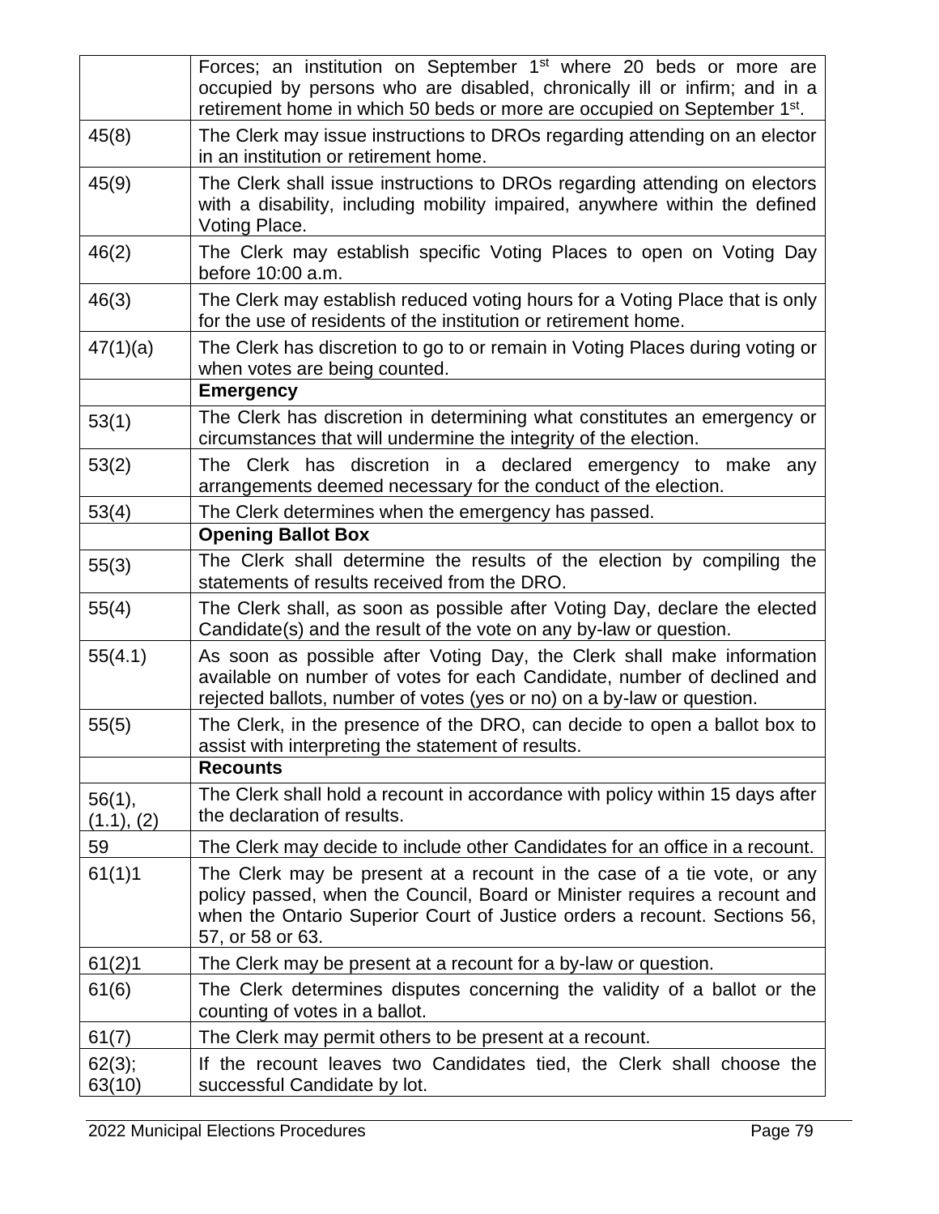| | |
|---|---|
| | Forces; an institution on September 1st where 20 beds or more are occupied by persons who are disabled, chronically ill or infirm; and in a retirement home in which 50 beds or more are occupied on September 1st. |
| 45(8) | The Clerk may issue instructions to DROs regarding attending on an elector in an institution or retirement home. |
| 45(9) | The Clerk shall issue instructions to DROs regarding attending on electors with a disability, including mobility impaired, anywhere within the defined Voting Place. |
| 46(2) | The Clerk may establish specific Voting Places to open on Voting Day before 10:00 a.m. |
| 46(3) | The Clerk may establish reduced voting hours for a Voting Place that is only for the use of residents of the institution or retirement home. |
| 47(1)(a) | The Clerk has discretion to go to or remain in Voting Places during voting or when votes are being counted. |
| | **Emergency** |
| 53(1) | The Clerk has discretion in determining what constitutes an emergency or circumstances that will undermine the integrity of the election. |
| 53(2) | The Clerk has discretion in a declared emergency to make any arrangements deemed necessary for the conduct of the election. |
| 53(4) | The Clerk determines when the emergency has passed. |
| | **Opening Ballot Box** |
| 55(3) | The Clerk shall determine the results of the election by compiling the statements of results received from the DRO. |
| 55(4) | The Clerk shall, as soon as possible after Voting Day, declare the elected Candidate(s) and the result of the vote on any by-law or question. |
| 55(4.1) | As soon as possible after Voting Day, the Clerk shall make information available on number of votes for each Candidate, number of declined and rejected ballots, number of votes (yes or no) on a by-law or question. |
| 55(5) | The Clerk, in the presence of the DRO, can decide to open a ballot box to assist with interpreting the statement of results. |
| | **Recounts** |
| 56(1), (1.1), (2) | The Clerk shall hold a recount in accordance with policy within 15 days after the declaration of results. |
| 59 | The Clerk may decide to include other Candidates for an office in a recount. |
| 61(1)1 | The Clerk may be present at a recount in the case of a tie vote, or any policy passed, when the Council, Board or Minister requires a recount and when the Ontario Superior Court of Justice orders a recount. Sections 56, 57, or 58 or 63. |
| 61(2)1 | The Clerk may be present at a recount for a by-law or question. |
| 61(6) | The Clerk determines disputes concerning the validity of a ballot or the counting of votes in a ballot. |
| 61(7) | The Clerk may permit others to be present at a recount. |
| 62(3); 63(10) | If the recount leaves two Candidates tied, the Clerk shall choose the successful Candidate by lot. |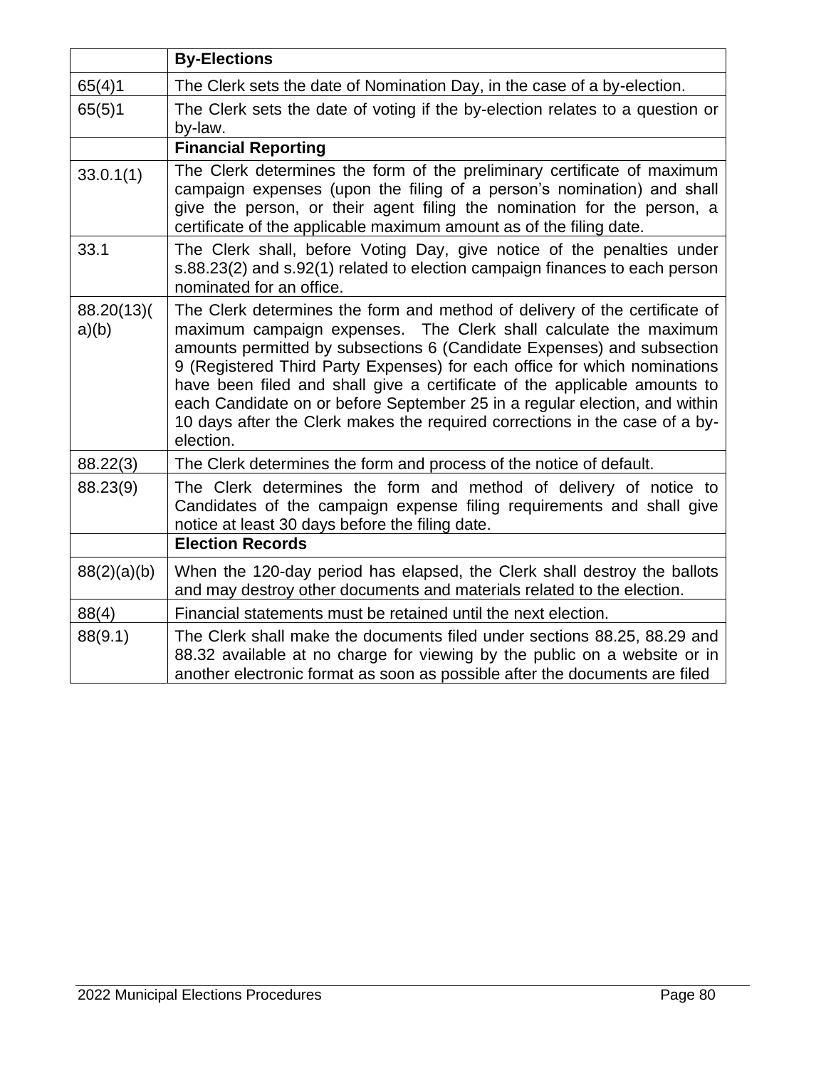| | **By-Elections** |
|---|---|
| 65(4)1 | The Clerk sets the date of Nomination Day, in the case of a by-election. |
| 65(5)1 | The Clerk sets the date of voting if the by-election relates to a question or by-law. |
| | **Financial Reporting** |
| 33.0.1(1) | The Clerk determines the form of the preliminary certificate of maximum campaign expenses (upon the filing of a person's nomination) and shall give the person, or their agent filing the nomination for the person, a certificate of the applicable maximum amount as of the filing date. |
| 33.1 | The Clerk shall, before Voting Day, give notice of the penalties under s.88.23(2) and s.92(1) related to election campaign finances to each person nominated for an office. |
| 88.20(13)(a)(b) | The Clerk determines the form and method of delivery of the certificate of maximum campaign expenses. The Clerk shall calculate the maximum amounts permitted by subsections 6 (Candidate Expenses) and subsection 9 (Registered Third Party Expenses) for each office for which nominations have been filed and shall give a certificate of the applicable amounts to each Candidate on or before September 25 in a regular election, and within 10 days after the Clerk makes the required corrections in the case of a by-election. |
| 88.22(3) | The Clerk determines the form and process of the notice of default. |
| 88.23(9) | The Clerk determines the form and method of delivery of notice to Candidates of the campaign expense filing requirements and shall give notice at least 30 days before the filing date. |
| | **Election Records** |
| 88(2)(a)(b) | When the 120-day period has elapsed, the Clerk shall destroy the ballots and may destroy other documents and materials related to the election. |
| 88(4) | Financial statements must be retained until the next election. |
| 88(9.1) | The Clerk shall make the documents filed under sections 88.25, 88.29 and 88.32 available at no charge for viewing by the public on a website or in another electronic format as soon as possible after the documents are filed |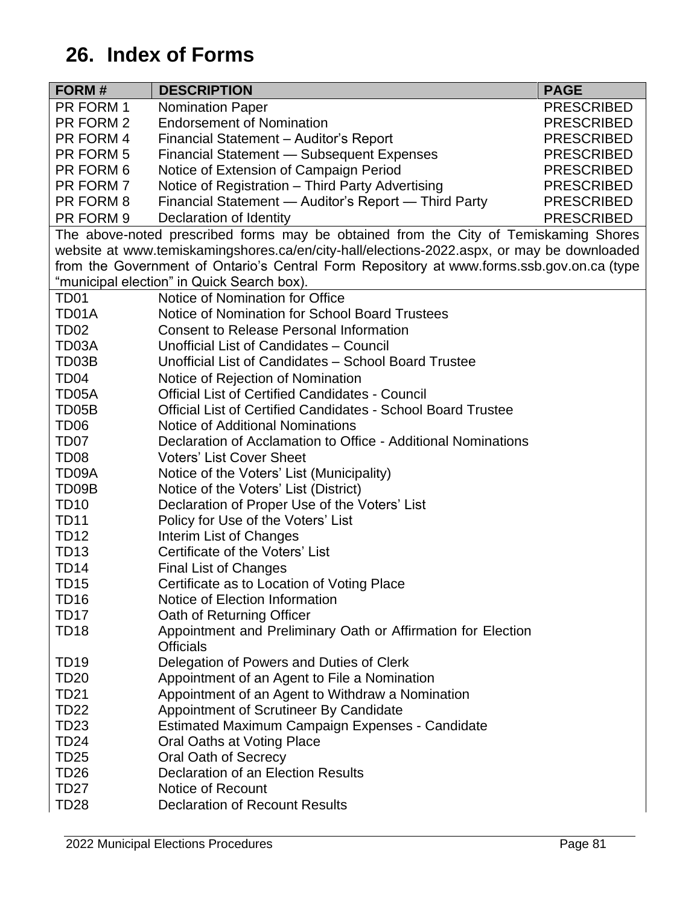# 26. Index of Forms

| FORM # | DESCRIPTION | PAGE |
|---|---|---|
| PR FORM 1 | Nomination Paper | PRESCRIBED |
| PR FORM 2 | Endorsement of Nomination | PRESCRIBED |
| PR FORM 4 | Financial Statement – Auditor's Report | PRESCRIBED |
| PR FORM 5 | Financial Statement — Subsequent Expenses | PRESCRIBED |
| PR FORM 6 | Notice of Extension of Campaign Period | PRESCRIBED |
| PR FORM 7 | Notice of Registration – Third Party Advertising | PRESCRIBED |
| PR FORM 8 | Financial Statement — Auditor's Report — Third Party | PRESCRIBED |
| PR FORM 9 | Declaration of Identity | PRESCRIBED |
| The above-noted prescribed forms may be obtained from the City of Temiskaming Shores website at www.temiskamingshores.ca/en/city-hall/elections-2022.aspx, or may be downloaded from the Government of Ontario's Central Form Repository at www.forms.ssb.gov.on.ca (type "municipal election" in Quick Search box). | | |
| TD01 | Notice of Nomination for Office | |
| TD01A | Notice of Nomination for School Board Trustees | |
| TD02 | Consent to Release Personal Information | |
| TD03A | Unofficial List of Candidates – Council | |
| TD03B | Unofficial List of Candidates – School Board Trustee | |
| TD04 | Notice of Rejection of Nomination | |
| TD05A | Official List of Certified Candidates - Council | |
| TD05B | Official List of Certified Candidates - School Board Trustee | |
| TD06 | Notice of Additional Nominations | |
| TD07 | Declaration of Acclamation to Office - Additional Nominations | |
| TD08 | Voters' List Cover Sheet | |
| TD09A | Notice of the Voters' List (Municipality) | |
| TD09B | Notice of the Voters' List (District) | |
| TD10 | Declaration of Proper Use of the Voters' List | |
| TD11 | Policy for Use of the Voters' List | |
| TD12 | Interim List of Changes | |
| TD13 | Certificate of the Voters' List | |
| TD14 | Final List of Changes | |
| TD15 | Certificate as to Location of Voting Place | |
| TD16 | Notice of Election Information | |
| TD17 | Oath of Returning Officer | |
| TD18 | Appointment and Preliminary Oath or Affirmation for Election Officials | |
| TD19 | Delegation of Powers and Duties of Clerk | |
| TD20 | Appointment of an Agent to File a Nomination | |
| TD21 | Appointment of an Agent to Withdraw a Nomination | |
| TD22 | Appointment of Scrutineer By Candidate | |
| TD23 | Estimated Maximum Campaign Expenses - Candidate | |
| TD24 | Oral Oaths at Voting Place | |
| TD25 | Oral Oath of Secrecy | |
| TD26 | Declaration of an Election Results | |
| TD27 | Notice of Recount | |
| TD28 | Declaration of Recount Results | |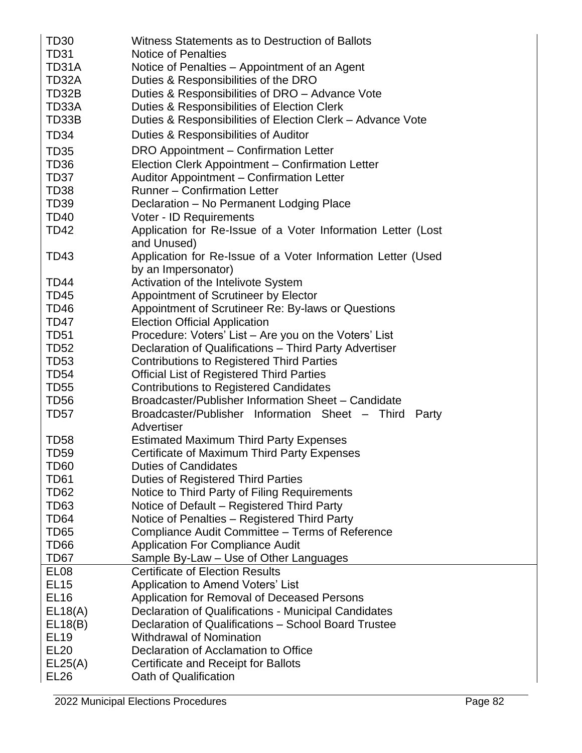| | |
|---|---|
| TD30 | Witness Statements as to Destruction of Ballots |
| TD31 | Notice of Penalties |
| TD31A | Notice of Penalties – Appointment of an Agent |
| TD32A | Duties & Responsibilities of the DRO |
| TD32B | Duties & Responsibilities of DRO – Advance Vote |
| TD33A | Duties & Responsibilities of Election Clerk |
| TD33B | Duties & Responsibilities of Election Clerk – Advance Vote |
| TD34 | Duties & Responsibilities of Auditor |
| TD35 | DRO Appointment – Confirmation Letter |
| TD36 | Election Clerk Appointment – Confirmation Letter |
| TD37 | Auditor Appointment – Confirmation Letter |
| TD38 | Runner – Confirmation Letter |
| TD39 | Declaration – No Permanent Lodging Place |
| TD40 | Voter - ID Requirements |
| TD42 | Application for Re-Issue of a Voter Information Letter (Lost and Unused) |
| TD43 | Application for Re-Issue of a Voter Information Letter (Used by an Impersonator) |
| TD44 | Activation of the Intelivote System |
| TD45 | Appointment of Scrutineer by Elector |
| TD46 | Appointment of Scrutineer Re: By-laws or Questions |
| TD47 | Election Official Application |
| TD51 | Procedure: Voters' List – Are you on the Voters' List |
| TD52 | Declaration of Qualifications – Third Party Advertiser |
| TD53 | Contributions to Registered Third Parties |
| TD54 | Official List of Registered Third Parties |
| TD55 | Contributions to Registered Candidates |
| TD56 | Broadcaster/Publisher Information Sheet – Candidate |
| TD57 | Broadcaster/Publisher Information Sheet – Third Party Advertiser |
| TD58 | Estimated Maximum Third Party Expenses |
| TD59 | Certificate of Maximum Third Party Expenses |
| TD60 | Duties of Candidates |
| TD61 | Duties of Registered Third Parties |
| TD62 | Notice to Third Party of Filing Requirements |
| TD63 | Notice of Default – Registered Third Party |
| TD64 | Notice of Penalties – Registered Third Party |
| TD65 | Compliance Audit Committee – Terms of Reference |
| TD66 | Application For Compliance Audit |
| TD67 | Sample By-Law – Use of Other Languages |
| EL08 | Certificate of Election Results |
| EL15 | Application to Amend Voters' List |
| EL16 | Application for Removal of Deceased Persons |
| EL18(A) | Declaration of Qualifications - Municipal Candidates |
| EL18(B) | Declaration of Qualifications – School Board Trustee |
| EL19 | Withdrawal of Nomination |
| EL20 | Declaration of Acclamation to Office |
| EL25(A) | Certificate and Receipt for Ballots |
| EL26 | Oath of Qualification |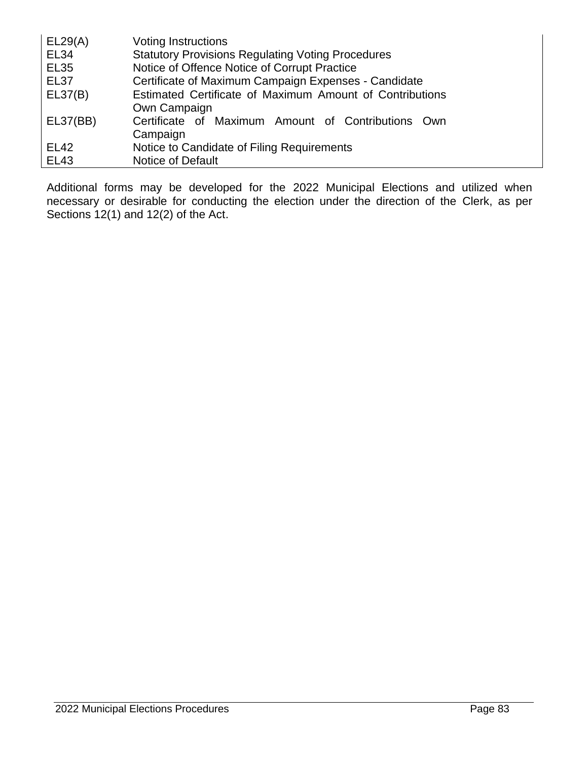| | |
|---|---|
| EL29(A) | Voting Instructions |
| EL34 | Statutory Provisions Regulating Voting Procedures |
| EL35 | Notice of Offence Notice of Corrupt Practice |
| EL37 | Certificate of Maximum Campaign Expenses - Candidate |
| EL37(B) | Estimated Certificate of Maximum Amount of Contributions Own Campaign |
| EL37(BB) | Certificate of Maximum Amount of Contributions Own Campaign |
| EL42 | Notice to Candidate of Filing Requirements |
| EL43 | Notice of Default |

Additional forms may be developed for the 2022 Municipal Elections and utilized when necessary or desirable for conducting the election under the direction of the Clerk, as per Sections 12(1) and 12(2) of the Act.